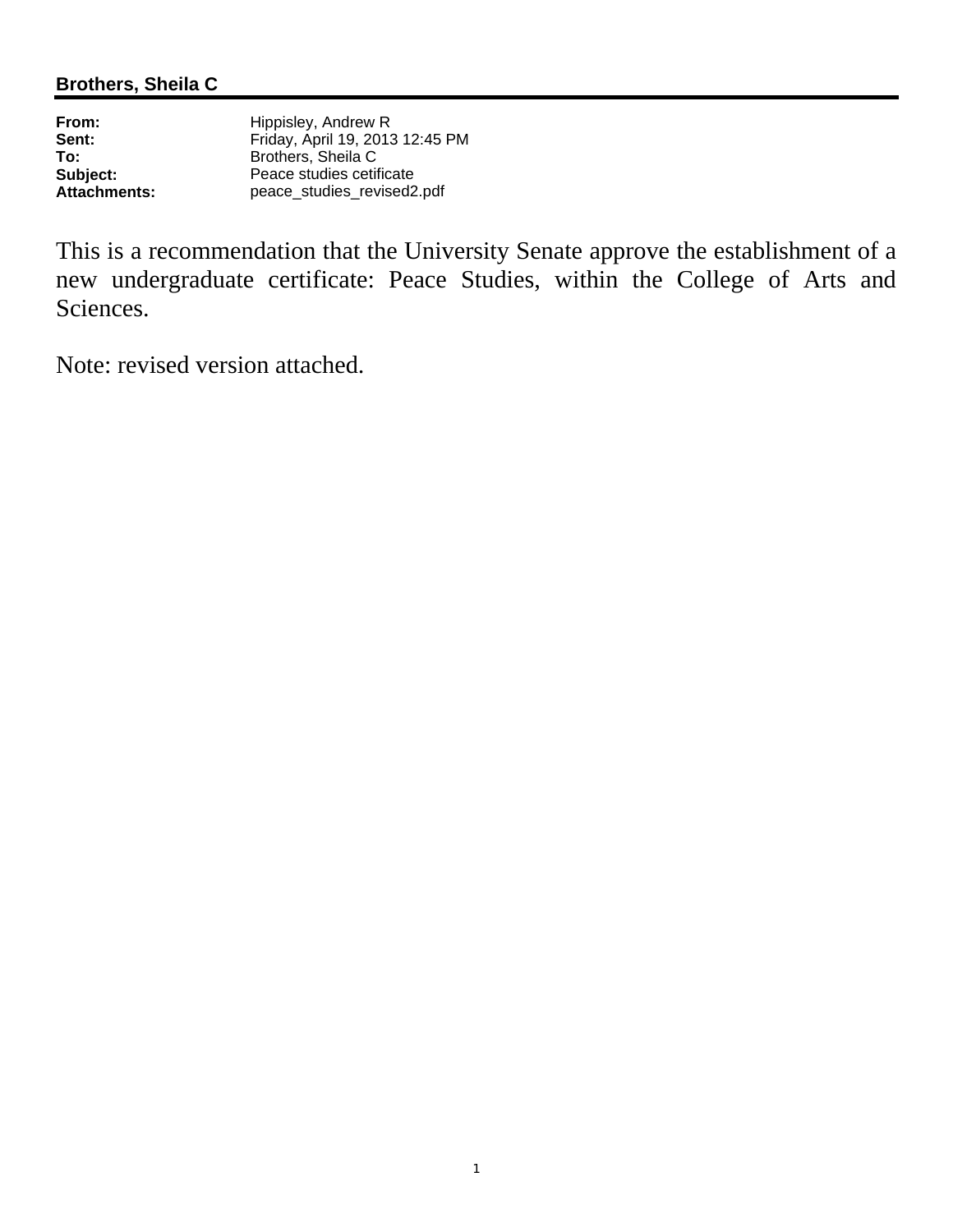**Brothers, Sheila C**

| | |
|---|---|
| **From:** | Hippisley, Andrew R |
| **Sent:** | Friday, April 19, 2013 12:45 PM |
| **To:** | Brothers, Sheila C |
| **Subject:** | Peace studies cetificate |
| **Attachments:** | peace_studies_revised2.pdf |

This is a recommendation that the University Senate approve the establishment of a new undergraduate certificate: Peace Studies, within the College of Arts and Sciences.

Note: revised version attached.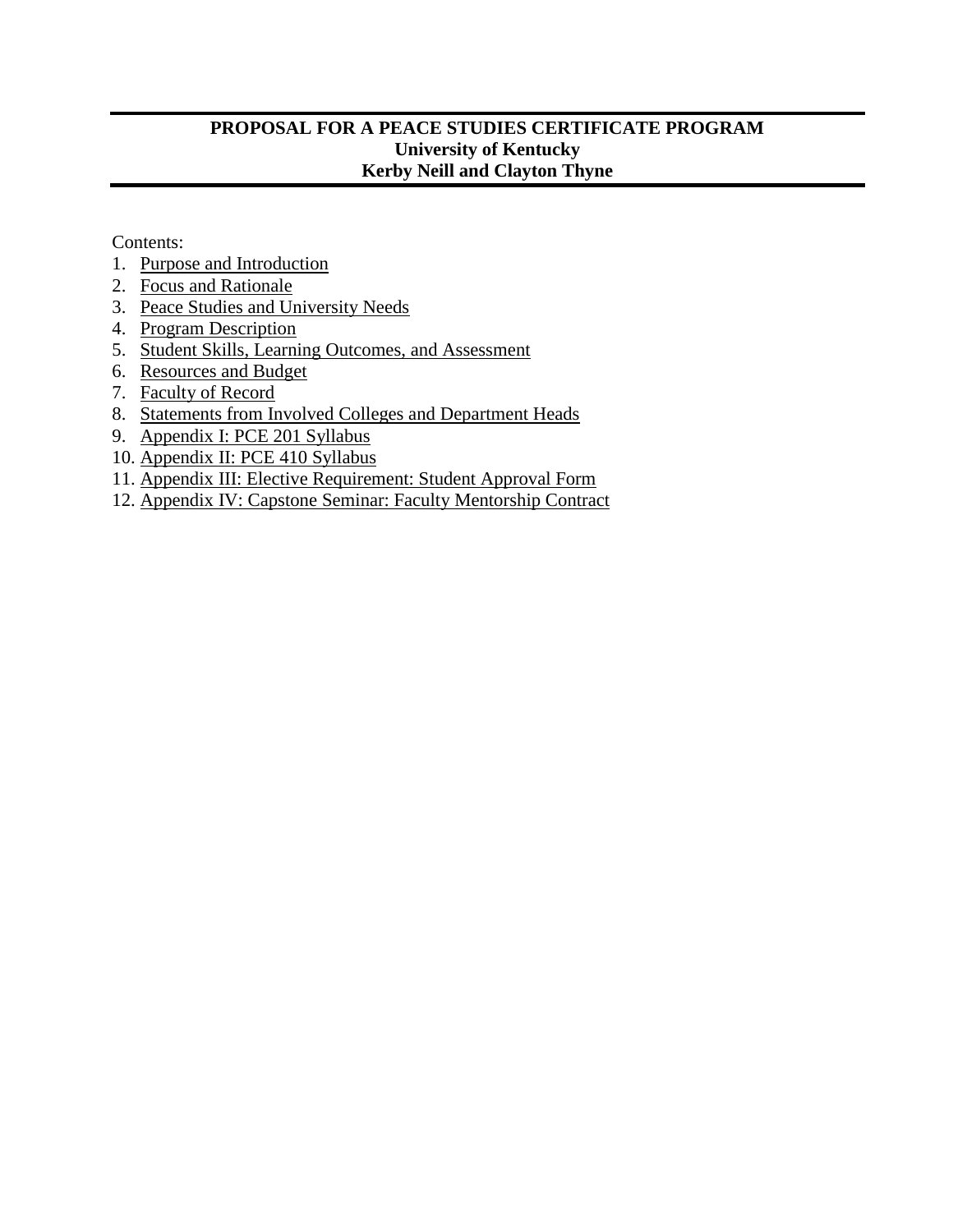# PROPOSAL FOR A PEACE STUDIES CERTIFICATE PROGRAM

**University of Kentucky**

**Kerby Neill and Clayton Thyne**

Contents:

1. Purpose and Introduction
2. Focus and Rationale
3. Peace Studies and University Needs
4. Program Description
5. Student Skills, Learning Outcomes, and Assessment
6. Resources and Budget
7. Faculty of Record
8. Statements from Involved Colleges and Department Heads
9. Appendix I: PCE 201 Syllabus
10. Appendix II: PCE 410 Syllabus
11. Appendix III: Elective Requirement: Student Approval Form
12. Appendix IV: Capstone Seminar: Faculty Mentorship Contract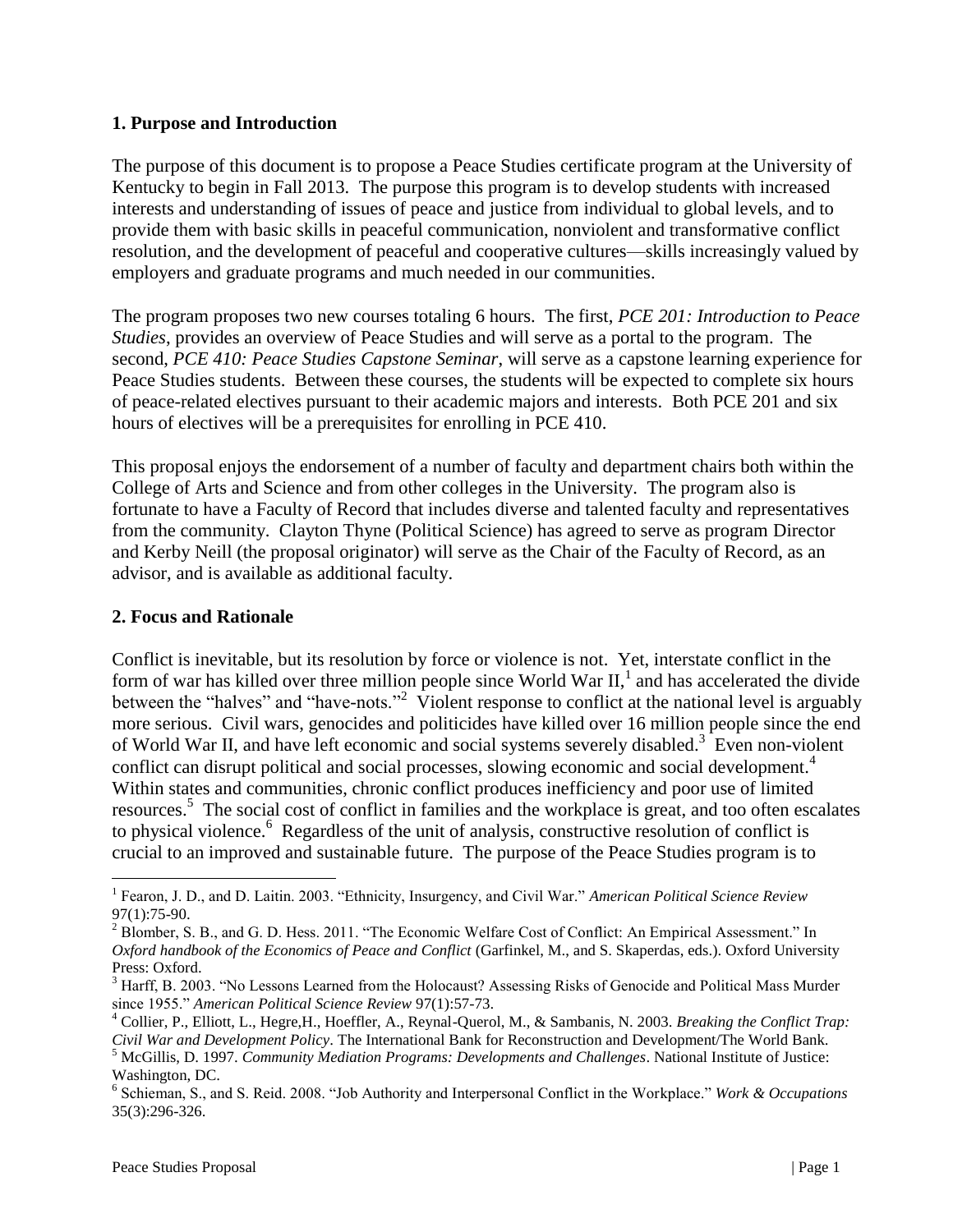## 1. Purpose and Introduction

The purpose of this document is to propose a Peace Studies certificate program at the University of Kentucky to begin in Fall 2013. The purpose this program is to develop students with increased interests and understanding of issues of peace and justice from individual to global levels, and to provide them with basic skills in peaceful communication, nonviolent and transformative conflict resolution, and the development of peaceful and cooperative cultures—skills increasingly valued by employers and graduate programs and much needed in our communities.

The program proposes two new courses totaling 6 hours. The first, *PCE 201: Introduction to Peace Studies*, provides an overview of Peace Studies and will serve as a portal to the program. The second, *PCE 410: Peace Studies Capstone Seminar*, will serve as a capstone learning experience for Peace Studies students. Between these courses, the students will be expected to complete six hours of peace-related electives pursuant to their academic majors and interests. Both PCE 201 and six hours of electives will be a prerequisites for enrolling in PCE 410.

This proposal enjoys the endorsement of a number of faculty and department chairs both within the College of Arts and Science and from other colleges in the University. The program also is fortunate to have a Faculty of Record that includes diverse and talented faculty and representatives from the community. Clayton Thyne (Political Science) has agreed to serve as program Director and Kerby Neill (the proposal originator) will serve as the Chair of the Faculty of Record, as an advisor, and is available as additional faculty.

## 2. Focus and Rationale

Conflict is inevitable, but its resolution by force or violence is not. Yet, interstate conflict in the form of war has killed over three million people since World War II,[1] and has accelerated the divide between the "halves" and "have-nots."[2] Violent response to conflict at the national level is arguably more serious. Civil wars, genocides and politicides have killed over 16 million people since the end of World War II, and have left economic and social systems severely disabled.[3] Even non-violent conflict can disrupt political and social processes, slowing economic and social development.[4] Within states and communities, chronic conflict produces inefficiency and poor use of limited resources.[5] The social cost of conflict in families and the workplace is great, and too often escalates to physical violence.[6] Regardless of the unit of analysis, constructive resolution of conflict is crucial to an improved and sustainable future. The purpose of the Peace Studies program is to

---

[1] Fearon, J. D., and D. Laitin. 2003. "Ethnicity, Insurgency, and Civil War." *American Political Science Review* 97(1):75-90.

[2] Blomber, S. B., and G. D. Hess. 2011. "The Economic Welfare Cost of Conflict: An Empirical Assessment." In *Oxford handbook of the Economics of Peace and Conflict* (Garfinkel, M., and S. Skaperdas, eds.). Oxford University Press: Oxford.

[3] Harff, B. 2003. "No Lessons Learned from the Holocaust? Assessing Risks of Genocide and Political Mass Murder since 1955." *American Political Science Review* 97(1):57-73.

[4] Collier, P., Elliott, L., Hegre,H., Hoeffler, A., Reynal-Querol, M., & Sambanis, N. 2003. *Breaking the Conflict Trap: Civil War and Development Policy*. The International Bank for Reconstruction and Development/The World Bank.

[5] McGillis, D. 1997. *Community Mediation Programs: Developments and Challenges*. National Institute of Justice: Washington, DC.

[6] Schieman, S., and S. Reid. 2008. "Job Authority and Interpersonal Conflict in the Workplace." *Work & Occupations* 35(3):296-326.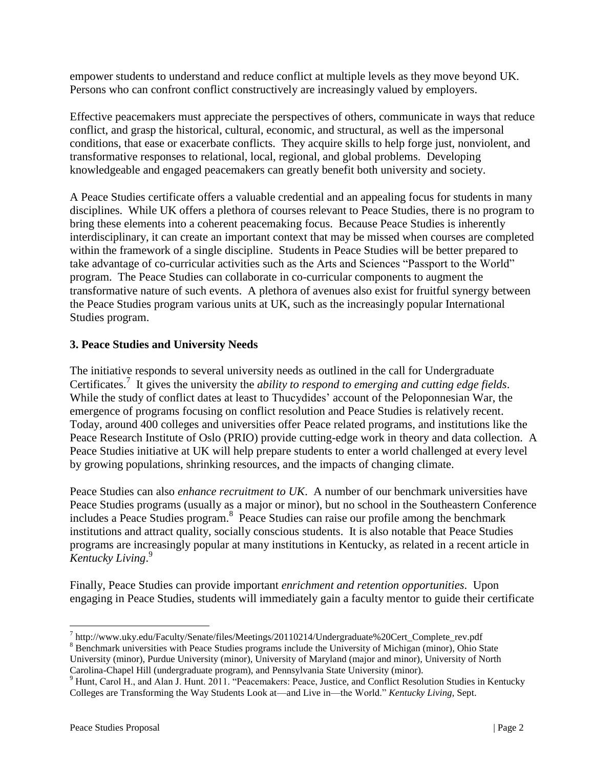empower students to understand and reduce conflict at multiple levels as they move beyond UK. Persons who can confront conflict constructively are increasingly valued by employers.

Effective peacemakers must appreciate the perspectives of others, communicate in ways that reduce conflict, and grasp the historical, cultural, economic, and structural, as well as the impersonal conditions, that ease or exacerbate conflicts. They acquire skills to help forge just, nonviolent, and transformative responses to relational, local, regional, and global problems. Developing knowledgeable and engaged peacemakers can greatly benefit both university and society.

A Peace Studies certificate offers a valuable credential and an appealing focus for students in many disciplines. While UK offers a plethora of courses relevant to Peace Studies, there is no program to bring these elements into a coherent peacemaking focus. Because Peace Studies is inherently interdisciplinary, it can create an important context that may be missed when courses are completed within the framework of a single discipline. Students in Peace Studies will be better prepared to take advantage of co-curricular activities such as the Arts and Sciences "Passport to the World" program. The Peace Studies can collaborate in co-curricular components to augment the transformative nature of such events. A plethora of avenues also exist for fruitful synergy between the Peace Studies program various units at UK, such as the increasingly popular International Studies program.

## 3. Peace Studies and University Needs

The initiative responds to several university needs as outlined in the call for Undergraduate Certificates.[7] It gives the university the *ability to respond to emerging and cutting edge fields*. While the study of conflict dates at least to Thucydides' account of the Peloponnesian War, the emergence of programs focusing on conflict resolution and Peace Studies is relatively recent. Today, around 400 colleges and universities offer Peace related programs, and institutions like the Peace Research Institute of Oslo (PRIO) provide cutting-edge work in theory and data collection. A Peace Studies initiative at UK will help prepare students to enter a world challenged at every level by growing populations, shrinking resources, and the impacts of changing climate.

Peace Studies can also *enhance recruitment to UK*. A number of our benchmark universities have Peace Studies programs (usually as a major or minor), but no school in the Southeastern Conference includes a Peace Studies program.[8] Peace Studies can raise our profile among the benchmark institutions and attract quality, socially conscious students. It is also notable that Peace Studies programs are increasingly popular at many institutions in Kentucky, as related in a recent article in *Kentucky Living*.[9]

Finally, Peace Studies can provide important *enrichment and retention opportunities*. Upon engaging in Peace Studies, students will immediately gain a faculty mentor to guide their certificate

---

[7] http://www.uky.edu/Faculty/Senate/files/Meetings/20110214/Undergraduate%20Cert_Complete_rev.pdf

[8] Benchmark universities with Peace Studies programs include the University of Michigan (minor), Ohio State University (minor), Purdue University (minor), University of Maryland (major and minor), University of North Carolina-Chapel Hill (undergraduate program), and Pennsylvania State University (minor).

[9] Hunt, Carol H., and Alan J. Hunt. 2011. "Peacemakers: Peace, Justice, and Conflict Resolution Studies in Kentucky Colleges are Transforming the Way Students Look at—and Live in—the World." *Kentucky Living*, Sept.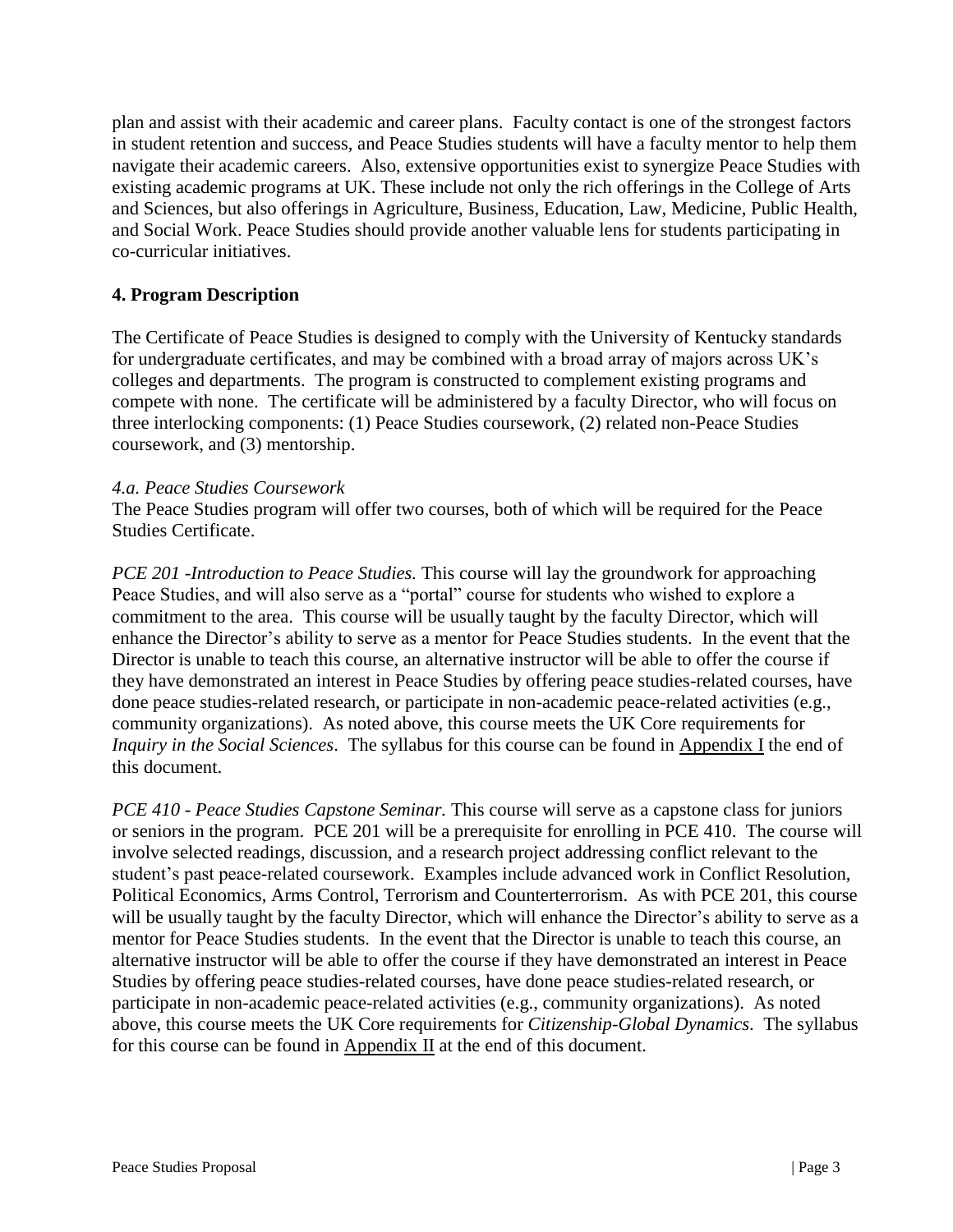plan and assist with their academic and career plans. Faculty contact is one of the strongest factors in student retention and success, and Peace Studies students will have a faculty mentor to help them navigate their academic careers. Also, extensive opportunities exist to synergize Peace Studies with existing academic programs at UK. These include not only the rich offerings in the College of Arts and Sciences, but also offerings in Agriculture, Business, Education, Law, Medicine, Public Health, and Social Work. Peace Studies should provide another valuable lens for students participating in co-curricular initiatives.

## 4. Program Description

The Certificate of Peace Studies is designed to comply with the University of Kentucky standards for undergraduate certificates, and may be combined with a broad array of majors across UK's colleges and departments. The program is constructed to complement existing programs and compete with none. The certificate will be administered by a faculty Director, who will focus on three interlocking components: (1) Peace Studies coursework, (2) related non-Peace Studies coursework, and (3) mentorship.

### *4.a. Peace Studies Coursework*

The Peace Studies program will offer two courses, both of which will be required for the Peace Studies Certificate.

*PCE 201 -Introduction to Peace Studies.* This course will lay the groundwork for approaching Peace Studies, and will also serve as a "portal" course for students who wished to explore a commitment to the area. This course will be usually taught by the faculty Director, which will enhance the Director's ability to serve as a mentor for Peace Studies students. In the event that the Director is unable to teach this course, an alternative instructor will be able to offer the course if they have demonstrated an interest in Peace Studies by offering peace studies-related courses, have done peace studies-related research, or participate in non-academic peace-related activities (e.g., community organizations). As noted above, this course meets the UK Core requirements for *Inquiry in the Social Sciences*. The syllabus for this course can be found in Appendix I the end of this document.

*PCE 410 - Peace Studies Capstone Seminar.* This course will serve as a capstone class for juniors or seniors in the program. PCE 201 will be a prerequisite for enrolling in PCE 410. The course will involve selected readings, discussion, and a research project addressing conflict relevant to the student's past peace-related coursework. Examples include advanced work in Conflict Resolution, Political Economics, Arms Control, Terrorism and Counterterrorism. As with PCE 201, this course will be usually taught by the faculty Director, which will enhance the Director's ability to serve as a mentor for Peace Studies students. In the event that the Director is unable to teach this course, an alternative instructor will be able to offer the course if they have demonstrated an interest in Peace Studies by offering peace studies-related courses, have done peace studies-related research, or participate in non-academic peace-related activities (e.g., community organizations). As noted above, this course meets the UK Core requirements for *Citizenship-Global Dynamics*. The syllabus for this course can be found in Appendix II at the end of this document.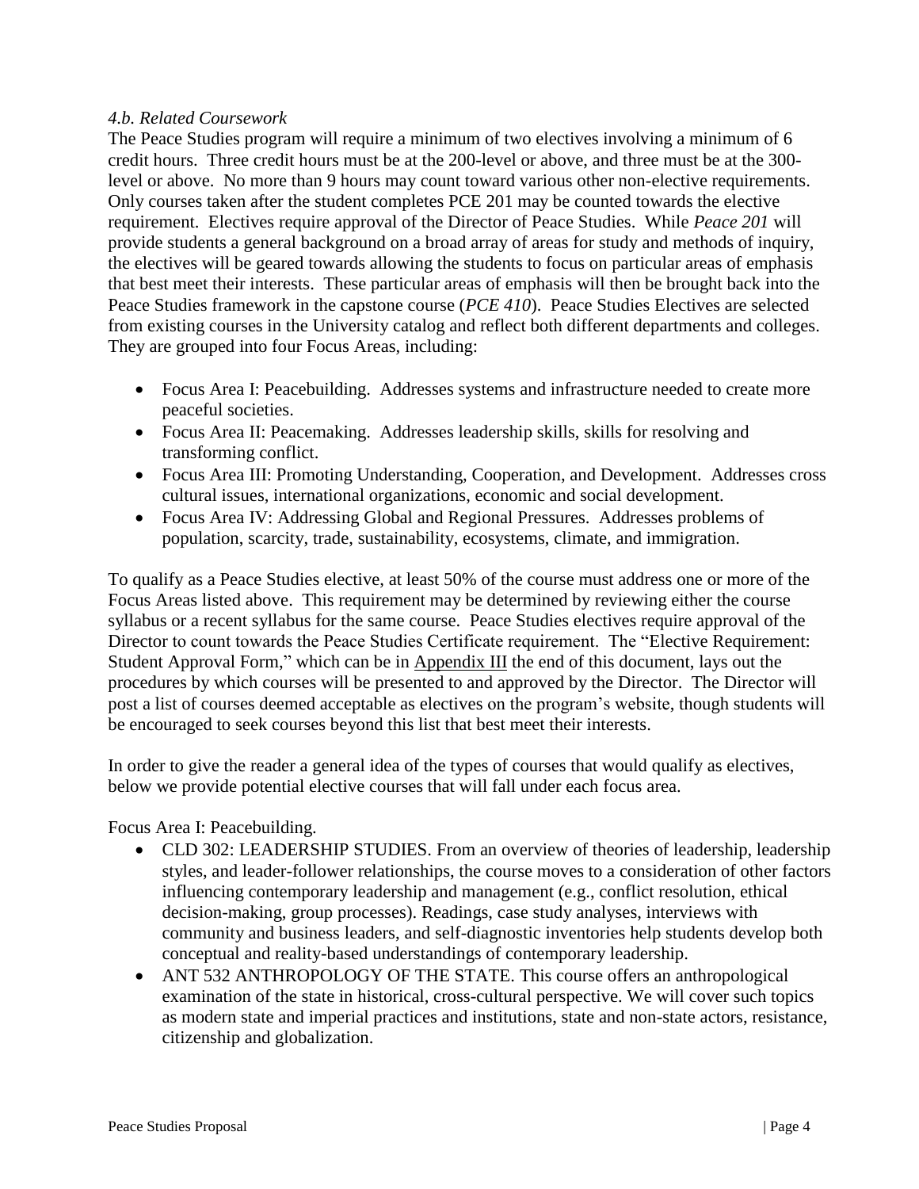*4.b. Related Coursework*

The Peace Studies program will require a minimum of two electives involving a minimum of 6 credit hours. Three credit hours must be at the 200-level or above, and three must be at the 300-level or above. No more than 9 hours may count toward various other non-elective requirements. Only courses taken after the student completes PCE 201 may be counted towards the elective requirement. Electives require approval of the Director of Peace Studies. While *Peace 201* will provide students a general background on a broad array of areas for study and methods of inquiry, the electives will be geared towards allowing the students to focus on particular areas of emphasis that best meet their interests. These particular areas of emphasis will then be brought back into the Peace Studies framework in the capstone course (*PCE 410*). Peace Studies Electives are selected from existing courses in the University catalog and reflect both different departments and colleges. They are grouped into four Focus Areas, including:

- Focus Area I: Peacebuilding. Addresses systems and infrastructure needed to create more peaceful societies.
- Focus Area II: Peacemaking. Addresses leadership skills, skills for resolving and transforming conflict.
- Focus Area III: Promoting Understanding, Cooperation, and Development. Addresses cross cultural issues, international organizations, economic and social development.
- Focus Area IV: Addressing Global and Regional Pressures. Addresses problems of population, scarcity, trade, sustainability, ecosystems, climate, and immigration.

To qualify as a Peace Studies elective, at least 50% of the course must address one or more of the Focus Areas listed above. This requirement may be determined by reviewing either the course syllabus or a recent syllabus for the same course. Peace Studies electives require approval of the Director to count towards the Peace Studies Certificate requirement. The "Elective Requirement: Student Approval Form," which can be in Appendix III the end of this document, lays out the procedures by which courses will be presented to and approved by the Director. The Director will post a list of courses deemed acceptable as electives on the program's website, though students will be encouraged to seek courses beyond this list that best meet their interests.

In order to give the reader a general idea of the types of courses that would qualify as electives, below we provide potential elective courses that will fall under each focus area.

Focus Area I: Peacebuilding.

- CLD 302: LEADERSHIP STUDIES. From an overview of theories of leadership, leadership styles, and leader-follower relationships, the course moves to a consideration of other factors influencing contemporary leadership and management (e.g., conflict resolution, ethical decision-making, group processes). Readings, case study analyses, interviews with community and business leaders, and self-diagnostic inventories help students develop both conceptual and reality-based understandings of contemporary leadership.
- ANT 532 ANTHROPOLOGY OF THE STATE. This course offers an anthropological examination of the state in historical, cross-cultural perspective. We will cover such topics as modern state and imperial practices and institutions, state and non-state actors, resistance, citizenship and globalization.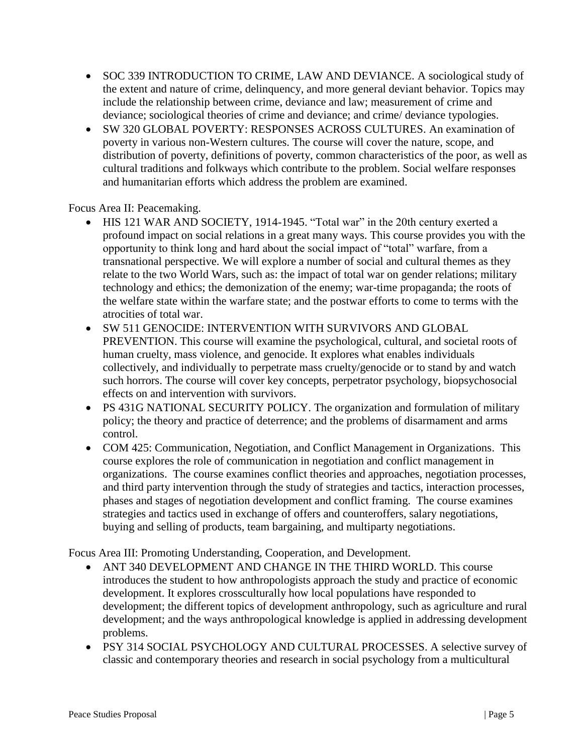- SOC 339 INTRODUCTION TO CRIME, LAW AND DEVIANCE. A sociological study of the extent and nature of crime, delinquency, and more general deviant behavior. Topics may include the relationship between crime, deviance and law; measurement of crime and deviance; sociological theories of crime and deviance; and crime/ deviance typologies.
- SW 320 GLOBAL POVERTY: RESPONSES ACROSS CULTURES. An examination of poverty in various non-Western cultures. The course will cover the nature, scope, and distribution of poverty, definitions of poverty, common characteristics of the poor, as well as cultural traditions and folkways which contribute to the problem. Social welfare responses and humanitarian efforts which address the problem are examined.

Focus Area II: Peacemaking.

- HIS 121 WAR AND SOCIETY, 1914-1945. "Total war" in the 20th century exerted a profound impact on social relations in a great many ways. This course provides you with the opportunity to think long and hard about the social impact of "total" warfare, from a transnational perspective. We will explore a number of social and cultural themes as they relate to the two World Wars, such as: the impact of total war on gender relations; military technology and ethics; the demonization of the enemy; war-time propaganda; the roots of the welfare state within the warfare state; and the postwar efforts to come to terms with the atrocities of total war.
- SW 511 GENOCIDE: INTERVENTION WITH SURVIVORS AND GLOBAL PREVENTION. This course will examine the psychological, cultural, and societal roots of human cruelty, mass violence, and genocide. It explores what enables individuals collectively, and individually to perpetrate mass cruelty/genocide or to stand by and watch such horrors. The course will cover key concepts, perpetrator psychology, biopsychosocial effects on and intervention with survivors.
- PS 431G NATIONAL SECURITY POLICY. The organization and formulation of military policy; the theory and practice of deterrence; and the problems of disarmament and arms control.
- COM 425: Communication, Negotiation, and Conflict Management in Organizations. This course explores the role of communication in negotiation and conflict management in organizations. The course examines conflict theories and approaches, negotiation processes, and third party intervention through the study of strategies and tactics, interaction processes, phases and stages of negotiation development and conflict framing. The course examines strategies and tactics used in exchange of offers and counteroffers, salary negotiations, buying and selling of products, team bargaining, and multiparty negotiations.

Focus Area III: Promoting Understanding, Cooperation, and Development.

- ANT 340 DEVELOPMENT AND CHANGE IN THE THIRD WORLD. This course introduces the student to how anthropologists approach the study and practice of economic development. It explores crossculturally how local populations have responded to development; the different topics of development anthropology, such as agriculture and rural development; and the ways anthropological knowledge is applied in addressing development problems.
- PSY 314 SOCIAL PSYCHOLOGY AND CULTURAL PROCESSES. A selective survey of classic and contemporary theories and research in social psychology from a multicultural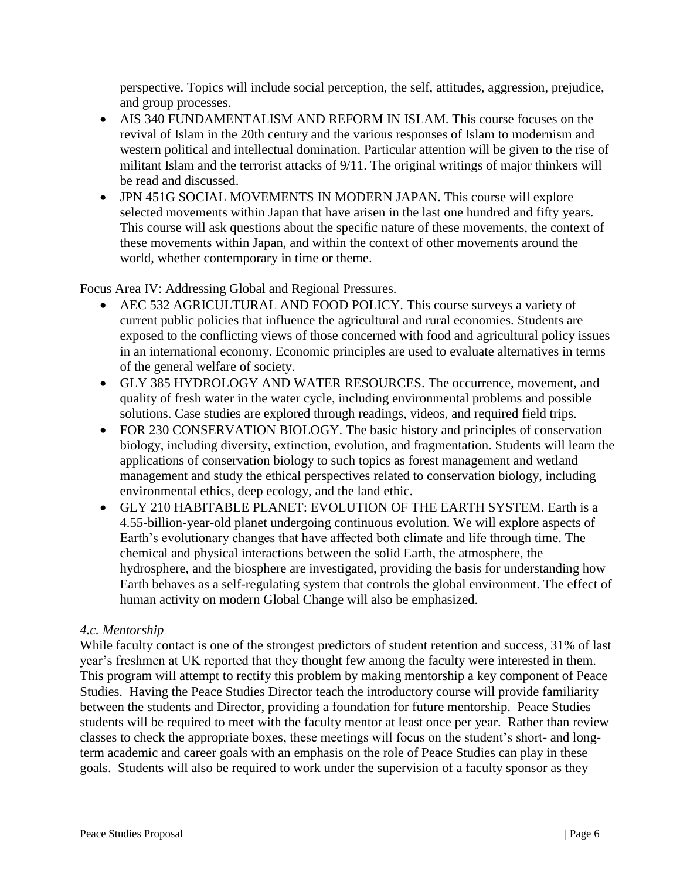perspective. Topics will include social perception, the self, attitudes, aggression, prejudice, and group processes.

- AIS 340 FUNDAMENTALISM AND REFORM IN ISLAM. This course focuses on the revival of Islam in the 20th century and the various responses of Islam to modernism and western political and intellectual domination. Particular attention will be given to the rise of militant Islam and the terrorist attacks of 9/11. The original writings of major thinkers will be read and discussed.
- JPN 451G SOCIAL MOVEMENTS IN MODERN JAPAN. This course will explore selected movements within Japan that have arisen in the last one hundred and fifty years. This course will ask questions about the specific nature of these movements, the context of these movements within Japan, and within the context of other movements around the world, whether contemporary in time or theme.

Focus Area IV: Addressing Global and Regional Pressures.

- AEC 532 AGRICULTURAL AND FOOD POLICY. This course surveys a variety of current public policies that influence the agricultural and rural economies. Students are exposed to the conflicting views of those concerned with food and agricultural policy issues in an international economy. Economic principles are used to evaluate alternatives in terms of the general welfare of society.
- GLY 385 HYDROLOGY AND WATER RESOURCES. The occurrence, movement, and quality of fresh water in the water cycle, including environmental problems and possible solutions. Case studies are explored through readings, videos, and required field trips.
- FOR 230 CONSERVATION BIOLOGY. The basic history and principles of conservation biology, including diversity, extinction, evolution, and fragmentation. Students will learn the applications of conservation biology to such topics as forest management and wetland management and study the ethical perspectives related to conservation biology, including environmental ethics, deep ecology, and the land ethic.
- GLY 210 HABITABLE PLANET: EVOLUTION OF THE EARTH SYSTEM. Earth is a 4.55-billion-year-old planet undergoing continuous evolution. We will explore aspects of Earth's evolutionary changes that have affected both climate and life through time. The chemical and physical interactions between the solid Earth, the atmosphere, the hydrosphere, and the biosphere are investigated, providing the basis for understanding how Earth behaves as a self-regulating system that controls the global environment. The effect of human activity on modern Global Change will also be emphasized.

*4.c. Mentorship*

While faculty contact is one of the strongest predictors of student retention and success, 31% of last year's freshmen at UK reported that they thought few among the faculty were interested in them. This program will attempt to rectify this problem by making mentorship a key component of Peace Studies. Having the Peace Studies Director teach the introductory course will provide familiarity between the students and Director, providing a foundation for future mentorship. Peace Studies students will be required to meet with the faculty mentor at least once per year. Rather than review classes to check the appropriate boxes, these meetings will focus on the student's short- and long-term academic and career goals with an emphasis on the role of Peace Studies can play in these goals. Students will also be required to work under the supervision of a faculty sponsor as they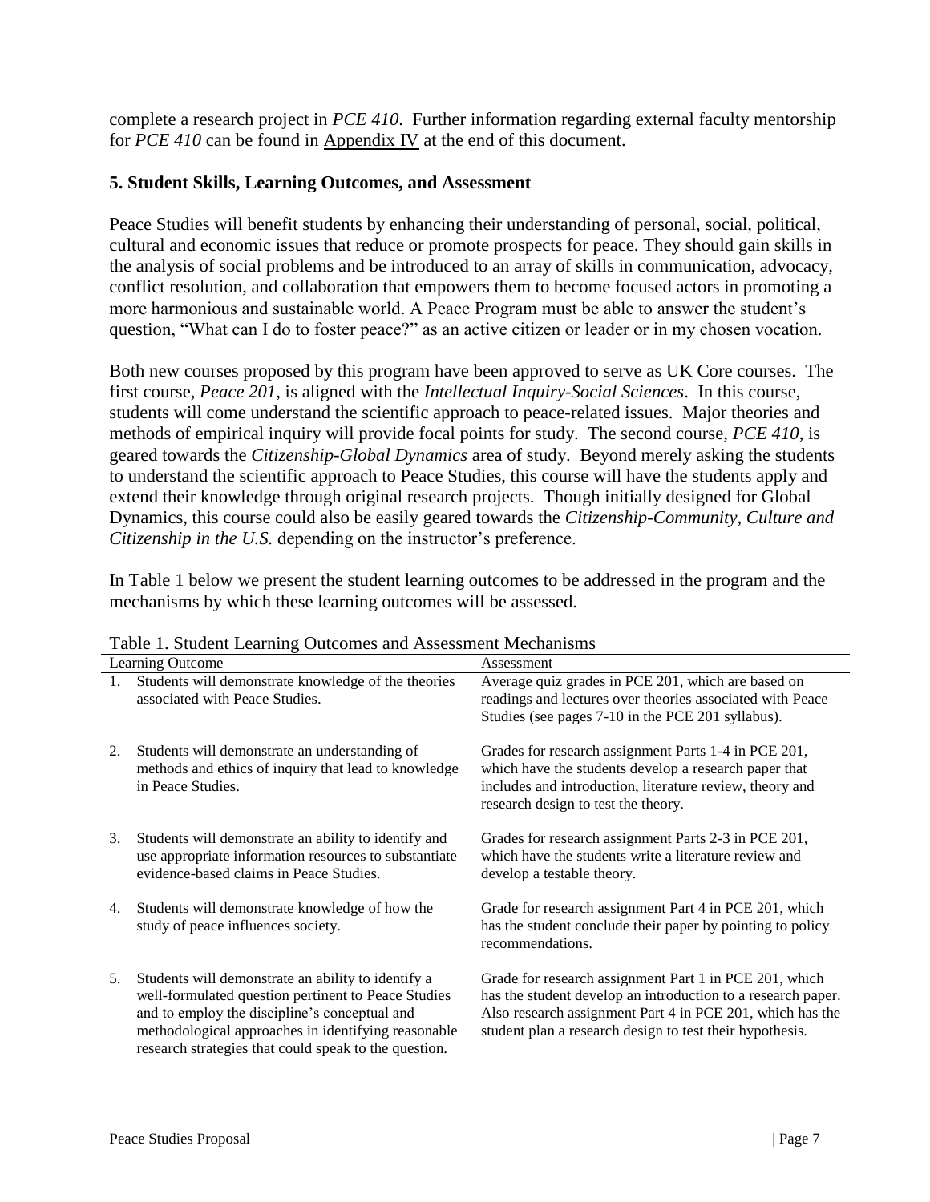complete a research project in *PCE 410*. Further information regarding external faculty mentorship for *PCE 410* can be found in Appendix IV at the end of this document.

### 5. Student Skills, Learning Outcomes, and Assessment

Peace Studies will benefit students by enhancing their understanding of personal, social, political, cultural and economic issues that reduce or promote prospects for peace. They should gain skills in the analysis of social problems and be introduced to an array of skills in communication, advocacy, conflict resolution, and collaboration that empowers them to become focused actors in promoting a more harmonious and sustainable world. A Peace Program must be able to answer the student's question, "What can I do to foster peace?" as an active citizen or leader or in my chosen vocation.

Both new courses proposed by this program have been approved to serve as UK Core courses. The first course, *Peace 201*, is aligned with the *Intellectual Inquiry-Social Sciences*. In this course, students will come understand the scientific approach to peace-related issues. Major theories and methods of empirical inquiry will provide focal points for study. The second course, *PCE 410*, is geared towards the *Citizenship-Global Dynamics* area of study. Beyond merely asking the students to understand the scientific approach to Peace Studies, this course will have the students apply and extend their knowledge through original research projects. Though initially designed for Global Dynamics, this course could also be easily geared towards the *Citizenship-Community, Culture and Citizenship in the U.S.* depending on the instructor's preference.

In Table 1 below we present the student learning outcomes to be addressed in the program and the mechanisms by which these learning outcomes will be assessed.

Table 1. Student Learning Outcomes and Assessment Mechanisms

| Learning Outcome | Assessment |
|---|---|
| 1. Students will demonstrate knowledge of the theories associated with Peace Studies. | Average quiz grades in PCE 201, which are based on readings and lectures over theories associated with Peace Studies (see pages 7-10 in the PCE 201 syllabus). |
| 2. Students will demonstrate an understanding of methods and ethics of inquiry that lead to knowledge in Peace Studies. | Grades for research assignment Parts 1-4 in PCE 201, which have the students develop a research paper that includes and introduction, literature review, theory and research design to test the theory. |
| 3. Students will demonstrate an ability to identify and use appropriate information resources to substantiate evidence-based claims in Peace Studies. | Grades for research assignment Parts 2-3 in PCE 201, which have the students write a literature review and develop a testable theory. |
| 4. Students will demonstrate knowledge of how the study of peace influences society. | Grade for research assignment Part 4 in PCE 201, which has the student conclude their paper by pointing to policy recommendations. |
| 5. Students will demonstrate an ability to identify a well-formulated question pertinent to Peace Studies and to employ the discipline's conceptual and methodological approaches in identifying reasonable research strategies that could speak to the question. | Grade for research assignment Part 1 in PCE 201, which has the student develop an introduction to a research paper. Also research assignment Part 4 in PCE 201, which has the student plan a research design to test their hypothesis. |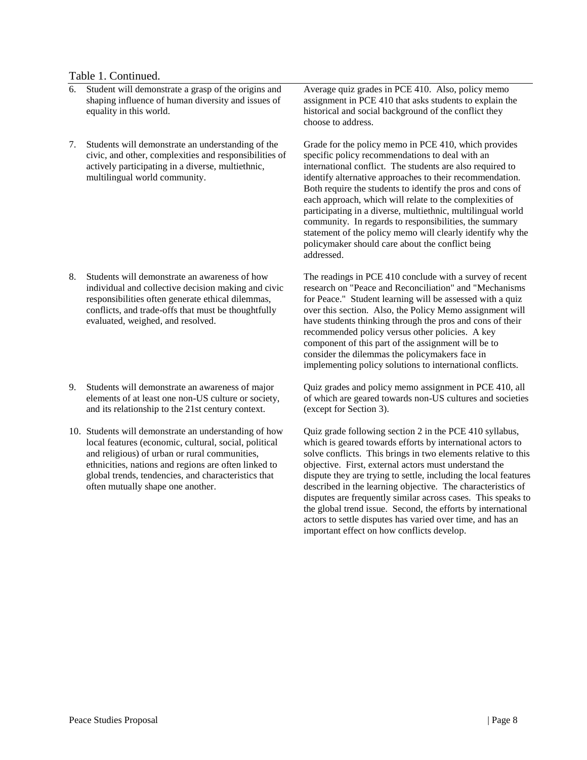Table 1. Continued.

| Learning Objective | Assessment |
|---|---|
| 6. Student will demonstrate a grasp of the origins and shaping influence of human diversity and issues of equality in this world. | Average quiz grades in PCE 410. Also, policy memo assignment in PCE 410 that asks students to explain the historical and social background of the conflict they choose to address. |
| 7. Students will demonstrate an understanding of the civic, and other, complexities and responsibilities of actively participating in a diverse, multiethnic, multilingual world community. | Grade for the policy memo in PCE 410, which provides specific policy recommendations to deal with an international conflict. The students are also required to identify alternative approaches to their recommendation. Both require the students to identify the pros and cons of each approach, which will relate to the complexities of participating in a diverse, multiethnic, multilingual world community. In regards to responsibilities, the summary statement of the policy memo will clearly identify why the policymaker should care about the conflict being addressed. |
| 8. Students will demonstrate an awareness of how individual and collective decision making and civic responsibilities often generate ethical dilemmas, conflicts, and trade-offs that must be thoughtfully evaluated, weighed, and resolved. | The readings in PCE 410 conclude with a survey of recent research on "Peace and Reconciliation" and "Mechanisms for Peace." Student learning will be assessed with a quiz over this section. Also, the Policy Memo assignment will have students thinking through the pros and cons of their recommended policy versus other policies. A key component of this part of the assignment will be to consider the dilemmas the policymakers face in implementing policy solutions to international conflicts. |
| 9. Students will demonstrate an awareness of major elements of at least one non-US culture or society, and its relationship to the 21st century context. | Quiz grades and policy memo assignment in PCE 410, all of which are geared towards non-US cultures and societies (except for Section 3). |
| 10. Students will demonstrate an understanding of how local features (economic, cultural, social, political and religious) of urban or rural communities, ethnicities, nations and regions are often linked to global trends, tendencies, and characteristics that often mutually shape one another. | Quiz grade following section 2 in the PCE 410 syllabus, which is geared towards efforts by international actors to solve conflicts. This brings in two elements relative to this objective. First, external actors must understand the dispute they are trying to settle, including the local features described in the learning objective. The characteristics of disputes are frequently similar across cases. This speaks to the global trend issue. Second, the efforts by international actors to settle disputes has varied over time, and has an important effect on how conflicts develop. |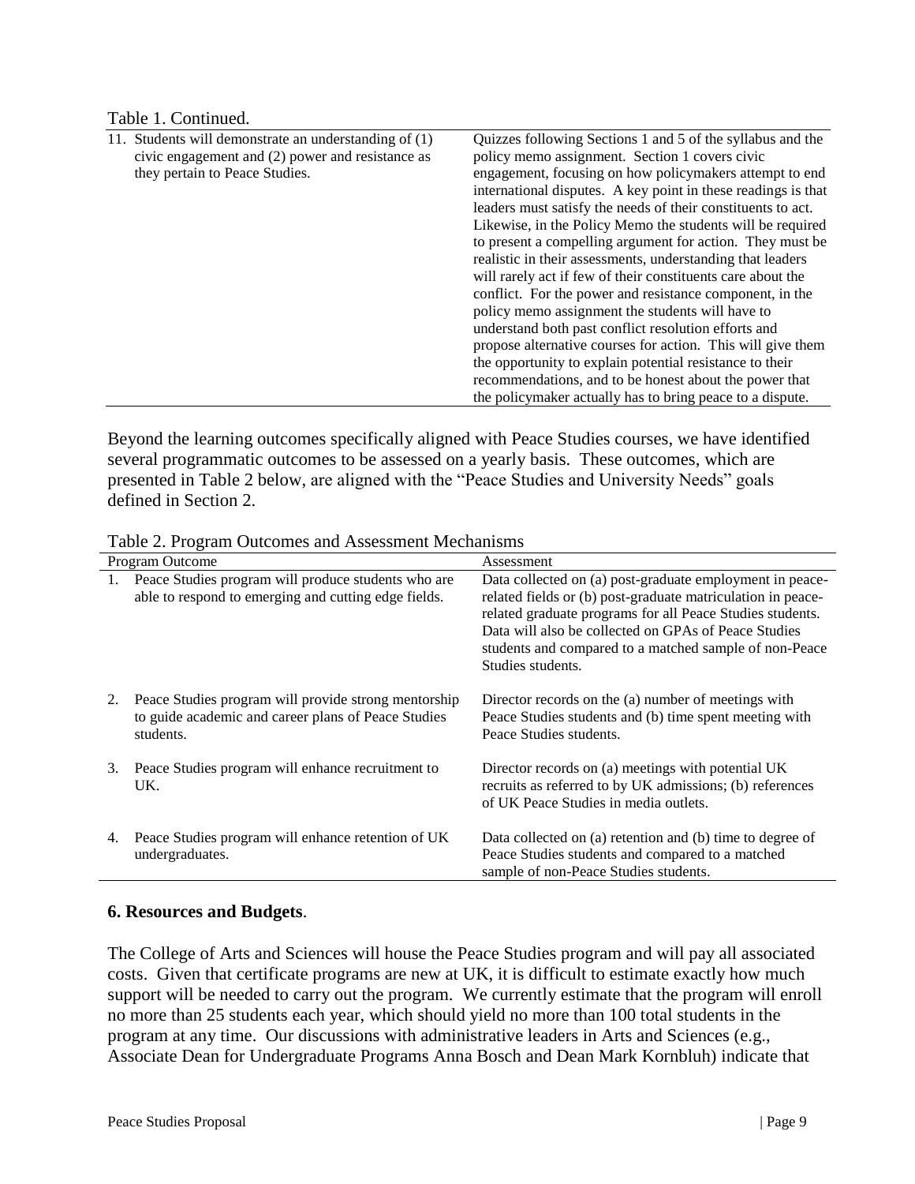Table 1. Continued.

| | |
|---|---|
| 11. Students will demonstrate an understanding of (1) civic engagement and (2) power and resistance as they pertain to Peace Studies. | Quizzes following Sections 1 and 5 of the syllabus and the policy memo assignment. Section 1 covers civic engagement, focusing on how policymakers attempt to end international disputes. A key point in these readings is that leaders must satisfy the needs of their constituents to act. Likewise, in the Policy Memo the students will be required to present a compelling argument for action. They must be realistic in their assessments, understanding that leaders will rarely act if few of their constituents care about the conflict. For the power and resistance component, in the policy memo assignment the students will have to understand both past conflict resolution efforts and propose alternative courses for action. This will give them the opportunity to explain potential resistance to their recommendations, and to be honest about the power that the policymaker actually has to bring peace to a dispute. |

Beyond the learning outcomes specifically aligned with Peace Studies courses, we have identified several programmatic outcomes to be assessed on a yearly basis. These outcomes, which are presented in Table 2 below, are aligned with the "Peace Studies and University Needs" goals defined in Section 2.

Table 2. Program Outcomes and Assessment Mechanisms

| Program Outcome | Assessment |
|---|---|
| 1. Peace Studies program will produce students who are able to respond to emerging and cutting edge fields. | Data collected on (a) post-graduate employment in peace-related fields or (b) post-graduate matriculation in peace-related graduate programs for all Peace Studies students. Data will also be collected on GPAs of Peace Studies students and compared to a matched sample of non-Peace Studies students. |
| 2. Peace Studies program will provide strong mentorship to guide academic and career plans of Peace Studies students. | Director records on the (a) number of meetings with Peace Studies students and (b) time spent meeting with Peace Studies students. |
| 3. Peace Studies program will enhance recruitment to UK. | Director records on (a) meetings with potential UK recruits as referred to by UK admissions; (b) references of UK Peace Studies in media outlets. |
| 4. Peace Studies program will enhance retention of UK undergraduates. | Data collected on (a) retention and (b) time to degree of Peace Studies students and compared to a matched sample of non-Peace Studies students. |

## 6. Resources and Budgets.

The College of Arts and Sciences will house the Peace Studies program and will pay all associated costs. Given that certificate programs are new at UK, it is difficult to estimate exactly how much support will be needed to carry out the program. We currently estimate that the program will enroll no more than 25 students each year, which should yield no more than 100 total students in the program at any time. Our discussions with administrative leaders in Arts and Sciences (e.g., Associate Dean for Undergraduate Programs Anna Bosch and Dean Mark Kornbluh) indicate that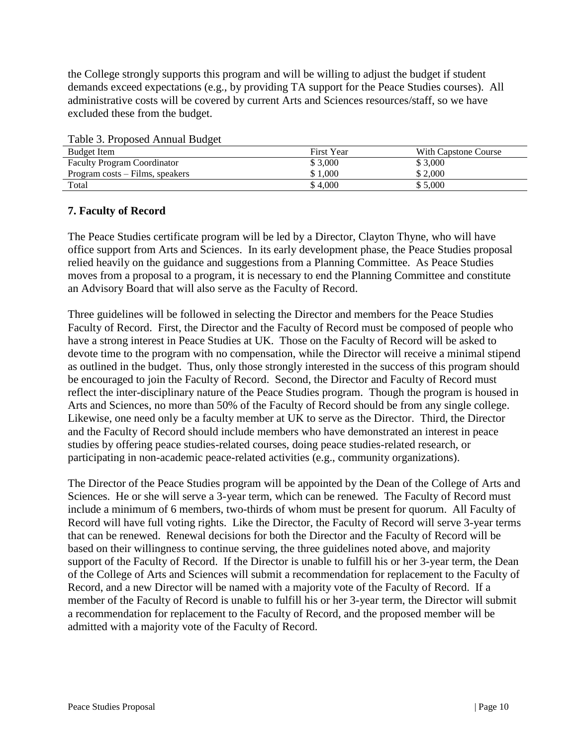the College strongly supports this program and will be willing to adjust the budget if student demands exceed expectations (e.g., by providing TA support for the Peace Studies courses). All administrative costs will be covered by current Arts and Sciences resources/staff, so we have excluded these from the budget.

Table 3. Proposed Annual Budget

| Budget Item | First Year | With Capstone Course |
|---|---|---|
| Faculty Program Coordinator | $ 3,000 | $ 3,000 |
| Program costs – Films, speakers | $ 1,000 | $ 2,000 |
| Total | $ 4,000 | $ 5,000 |

## 7. Faculty of Record

The Peace Studies certificate program will be led by a Director, Clayton Thyne, who will have office support from Arts and Sciences. In its early development phase, the Peace Studies proposal relied heavily on the guidance and suggestions from a Planning Committee. As Peace Studies moves from a proposal to a program, it is necessary to end the Planning Committee and constitute an Advisory Board that will also serve as the Faculty of Record.

Three guidelines will be followed in selecting the Director and members for the Peace Studies Faculty of Record. First, the Director and the Faculty of Record must be composed of people who have a strong interest in Peace Studies at UK. Those on the Faculty of Record will be asked to devote time to the program with no compensation, while the Director will receive a minimal stipend as outlined in the budget. Thus, only those strongly interested in the success of this program should be encouraged to join the Faculty of Record. Second, the Director and Faculty of Record must reflect the inter-disciplinary nature of the Peace Studies program. Though the program is housed in Arts and Sciences, no more than 50% of the Faculty of Record should be from any single college. Likewise, one need only be a faculty member at UK to serve as the Director. Third, the Director and the Faculty of Record should include members who have demonstrated an interest in peace studies by offering peace studies-related courses, doing peace studies-related research, or participating in non-academic peace-related activities (e.g., community organizations).

The Director of the Peace Studies program will be appointed by the Dean of the College of Arts and Sciences. He or she will serve a 3-year term, which can be renewed. The Faculty of Record must include a minimum of 6 members, two-thirds of whom must be present for quorum. All Faculty of Record will have full voting rights. Like the Director, the Faculty of Record will serve 3-year terms that can be renewed. Renewal decisions for both the Director and the Faculty of Record will be based on their willingness to continue serving, the three guidelines noted above, and majority support of the Faculty of Record. If the Director is unable to fulfill his or her 3-year term, the Dean of the College of Arts and Sciences will submit a recommendation for replacement to the Faculty of Record, and a new Director will be named with a majority vote of the Faculty of Record. If a member of the Faculty of Record is unable to fulfill his or her 3-year term, the Director will submit a recommendation for replacement to the Faculty of Record, and the proposed member will be admitted with a majority vote of the Faculty of Record.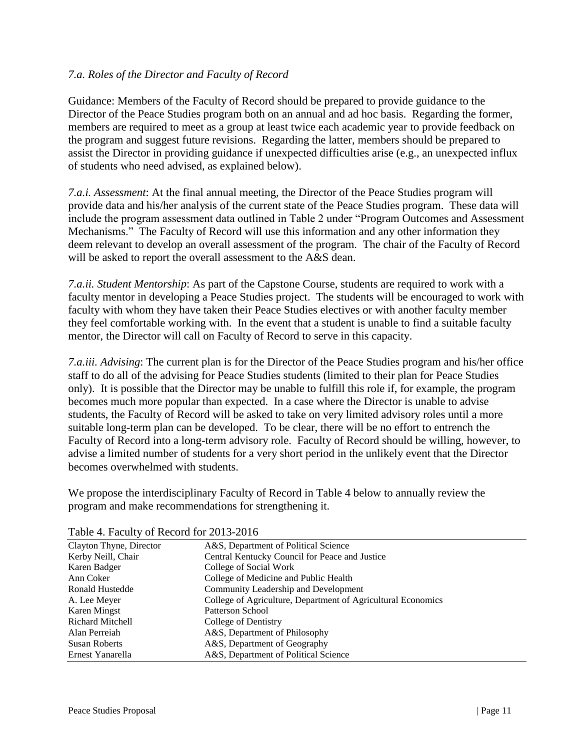*7.a. Roles of the Director and Faculty of Record*

Guidance: Members of the Faculty of Record should be prepared to provide guidance to the Director of the Peace Studies program both on an annual and ad hoc basis. Regarding the former, members are required to meet as a group at least twice each academic year to provide feedback on the program and suggest future revisions. Regarding the latter, members should be prepared to assist the Director in providing guidance if unexpected difficulties arise (e.g., an unexpected influx of students who need advised, as explained below).

*7.a.i. Assessment*: At the final annual meeting, the Director of the Peace Studies program will provide data and his/her analysis of the current state of the Peace Studies program. These data will include the program assessment data outlined in Table 2 under "Program Outcomes and Assessment Mechanisms." The Faculty of Record will use this information and any other information they deem relevant to develop an overall assessment of the program. The chair of the Faculty of Record will be asked to report the overall assessment to the A&S dean.

*7.a.ii. Student Mentorship*: As part of the Capstone Course, students are required to work with a faculty mentor in developing a Peace Studies project. The students will be encouraged to work with faculty with whom they have taken their Peace Studies electives or with another faculty member they feel comfortable working with. In the event that a student is unable to find a suitable faculty mentor, the Director will call on Faculty of Record to serve in this capacity.

*7.a.iii. Advising*: The current plan is for the Director of the Peace Studies program and his/her office staff to do all of the advising for Peace Studies students (limited to their plan for Peace Studies only). It is possible that the Director may be unable to fulfill this role if, for example, the program becomes much more popular than expected. In a case where the Director is unable to advise students, the Faculty of Record will be asked to take on very limited advisory roles until a more suitable long-term plan can be developed. To be clear, there will be no effort to entrench the Faculty of Record into a long-term advisory role. Faculty of Record should be willing, however, to advise a limited number of students for a very short period in the unlikely event that the Director becomes overwhelmed with students.

We propose the interdisciplinary Faculty of Record in Table 4 below to annually review the program and make recommendations for strengthening it.

Table 4. Faculty of Record for 2013-2016

| | |
|---|---|
| Clayton Thyne, Director | A&S, Department of Political Science |
| Kerby Neill, Chair | Central Kentucky Council for Peace and Justice |
| Karen Badger | College of Social Work |
| Ann Coker | College of Medicine and Public Health |
| Ronald Hustedde | Community Leadership and Development |
| A. Lee Meyer | College of Agriculture, Department of Agricultural Economics |
| Karen Mingst | Patterson School |
| Richard Mitchell | College of Dentistry |
| Alan Perreiah | A&S, Department of Philosophy |
| Susan Roberts | A&S, Department of Geography |
| Ernest Yanarella | A&S, Department of Political Science |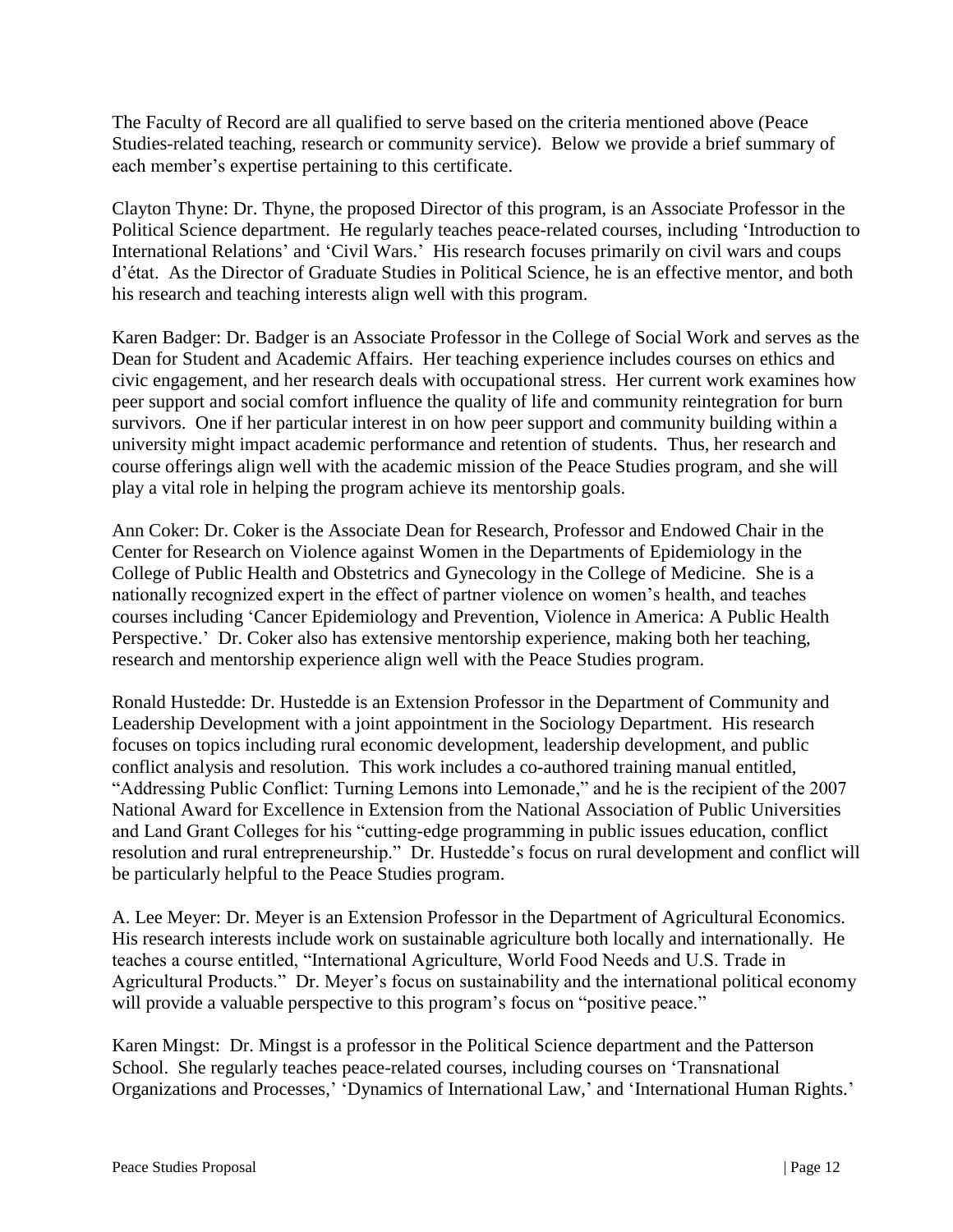The Faculty of Record are all qualified to serve based on the criteria mentioned above (Peace Studies-related teaching, research or community service). Below we provide a brief summary of each member's expertise pertaining to this certificate.

Clayton Thyne: Dr. Thyne, the proposed Director of this program, is an Associate Professor in the Political Science department. He regularly teaches peace-related courses, including 'Introduction to International Relations' and 'Civil Wars.' His research focuses primarily on civil wars and coups d'état. As the Director of Graduate Studies in Political Science, he is an effective mentor, and both his research and teaching interests align well with this program.

Karen Badger: Dr. Badger is an Associate Professor in the College of Social Work and serves as the Dean for Student and Academic Affairs. Her teaching experience includes courses on ethics and civic engagement, and her research deals with occupational stress. Her current work examines how peer support and social comfort influence the quality of life and community reintegration for burn survivors. One if her particular interest in on how peer support and community building within a university might impact academic performance and retention of students. Thus, her research and course offerings align well with the academic mission of the Peace Studies program, and she will play a vital role in helping the program achieve its mentorship goals.

Ann Coker: Dr. Coker is the Associate Dean for Research, Professor and Endowed Chair in the Center for Research on Violence against Women in the Departments of Epidemiology in the College of Public Health and Obstetrics and Gynecology in the College of Medicine. She is a nationally recognized expert in the effect of partner violence on women's health, and teaches courses including 'Cancer Epidemiology and Prevention, Violence in America: A Public Health Perspective.' Dr. Coker also has extensive mentorship experience, making both her teaching, research and mentorship experience align well with the Peace Studies program.

Ronald Hustedde: Dr. Hustedde is an Extension Professor in the Department of Community and Leadership Development with a joint appointment in the Sociology Department. His research focuses on topics including rural economic development, leadership development, and public conflict analysis and resolution. This work includes a co-authored training manual entitled, "Addressing Public Conflict: Turning Lemons into Lemonade," and he is the recipient of the 2007 National Award for Excellence in Extension from the National Association of Public Universities and Land Grant Colleges for his "cutting-edge programming in public issues education, conflict resolution and rural entrepreneurship." Dr. Hustedde's focus on rural development and conflict will be particularly helpful to the Peace Studies program.

A. Lee Meyer: Dr. Meyer is an Extension Professor in the Department of Agricultural Economics. His research interests include work on sustainable agriculture both locally and internationally. He teaches a course entitled, "International Agriculture, World Food Needs and U.S. Trade in Agricultural Products." Dr. Meyer's focus on sustainability and the international political economy will provide a valuable perspective to this program's focus on "positive peace."

Karen Mingst: Dr. Mingst is a professor in the Political Science department and the Patterson School. She regularly teaches peace-related courses, including courses on 'Transnational Organizations and Processes,' 'Dynamics of International Law,' and 'International Human Rights.'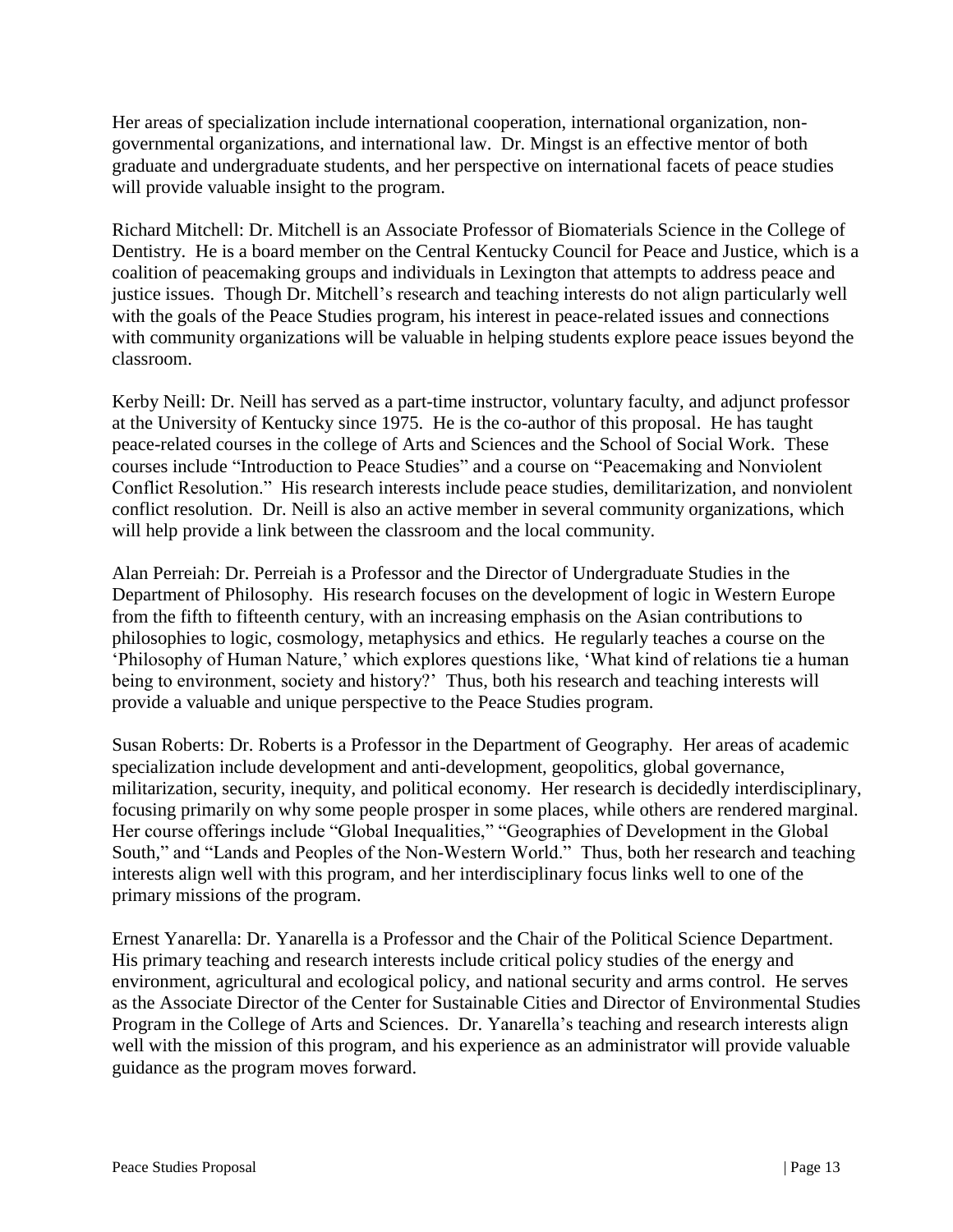Her areas of specialization include international cooperation, international organization, non-governmental organizations, and international law. Dr. Mingst is an effective mentor of both graduate and undergraduate students, and her perspective on international facets of peace studies will provide valuable insight to the program.

Richard Mitchell: Dr. Mitchell is an Associate Professor of Biomaterials Science in the College of Dentistry. He is a board member on the Central Kentucky Council for Peace and Justice, which is a coalition of peacemaking groups and individuals in Lexington that attempts to address peace and justice issues. Though Dr. Mitchell's research and teaching interests do not align particularly well with the goals of the Peace Studies program, his interest in peace-related issues and connections with community organizations will be valuable in helping students explore peace issues beyond the classroom.

Kerby Neill: Dr. Neill has served as a part-time instructor, voluntary faculty, and adjunct professor at the University of Kentucky since 1975. He is the co-author of this proposal. He has taught peace-related courses in the college of Arts and Sciences and the School of Social Work. These courses include "Introduction to Peace Studies" and a course on "Peacemaking and Nonviolent Conflict Resolution." His research interests include peace studies, demilitarization, and nonviolent conflict resolution. Dr. Neill is also an active member in several community organizations, which will help provide a link between the classroom and the local community.

Alan Perreiah: Dr. Perreiah is a Professor and the Director of Undergraduate Studies in the Department of Philosophy. His research focuses on the development of logic in Western Europe from the fifth to fifteenth century, with an increasing emphasis on the Asian contributions to philosophies to logic, cosmology, metaphysics and ethics. He regularly teaches a course on the 'Philosophy of Human Nature,' which explores questions like, 'What kind of relations tie a human being to environment, society and history?' Thus, both his research and teaching interests will provide a valuable and unique perspective to the Peace Studies program.

Susan Roberts: Dr. Roberts is a Professor in the Department of Geography. Her areas of academic specialization include development and anti-development, geopolitics, global governance, militarization, security, inequity, and political economy. Her research is decidedly interdisciplinary, focusing primarily on why some people prosper in some places, while others are rendered marginal. Her course offerings include "Global Inequalities," "Geographies of Development in the Global South," and "Lands and Peoples of the Non-Western World." Thus, both her research and teaching interests align well with this program, and her interdisciplinary focus links well to one of the primary missions of the program.

Ernest Yanarella: Dr. Yanarella is a Professor and the Chair of the Political Science Department. His primary teaching and research interests include critical policy studies of the energy and environment, agricultural and ecological policy, and national security and arms control. He serves as the Associate Director of the Center for Sustainable Cities and Director of Environmental Studies Program in the College of Arts and Sciences. Dr. Yanarella's teaching and research interests align well with the mission of this program, and his experience as an administrator will provide valuable guidance as the program moves forward.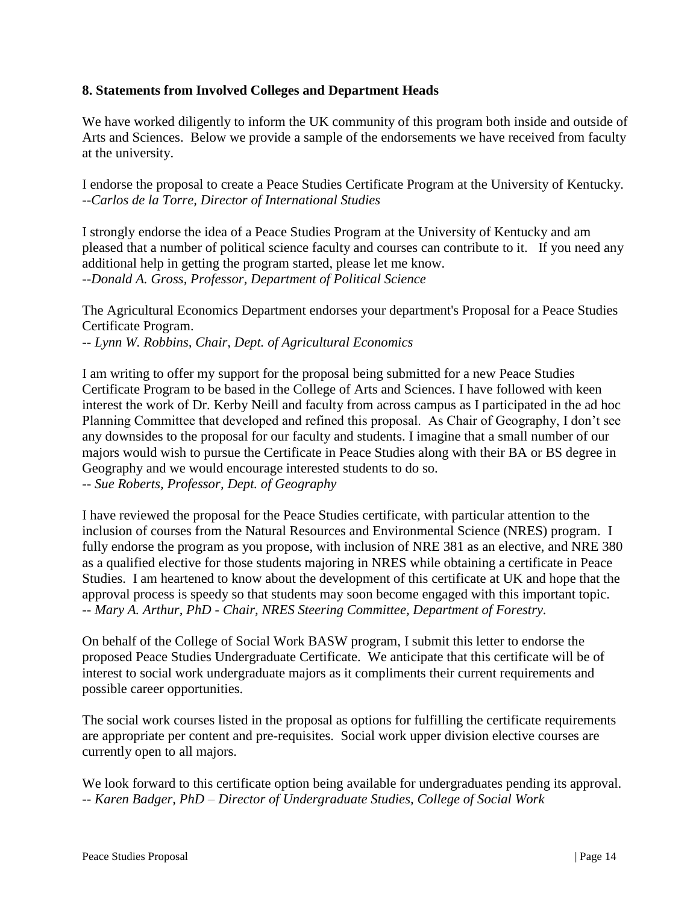### 8. Statements from Involved Colleges and Department Heads

We have worked diligently to inform the UK community of this program both inside and outside of Arts and Sciences. Below we provide a sample of the endorsements we have received from faculty at the university.

I endorse the proposal to create a Peace Studies Certificate Program at the University of Kentucky.
*--Carlos de la Torre, Director of International Studies*

I strongly endorse the idea of a Peace Studies Program at the University of Kentucky and am pleased that a number of political science faculty and courses can contribute to it. If you need any additional help in getting the program started, please let me know.
*--Donald A. Gross, Professor, Department of Political Science*

The Agricultural Economics Department endorses your department's Proposal for a Peace Studies Certificate Program.
*-- Lynn W. Robbins, Chair, Dept. of Agricultural Economics*

I am writing to offer my support for the proposal being submitted for a new Peace Studies Certificate Program to be based in the College of Arts and Sciences. I have followed with keen interest the work of Dr. Kerby Neill and faculty from across campus as I participated in the ad hoc Planning Committee that developed and refined this proposal. As Chair of Geography, I don't see any downsides to the proposal for our faculty and students. I imagine that a small number of our majors would wish to pursue the Certificate in Peace Studies along with their BA or BS degree in Geography and we would encourage interested students to do so.
*-- Sue Roberts, Professor, Dept. of Geography*

I have reviewed the proposal for the Peace Studies certificate, with particular attention to the inclusion of courses from the Natural Resources and Environmental Science (NRES) program. I fully endorse the program as you propose, with inclusion of NRE 381 as an elective, and NRE 380 as a qualified elective for those students majoring in NRES while obtaining a certificate in Peace Studies. I am heartened to know about the development of this certificate at UK and hope that the approval process is speedy so that students may soon become engaged with this important topic.
*-- Mary A. Arthur, PhD - Chair, NRES Steering Committee, Department of Forestry.*

On behalf of the College of Social Work BASW program, I submit this letter to endorse the proposed Peace Studies Undergraduate Certificate. We anticipate that this certificate will be of interest to social work undergraduate majors as it compliments their current requirements and possible career opportunities.

The social work courses listed in the proposal as options for fulfilling the certificate requirements are appropriate per content and pre-requisites. Social work upper division elective courses are currently open to all majors.

We look forward to this certificate option being available for undergraduates pending its approval.
*-- Karen Badger, PhD – Director of Undergraduate Studies, College of Social Work*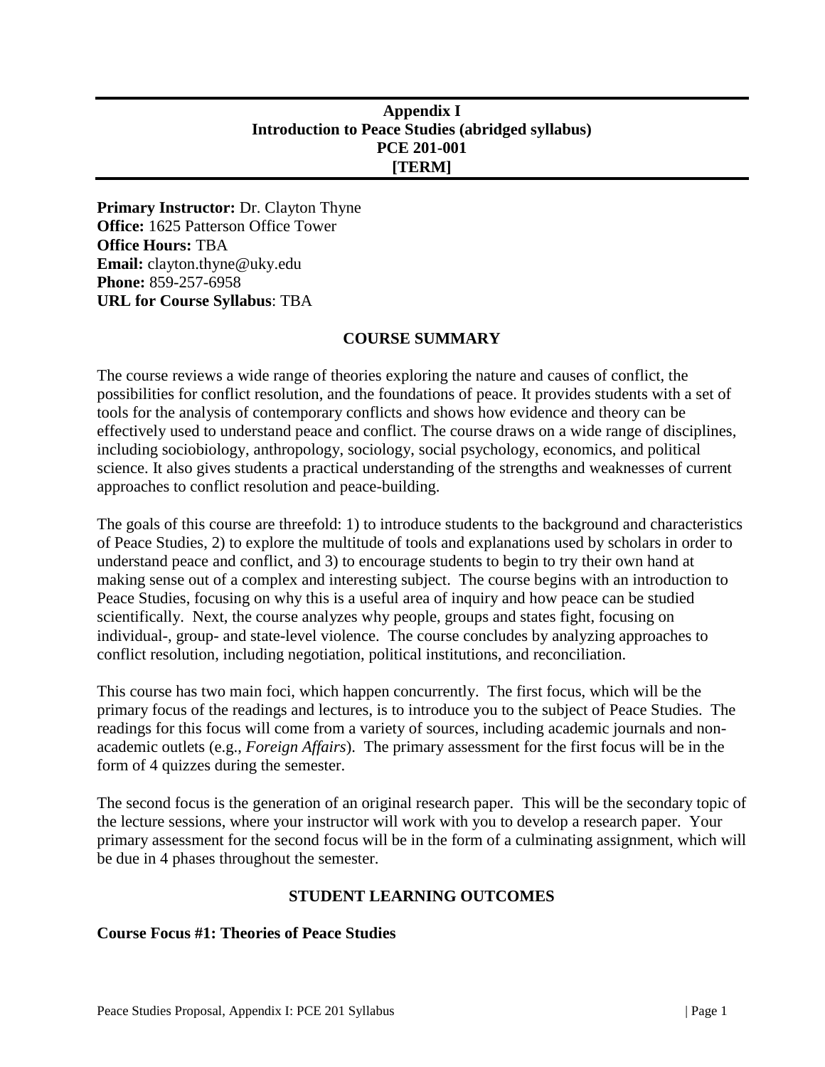**Appendix I**
**Introduction to Peace Studies (abridged syllabus)**
**PCE 201-001**
**[TERM]**

**Primary Instructor:** Dr. Clayton Thyne
**Office:** 1625 Patterson Office Tower
**Office Hours:** TBA
**Email:** clayton.thyne@uky.edu
**Phone:** 859-257-6958
**URL for Course Syllabus**: TBA

## COURSE SUMMARY

The course reviews a wide range of theories exploring the nature and causes of conflict, the possibilities for conflict resolution, and the foundations of peace. It provides students with a set of tools for the analysis of contemporary conflicts and shows how evidence and theory can be effectively used to understand peace and conflict. The course draws on a wide range of disciplines, including sociobiology, anthropology, sociology, social psychology, economics, and political science. It also gives students a practical understanding of the strengths and weaknesses of current approaches to conflict resolution and peace-building.

The goals of this course are threefold: 1) to introduce students to the background and characteristics of Peace Studies, 2) to explore the multitude of tools and explanations used by scholars in order to understand peace and conflict, and 3) to encourage students to begin to try their own hand at making sense out of a complex and interesting subject. The course begins with an introduction to Peace Studies, focusing on why this is a useful area of inquiry and how peace can be studied scientifically. Next, the course analyzes why people, groups and states fight, focusing on individual-, group- and state-level violence. The course concludes by analyzing approaches to conflict resolution, including negotiation, political institutions, and reconciliation.

This course has two main foci, which happen concurrently. The first focus, which will be the primary focus of the readings and lectures, is to introduce you to the subject of Peace Studies. The readings for this focus will come from a variety of sources, including academic journals and non-academic outlets (e.g., *Foreign Affairs*). The primary assessment for the first focus will be in the form of 4 quizzes during the semester.

The second focus is the generation of an original research paper. This will be the secondary topic of the lecture sessions, where your instructor will work with you to develop a research paper. Your primary assessment for the second focus will be in the form of a culminating assignment, which will be due in 4 phases throughout the semester.

## STUDENT LEARNING OUTCOMES

**Course Focus #1: Theories of Peace Studies**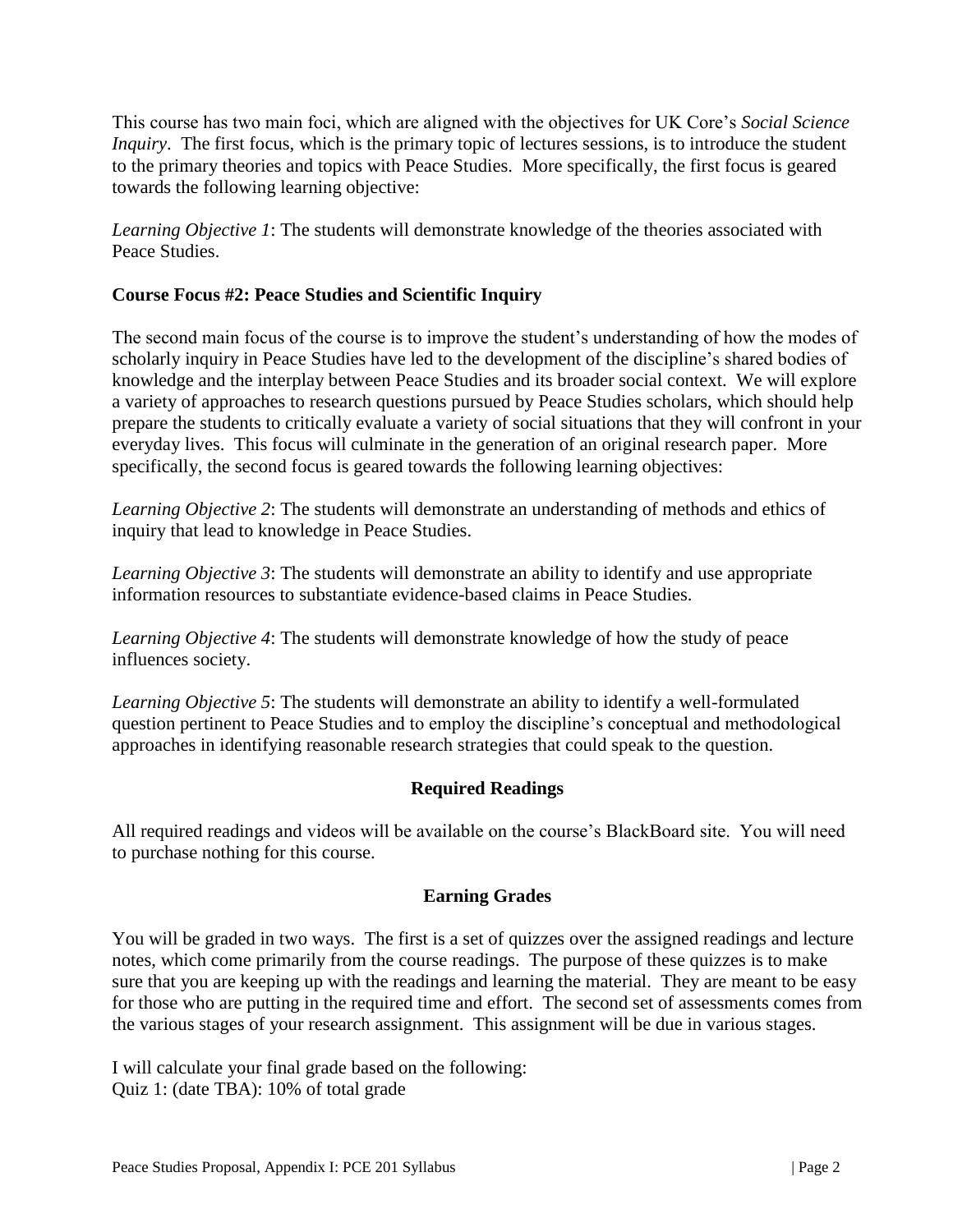This course has two main foci, which are aligned with the objectives for UK Core's *Social Science Inquiry*. The first focus, which is the primary topic of lectures sessions, is to introduce the student to the primary theories and topics with Peace Studies. More specifically, the first focus is geared towards the following learning objective:

*Learning Objective 1*: The students will demonstrate knowledge of the theories associated with Peace Studies.

**Course Focus #2: Peace Studies and Scientific Inquiry**

The second main focus of the course is to improve the student's understanding of how the modes of scholarly inquiry in Peace Studies have led to the development of the discipline's shared bodies of knowledge and the interplay between Peace Studies and its broader social context. We will explore a variety of approaches to research questions pursued by Peace Studies scholars, which should help prepare the students to critically evaluate a variety of social situations that they will confront in your everyday lives. This focus will culminate in the generation of an original research paper. More specifically, the second focus is geared towards the following learning objectives:

*Learning Objective 2*: The students will demonstrate an understanding of methods and ethics of inquiry that lead to knowledge in Peace Studies.

*Learning Objective 3*: The students will demonstrate an ability to identify and use appropriate information resources to substantiate evidence-based claims in Peace Studies.

*Learning Objective 4*: The students will demonstrate knowledge of how the study of peace influences society.

*Learning Objective 5*: The students will demonstrate an ability to identify a well-formulated question pertinent to Peace Studies and to employ the discipline's conceptual and methodological approaches in identifying reasonable research strategies that could speak to the question.

## Required Readings

All required readings and videos will be available on the course's BlackBoard site. You will need to purchase nothing for this course.

## Earning Grades

You will be graded in two ways. The first is a set of quizzes over the assigned readings and lecture notes, which come primarily from the course readings. The purpose of these quizzes is to make sure that you are keeping up with the readings and learning the material. They are meant to be easy for those who are putting in the required time and effort. The second set of assessments comes from the various stages of your research assignment. This assignment will be due in various stages.

I will calculate your final grade based on the following:
Quiz 1: (date TBA): 10% of total grade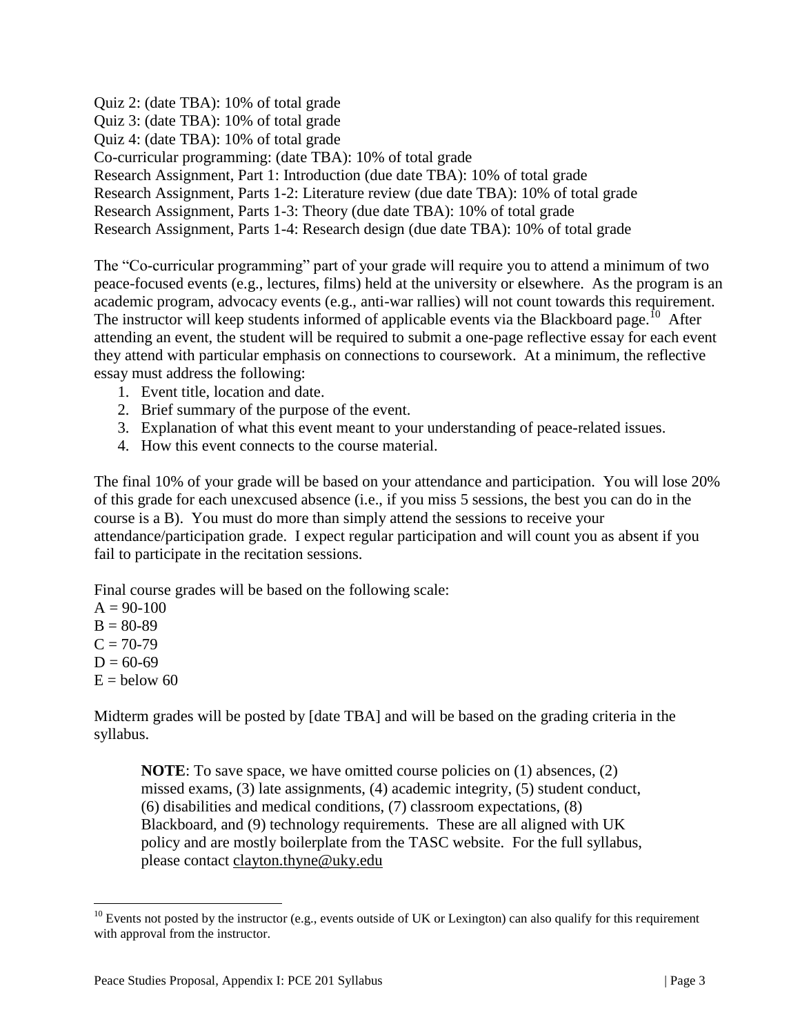Quiz 2: (date TBA): 10% of total grade
Quiz 3: (date TBA): 10% of total grade
Quiz 4: (date TBA): 10% of total grade
Co-curricular programming: (date TBA): 10% of total grade
Research Assignment, Part 1: Introduction (due date TBA): 10% of total grade
Research Assignment, Parts 1-2: Literature review (due date TBA): 10% of total grade
Research Assignment, Parts 1-3: Theory (due date TBA): 10% of total grade
Research Assignment, Parts 1-4: Research design (due date TBA): 10% of total grade

The "Co-curricular programming" part of your grade will require you to attend a minimum of two peace-focused events (e.g., lectures, films) held at the university or elsewhere. As the program is an academic program, advocacy events (e.g., anti-war rallies) will not count towards this requirement. The instructor will keep students informed of applicable events via the Blackboard page.[10] After attending an event, the student will be required to submit a one-page reflective essay for each event they attend with particular emphasis on connections to coursework. At a minimum, the reflective essay must address the following:

1. Event title, location and date.
2. Brief summary of the purpose of the event.
3. Explanation of what this event meant to your understanding of peace-related issues.
4. How this event connects to the course material.

The final 10% of your grade will be based on your attendance and participation. You will lose 20% of this grade for each unexcused absence (i.e., if you miss 5 sessions, the best you can do in the course is a B). You must do more than simply attend the sessions to receive your attendance/participation grade. I expect regular participation and will count you as absent if you fail to participate in the recitation sessions.

Final course grades will be based on the following scale:
A = 90-100
B = 80-89
C = 70-79
D = 60-69
E = below 60

Midterm grades will be posted by [date TBA] and will be based on the grading criteria in the syllabus.

> **NOTE**: To save space, we have omitted course policies on (1) absences, (2) missed exams, (3) late assignments, (4) academic integrity, (5) student conduct, (6) disabilities and medical conditions, (7) classroom expectations, (8) Blackboard, and (9) technology requirements. These are all aligned with UK policy and are mostly boilerplate from the TASC website. For the full syllabus, please contact clayton.thyne@uky.edu

[10] Events not posted by the instructor (e.g., events outside of UK or Lexington) can also qualify for this requirement with approval from the instructor.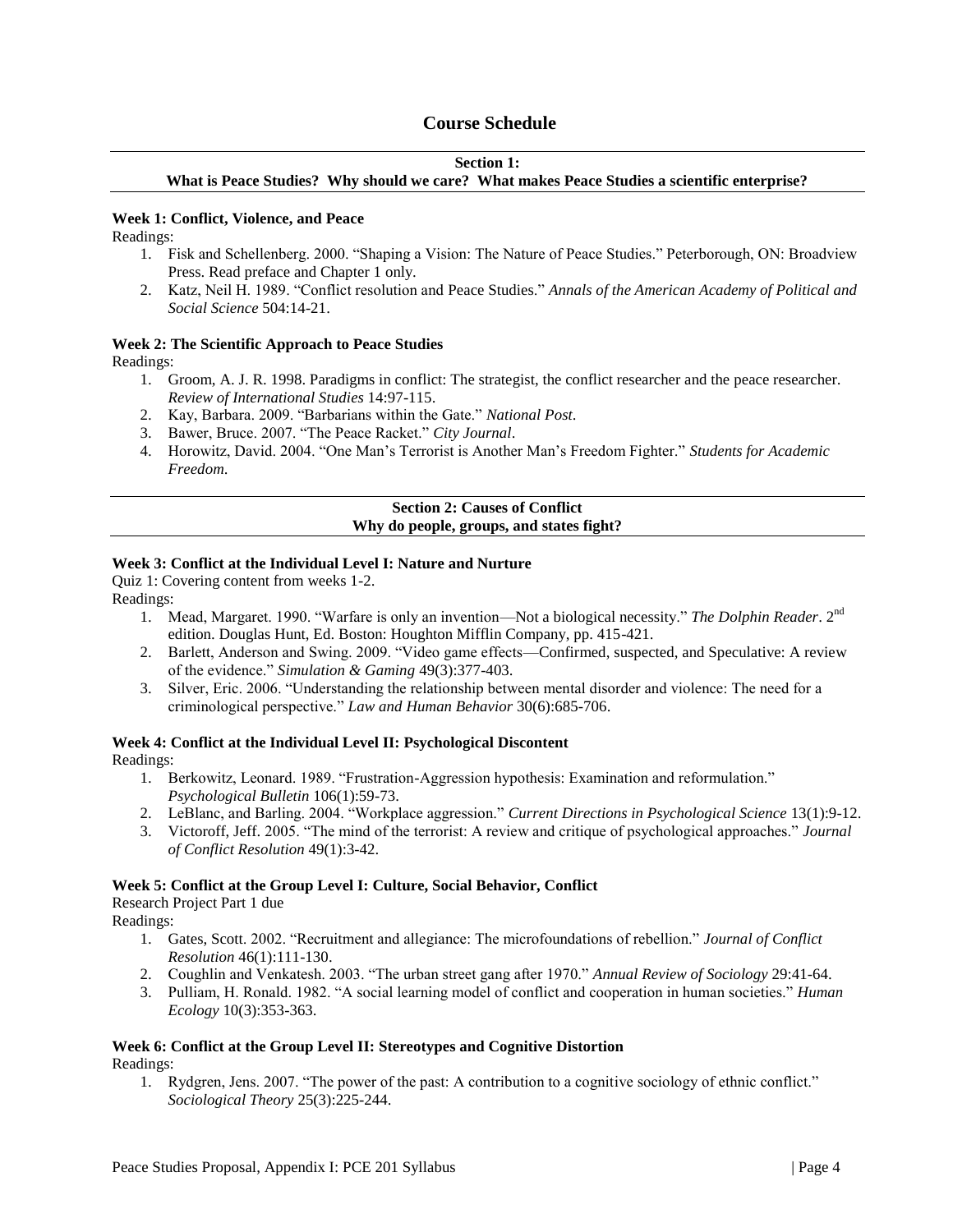## Course Schedule

### Section 1:
### What is Peace Studies? Why should we care? What makes Peace Studies a scientific enterprise?

**Week 1: Conflict, Violence, and Peace**

Readings:

1. Fisk and Schellenberg. 2000. "Shaping a Vision: The Nature of Peace Studies." Peterborough, ON: Broadview Press. Read preface and Chapter 1 only.
2. Katz, Neil H. 1989. "Conflict resolution and Peace Studies." *Annals of the American Academy of Political and Social Science* 504:14-21.

**Week 2: The Scientific Approach to Peace Studies**

Readings:

1. Groom, A. J. R. 1998. Paradigms in conflict: The strategist, the conflict researcher and the peace researcher. *Review of International Studies* 14:97-115.
2. Kay, Barbara. 2009. "Barbarians within the Gate." *National Post*.
3. Bawer, Bruce. 2007. "The Peace Racket." *City Journal*.
4. Horowitz, David. 2004. "One Man's Terrorist is Another Man's Freedom Fighter." *Students for Academic Freedom*.

### Section 2: Causes of Conflict
### Why do people, groups, and states fight?

**Week 3: Conflict at the Individual Level I: Nature and Nurture**

Quiz 1: Covering content from weeks 1-2.

Readings:

1. Mead, Margaret. 1990. "Warfare is only an invention—Not a biological necessity." *The Dolphin Reader*. 2nd edition. Douglas Hunt, Ed. Boston: Houghton Mifflin Company, pp. 415-421.
2. Barlett, Anderson and Swing. 2009. "Video game effects—Confirmed, suspected, and Speculative: A review of the evidence." *Simulation & Gaming* 49(3):377-403.
3. Silver, Eric. 2006. "Understanding the relationship between mental disorder and violence: The need for a criminological perspective." *Law and Human Behavior* 30(6):685-706.

**Week 4: Conflict at the Individual Level II: Psychological Discontent**

Readings:

1. Berkowitz, Leonard. 1989. "Frustration-Aggression hypothesis: Examination and reformulation." *Psychological Bulletin* 106(1):59-73.
2. LeBlanc, and Barling. 2004. "Workplace aggression." *Current Directions in Psychological Science* 13(1):9-12.
3. Victoroff, Jeff. 2005. "The mind of the terrorist: A review and critique of psychological approaches." *Journal of Conflict Resolution* 49(1):3-42.

**Week 5: Conflict at the Group Level I: Culture, Social Behavior, Conflict**

Research Project Part 1 due

Readings:

1. Gates, Scott. 2002. "Recruitment and allegiance: The microfoundations of rebellion." *Journal of Conflict Resolution* 46(1):111-130.
2. Coughlin and Venkatesh. 2003. "The urban street gang after 1970." *Annual Review of Sociology* 29:41-64.
3. Pulliam, H. Ronald. 1982. "A social learning model of conflict and cooperation in human societies." *Human Ecology* 10(3):353-363.

**Week 6: Conflict at the Group Level II: Stereotypes and Cognitive Distortion**

Readings:

1. Rydgren, Jens. 2007. "The power of the past: A contribution to a cognitive sociology of ethnic conflict." *Sociological Theory* 25(3):225-244.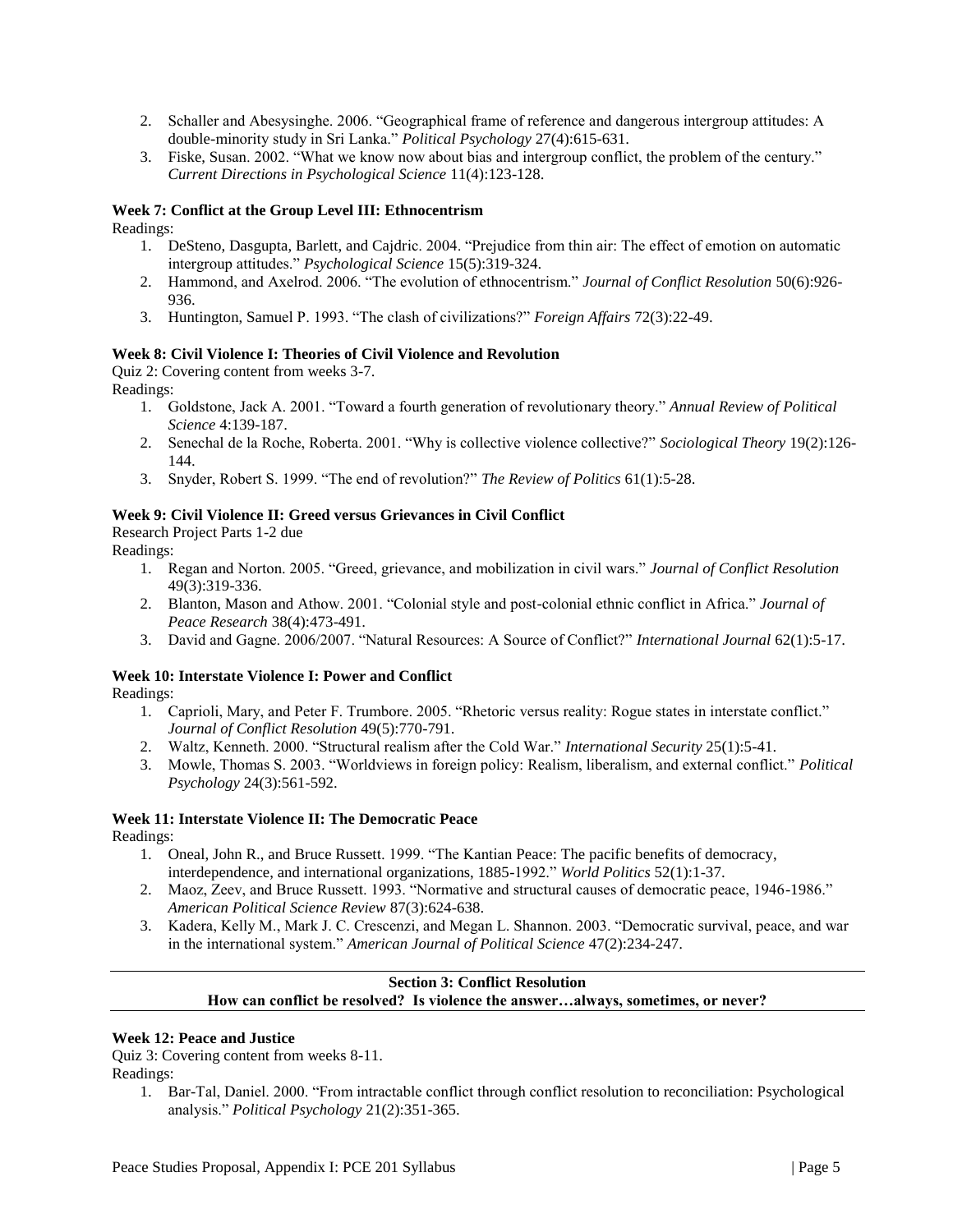2. Schaller and Abesysinghe. 2006. "Geographical frame of reference and dangerous intergroup attitudes: A double-minority study in Sri Lanka." *Political Psychology* 27(4):615-631.
3. Fiske, Susan. 2002. "What we know now about bias and intergroup conflict, the problem of the century." *Current Directions in Psychological Science* 11(4):123-128.

**Week 7: Conflict at the Group Level III: Ethnocentrism**

Readings:

1. DeSteno, Dasgupta, Barlett, and Cajdric. 2004. "Prejudice from thin air: The effect of emotion on automatic intergroup attitudes." *Psychological Science* 15(5):319-324.
2. Hammond, and Axelrod. 2006. "The evolution of ethnocentrism." *Journal of Conflict Resolution* 50(6):926-936.
3. Huntington, Samuel P. 1993. "The clash of civilizations?" *Foreign Affairs* 72(3):22-49.

**Week 8: Civil Violence I: Theories of Civil Violence and Revolution**

Quiz 2: Covering content from weeks 3-7.

Readings:

1. Goldstone, Jack A. 2001. "Toward a fourth generation of revolutionary theory." *Annual Review of Political Science* 4:139-187.
2. Senechal de la Roche, Roberta. 2001. "Why is collective violence collective?" *Sociological Theory* 19(2):126-144.
3. Snyder, Robert S. 1999. "The end of revolution?" *The Review of Politics* 61(1):5-28.

**Week 9: Civil Violence II: Greed versus Grievances in Civil Conflict**

Research Project Parts 1-2 due

Readings:

1. Regan and Norton. 2005. "Greed, grievance, and mobilization in civil wars." *Journal of Conflict Resolution* 49(3):319-336.
2. Blanton, Mason and Athow. 2001. "Colonial style and post-colonial ethnic conflict in Africa." *Journal of Peace Research* 38(4):473-491.
3. David and Gagne. 2006/2007. "Natural Resources: A Source of Conflict?" *International Journal* 62(1):5-17.

**Week 10: Interstate Violence I: Power and Conflict**

Readings:

1. Caprioli, Mary, and Peter F. Trumbore. 2005. "Rhetoric versus reality: Rogue states in interstate conflict." *Journal of Conflict Resolution* 49(5):770-791.
2. Waltz, Kenneth. 2000. "Structural realism after the Cold War." *International Security* 25(1):5-41.
3. Mowle, Thomas S. 2003. "Worldviews in foreign policy: Realism, liberalism, and external conflict." *Political Psychology* 24(3):561-592.

**Week 11: Interstate Violence II: The Democratic Peace**

Readings:

1. Oneal, John R., and Bruce Russett. 1999. "The Kantian Peace: The pacific benefits of democracy, interdependence, and international organizations, 1885-1992." *World Politics* 52(1):1-37.
2. Maoz, Zeev, and Bruce Russett. 1993. "Normative and structural causes of democratic peace, 1946-1986." *American Political Science Review* 87(3):624-638.
3. Kadera, Kelly M., Mark J. C. Crescenzi, and Megan L. Shannon. 2003. "Democratic survival, peace, and war in the international system." *American Journal of Political Science* 47(2):234-247.

---

**Section 3: Conflict Resolution**

**How can conflict be resolved? Is violence the answer…always, sometimes, or never?**

---

**Week 12: Peace and Justice**

Quiz 3: Covering content from weeks 8-11.

Readings:

1. Bar-Tal, Daniel. 2000. "From intractable conflict through conflict resolution to reconciliation: Psychological analysis." *Political Psychology* 21(2):351-365.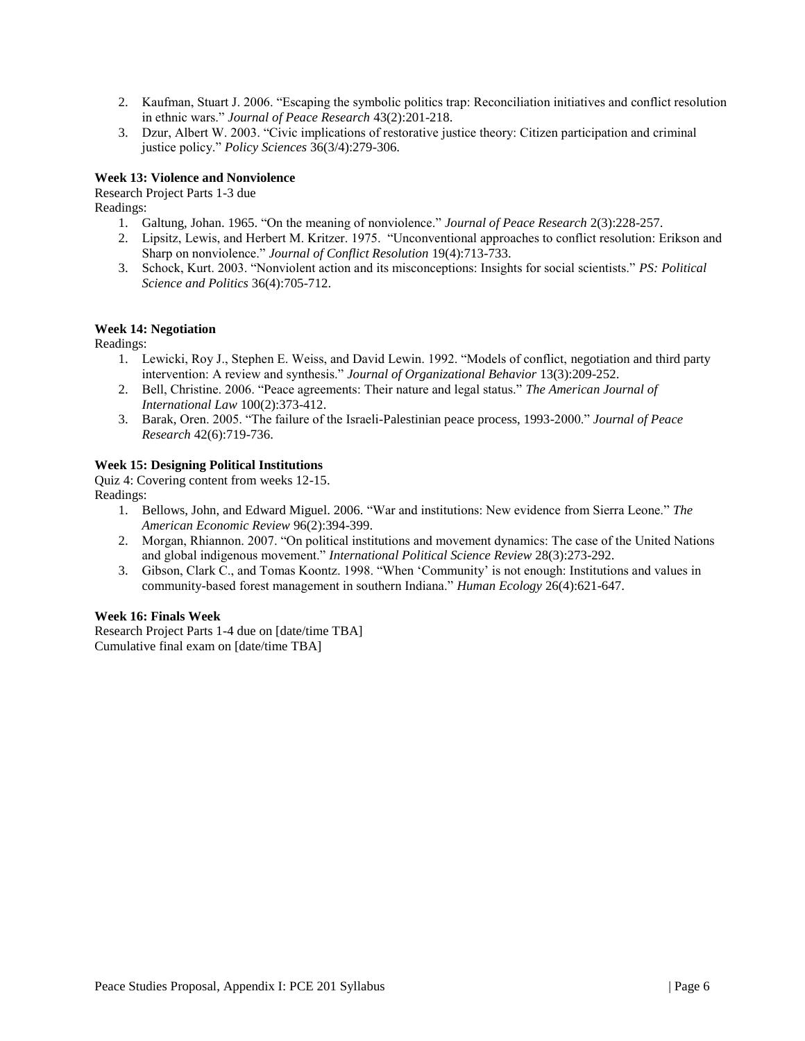2. Kaufman, Stuart J. 2006. "Escaping the symbolic politics trap: Reconciliation initiatives and conflict resolution in ethnic wars." *Journal of Peace Research* 43(2):201-218.
3. Dzur, Albert W. 2003. "Civic implications of restorative justice theory: Citizen participation and criminal justice policy." *Policy Sciences* 36(3/4):279-306.

**Week 13: Violence and Nonviolence**

Research Project Parts 1-3 due

Readings:

1. Galtung, Johan. 1965. "On the meaning of nonviolence." *Journal of Peace Research* 2(3):228-257.
2. Lipsitz, Lewis, and Herbert M. Kritzer. 1975. "Unconventional approaches to conflict resolution: Erikson and Sharp on nonviolence." *Journal of Conflict Resolution* 19(4):713-733.
3. Schock, Kurt. 2003. "Nonviolent action and its misconceptions: Insights for social scientists." *PS: Political Science and Politics* 36(4):705-712.

**Week 14: Negotiation**

Readings:

1. Lewicki, Roy J., Stephen E. Weiss, and David Lewin. 1992. "Models of conflict, negotiation and third party intervention: A review and synthesis." *Journal of Organizational Behavior* 13(3):209-252.
2. Bell, Christine. 2006. "Peace agreements: Their nature and legal status." *The American Journal of International Law* 100(2):373-412.
3. Barak, Oren. 2005. "The failure of the Israeli-Palestinian peace process, 1993-2000." *Journal of Peace Research* 42(6):719-736.

**Week 15: Designing Political Institutions**

Quiz 4: Covering content from weeks 12-15.

Readings:

1. Bellows, John, and Edward Miguel. 2006. "War and institutions: New evidence from Sierra Leone." *The American Economic Review* 96(2):394-399.
2. Morgan, Rhiannon. 2007. "On political institutions and movement dynamics: The case of the United Nations and global indigenous movement." *International Political Science Review* 28(3):273-292.
3. Gibson, Clark C., and Tomas Koontz. 1998. "When 'Community' is not enough: Institutions and values in community-based forest management in southern Indiana." *Human Ecology* 26(4):621-647.

**Week 16: Finals Week**

Research Project Parts 1-4 due on [date/time TBA]

Cumulative final exam on [date/time TBA]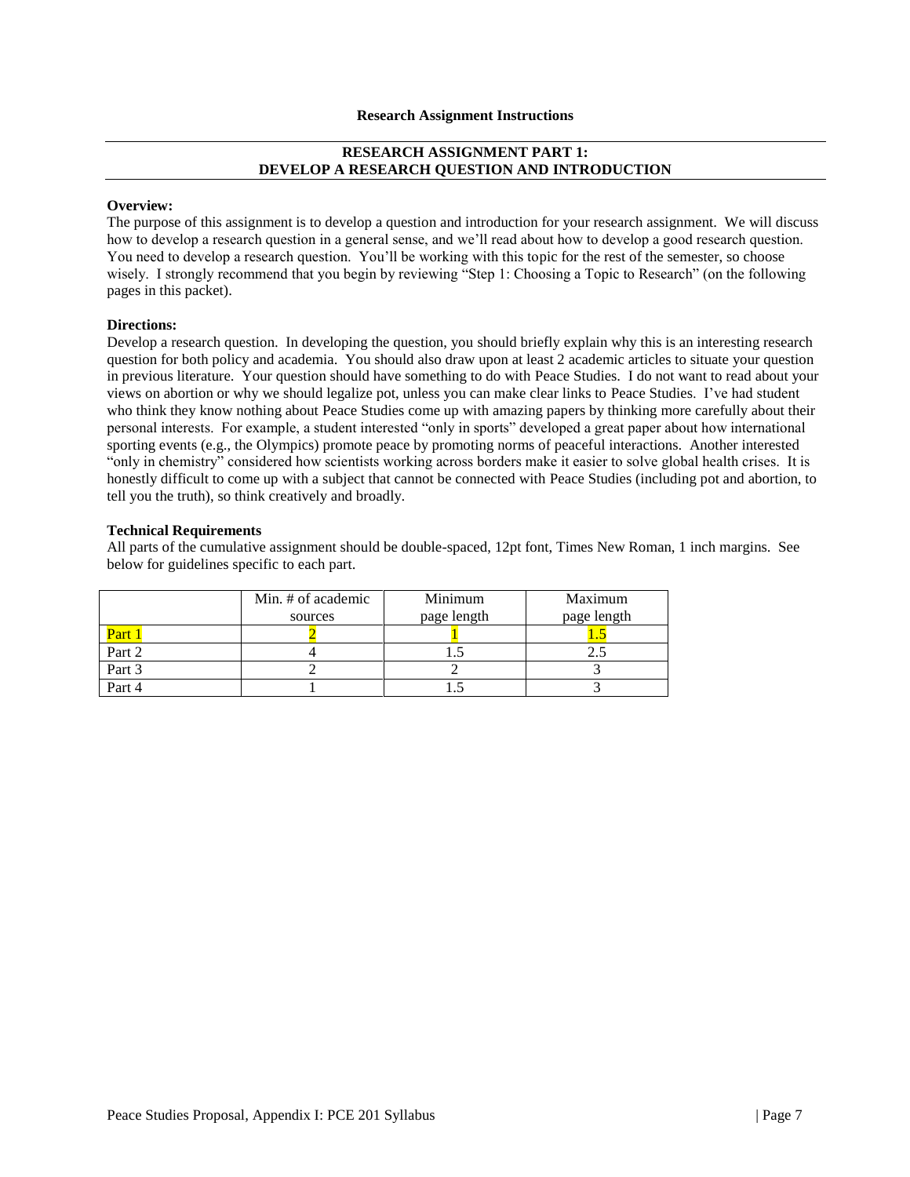**Research Assignment Instructions**

## RESEARCH ASSIGNMENT PART 1: DEVELOP A RESEARCH QUESTION AND INTRODUCTION

**Overview:**

The purpose of this assignment is to develop a question and introduction for your research assignment. We will discuss how to develop a research question in a general sense, and we'll read about how to develop a good research question. You need to develop a research question. You'll be working with this topic for the rest of the semester, so choose wisely. I strongly recommend that you begin by reviewing "Step 1: Choosing a Topic to Research" (on the following pages in this packet).

**Directions:**

Develop a research question. In developing the question, you should briefly explain why this is an interesting research question for both policy and academia. You should also draw upon at least 2 academic articles to situate your question in previous literature. Your question should have something to do with Peace Studies. I do not want to read about your views on abortion or why we should legalize pot, unless you can make clear links to Peace Studies. I've had student who think they know nothing about Peace Studies come up with amazing papers by thinking more carefully about their personal interests. For example, a student interested "only in sports" developed a great paper about how international sporting events (e.g., the Olympics) promote peace by promoting norms of peaceful interactions. Another interested "only in chemistry" considered how scientists working across borders make it easier to solve global health crises. It is honestly difficult to come up with a subject that cannot be connected with Peace Studies (including pot and abortion, to tell you the truth), so think creatively and broadly.

**Technical Requirements**

All parts of the cumulative assignment should be double-spaced, 12pt font, Times New Roman, 1 inch margins. See below for guidelines specific to each part.

| | Min. # of academic sources | Minimum page length | Maximum page length |
|---|---|---|---|
| Part 1 | 2 | 1 | 1.5 |
| Part 2 | 4 | 1.5 | 2.5 |
| Part 3 | 2 | 2 | 3 |
| Part 4 | 1 | 1.5 | 3 |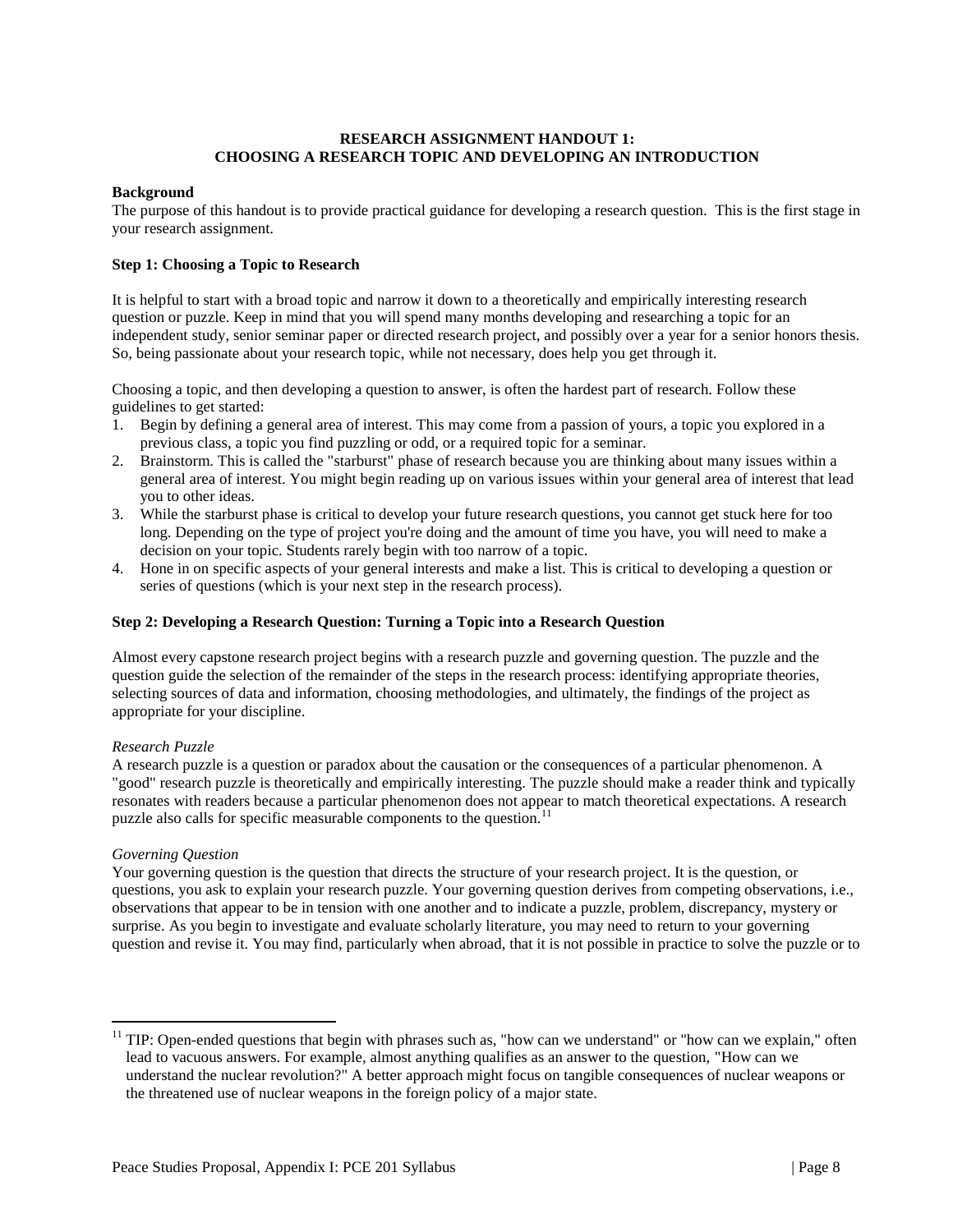## RESEARCH ASSIGNMENT HANDOUT 1: CHOOSING A RESEARCH TOPIC AND DEVELOPING AN INTRODUCTION

**Background**

The purpose of this handout is to provide practical guidance for developing a research question. This is the first stage in your research assignment.

**Step 1: Choosing a Topic to Research**

It is helpful to start with a broad topic and narrow it down to a theoretically and empirically interesting research question or puzzle. Keep in mind that you will spend many months developing and researching a topic for an independent study, senior seminar paper or directed research project, and possibly over a year for a senior honors thesis. So, being passionate about your research topic, while not necessary, does help you get through it.

Choosing a topic, and then developing a question to answer, is often the hardest part of research. Follow these guidelines to get started:

1. Begin by defining a general area of interest. This may come from a passion of yours, a topic you explored in a previous class, a topic you find puzzling or odd, or a required topic for a seminar.
2. Brainstorm. This is called the "starburst" phase of research because you are thinking about many issues within a general area of interest. You might begin reading up on various issues within your general area of interest that lead you to other ideas.
3. While the starburst phase is critical to develop your future research questions, you cannot get stuck here for too long. Depending on the type of project you're doing and the amount of time you have, you will need to make a decision on your topic. Students rarely begin with too narrow of a topic.
4. Hone in on specific aspects of your general interests and make a list. This is critical to developing a question or series of questions (which is your next step in the research process).

**Step 2: Developing a Research Question: Turning a Topic into a Research Question**

Almost every capstone research project begins with a research puzzle and governing question. The puzzle and the question guide the selection of the remainder of the steps in the research process: identifying appropriate theories, selecting sources of data and information, choosing methodologies, and ultimately, the findings of the project as appropriate for your discipline.

*Research Puzzle*

A research puzzle is a question or paradox about the causation or the consequences of a particular phenomenon. A "good" research puzzle is theoretically and empirically interesting. The puzzle should make a reader think and typically resonates with readers because a particular phenomenon does not appear to match theoretical expectations. A research puzzle also calls for specific measurable components to the question.[11]

*Governing Question*

Your governing question is the question that directs the structure of your research project. It is the question, or questions, you ask to explain your research puzzle. Your governing question derives from competing observations, i.e., observations that appear to be in tension with one another and to indicate a puzzle, problem, discrepancy, mystery or surprise. As you begin to investigate and evaluate scholarly literature, you may need to return to your governing question and revise it. You may find, particularly when abroad, that it is not possible in practice to solve the puzzle or to

---

[11] TIP: Open-ended questions that begin with phrases such as, "how can we understand" or "how can we explain," often lead to vacuous answers. For example, almost anything qualifies as an answer to the question, "How can we understand the nuclear revolution?" A better approach might focus on tangible consequences of nuclear weapons or the threatened use of nuclear weapons in the foreign policy of a major state.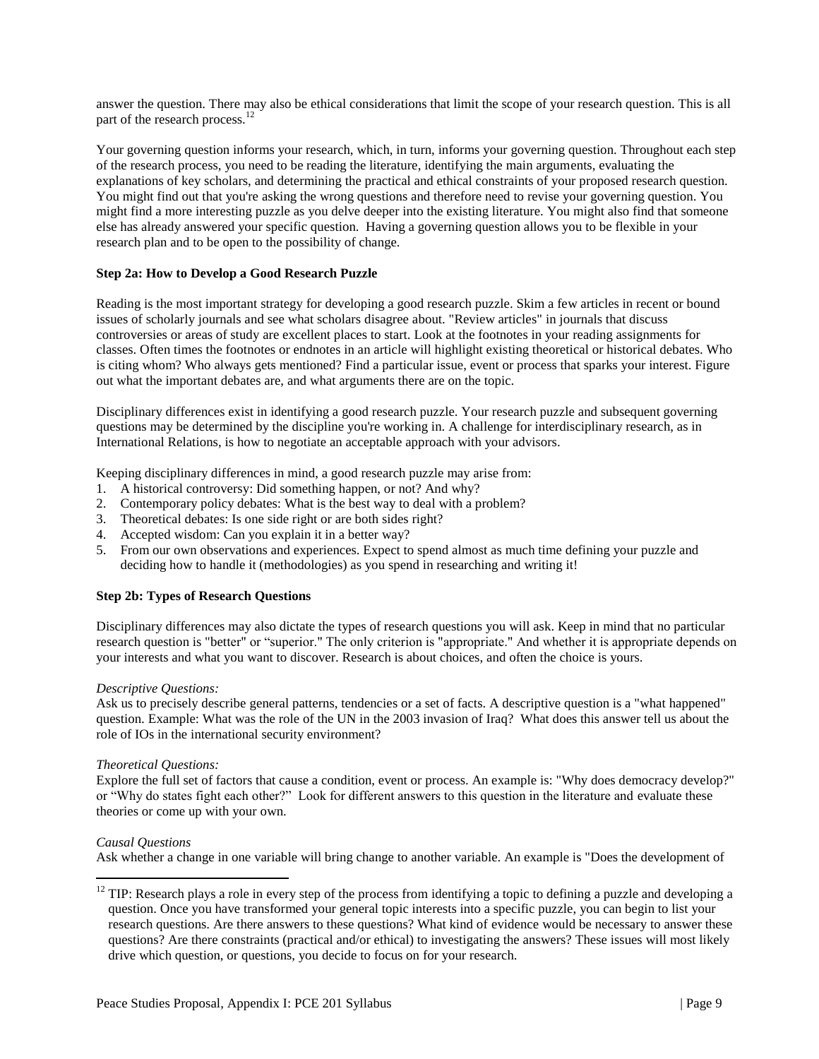answer the question. There may also be ethical considerations that limit the scope of your research question. This is all part of the research process.[12]

Your governing question informs your research, which, in turn, informs your governing question. Throughout each step of the research process, you need to be reading the literature, identifying the main arguments, evaluating the explanations of key scholars, and determining the practical and ethical constraints of your proposed research question. You might find out that you're asking the wrong questions and therefore need to revise your governing question. You might find a more interesting puzzle as you delve deeper into the existing literature. You might also find that someone else has already answered your specific question. Having a governing question allows you to be flexible in your research plan and to be open to the possibility of change.

**Step 2a: How to Develop a Good Research Puzzle**

Reading is the most important strategy for developing a good research puzzle. Skim a few articles in recent or bound issues of scholarly journals and see what scholars disagree about. "Review articles" in journals that discuss controversies or areas of study are excellent places to start. Look at the footnotes in your reading assignments for classes. Often times the footnotes or endnotes in an article will highlight existing theoretical or historical debates. Who is citing whom? Who always gets mentioned? Find a particular issue, event or process that sparks your interest. Figure out what the important debates are, and what arguments there are on the topic.

Disciplinary differences exist in identifying a good research puzzle. Your research puzzle and subsequent governing questions may be determined by the discipline you're working in. A challenge for interdisciplinary research, as in International Relations, is how to negotiate an acceptable approach with your advisors.

Keeping disciplinary differences in mind, a good research puzzle may arise from:

1. A historical controversy: Did something happen, or not? And why?
2. Contemporary policy debates: What is the best way to deal with a problem?
3. Theoretical debates: Is one side right or are both sides right?
4. Accepted wisdom: Can you explain it in a better way?
5. From our own observations and experiences. Expect to spend almost as much time defining your puzzle and deciding how to handle it (methodologies) as you spend in researching and writing it!

**Step 2b: Types of Research Questions**

Disciplinary differences may also dictate the types of research questions you will ask. Keep in mind that no particular research question is "better" or "superior." The only criterion is "appropriate." And whether it is appropriate depends on your interests and what you want to discover. Research is about choices, and often the choice is yours.

*Descriptive Questions:*
Ask us to precisely describe general patterns, tendencies or a set of facts. A descriptive question is a "what happened" question. Example: What was the role of the UN in the 2003 invasion of Iraq? What does this answer tell us about the role of IOs in the international security environment?

*Theoretical Questions:*
Explore the full set of factors that cause a condition, event or process. An example is: "Why does democracy develop?" or "Why do states fight each other?" Look for different answers to this question in the literature and evaluate these theories or come up with your own.

*Causal Questions*
Ask whether a change in one variable will bring change to another variable. An example is "Does the development of

[12] TIP: Research plays a role in every step of the process from identifying a topic to defining a puzzle and developing a question. Once you have transformed your general topic interests into a specific puzzle, you can begin to list your research questions. Are there answers to these questions? What kind of evidence would be necessary to answer these questions? Are there constraints (practical and/or ethical) to investigating the answers? These issues will most likely drive which question, or questions, you decide to focus on for your research.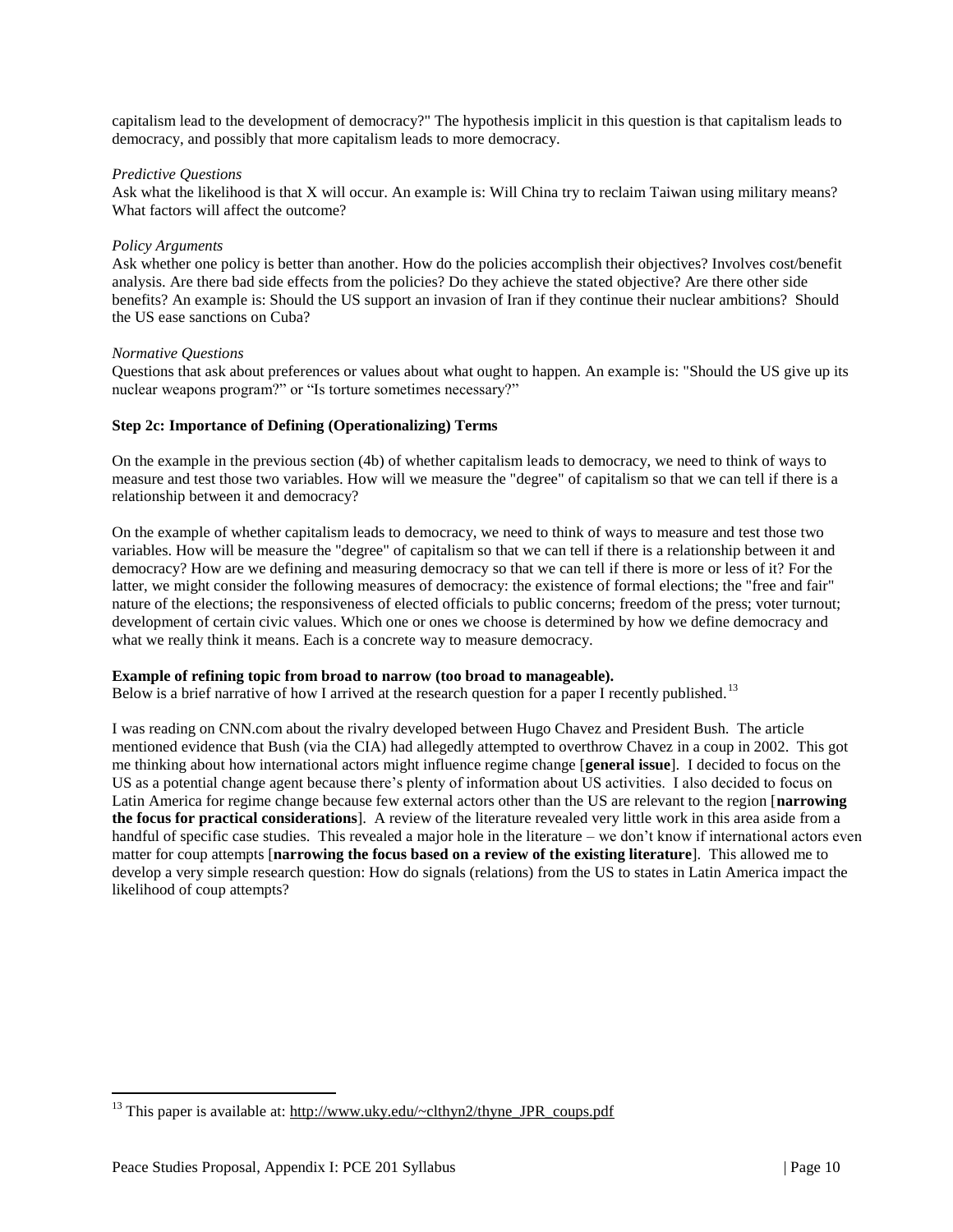capitalism lead to the development of democracy?" The hypothesis implicit in this question is that capitalism leads to democracy, and possibly that more capitalism leads to more democracy.

*Predictive Questions*
Ask what the likelihood is that X will occur. An example is: Will China try to reclaim Taiwan using military means? What factors will affect the outcome?

*Policy Arguments*
Ask whether one policy is better than another. How do the policies accomplish their objectives? Involves cost/benefit analysis. Are there bad side effects from the policies? Do they achieve the stated objective? Are there other side benefits? An example is: Should the US support an invasion of Iran if they continue their nuclear ambitions? Should the US ease sanctions on Cuba?

*Normative Questions*
Questions that ask about preferences or values about what ought to happen. An example is: "Should the US give up its nuclear weapons program?" or "Is torture sometimes necessary?"

**Step 2c: Importance of Defining (Operationalizing) Terms**

On the example in the previous section (4b) of whether capitalism leads to democracy, we need to think of ways to measure and test those two variables. How will we measure the "degree" of capitalism so that we can tell if there is a relationship between it and democracy?

On the example of whether capitalism leads to democracy, we need to think of ways to measure and test those two variables. How will be measure the "degree" of capitalism so that we can tell if there is a relationship between it and democracy? How are we defining and measuring democracy so that we can tell if there is more or less of it? For the latter, we might consider the following measures of democracy: the existence of formal elections; the "free and fair" nature of the elections; the responsiveness of elected officials to public concerns; freedom of the press; voter turnout; development of certain civic values. Which one or ones we choose is determined by how we define democracy and what we really think it means. Each is a concrete way to measure democracy.

**Example of refining topic from broad to narrow (too broad to manageable).**
Below is a brief narrative of how I arrived at the research question for a paper I recently published.[13]

I was reading on CNN.com about the rivalry developed between Hugo Chavez and President Bush. The article mentioned evidence that Bush (via the CIA) had allegedly attempted to overthrow Chavez in a coup in 2002. This got me thinking about how international actors might influence regime change [**general issue**]. I decided to focus on the US as a potential change agent because there's plenty of information about US activities. I also decided to focus on Latin America for regime change because few external actors other than the US are relevant to the region [**narrowing the focus for practical considerations**]. A review of the literature revealed very little work in this area aside from a handful of specific case studies. This revealed a major hole in the literature – we don't know if international actors even matter for coup attempts [**narrowing the focus based on a review of the existing literature**]. This allowed me to develop a very simple research question: How do signals (relations) from the US to states in Latin America impact the likelihood of coup attempts?

[13] This paper is available at: http://www.uky.edu/~clthyn2/thyne_JPR_coups.pdf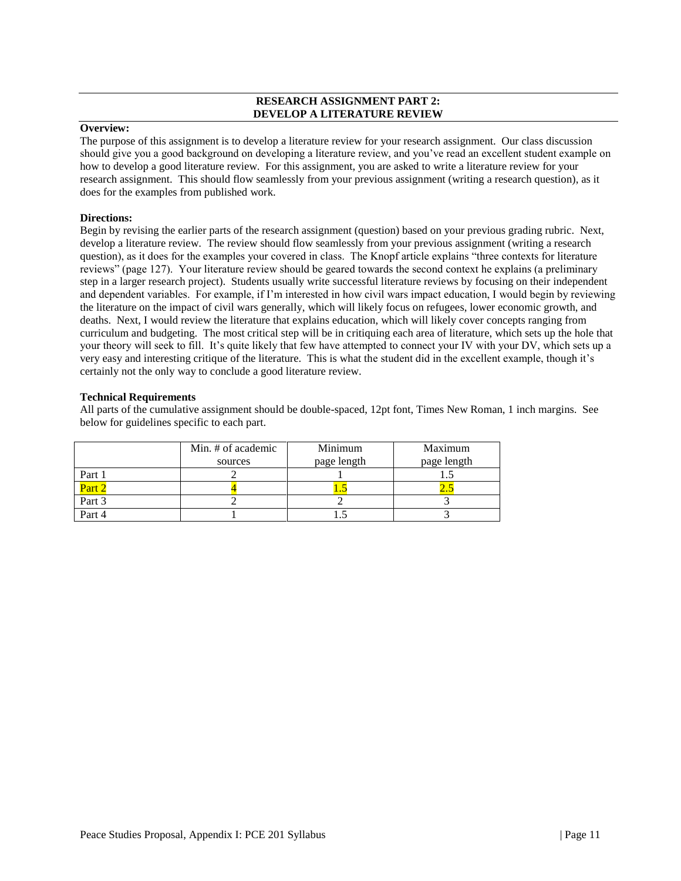## RESEARCH ASSIGNMENT PART 2:
## DEVELOP A LITERATURE REVIEW

**Overview:**

The purpose of this assignment is to develop a literature review for your research assignment. Our class discussion should give you a good background on developing a literature review, and you've read an excellent student example on how to develop a good literature review. For this assignment, you are asked to write a literature review for your research assignment. This should flow seamlessly from your previous assignment (writing a research question), as it does for the examples from published work.

**Directions:**

Begin by revising the earlier parts of the research assignment (question) based on your previous grading rubric. Next, develop a literature review. The review should flow seamlessly from your previous assignment (writing a research question), as it does for the examples your covered in class. The Knopf article explains "three contexts for literature reviews" (page 127). Your literature review should be geared towards the second context he explains (a preliminary step in a larger research project). Students usually write successful literature reviews by focusing on their independent and dependent variables. For example, if I'm interested in how civil wars impact education, I would begin by reviewing the literature on the impact of civil wars generally, which will likely focus on refugees, lower economic growth, and deaths. Next, I would review the literature that explains education, which will likely cover concepts ranging from curriculum and budgeting. The most critical step will be in critiquing each area of literature, which sets up the hole that your theory will seek to fill. It's quite likely that few have attempted to connect your IV with your DV, which sets up a very easy and interesting critique of the literature. This is what the student did in the excellent example, though it's certainly not the only way to conclude a good literature review.

**Technical Requirements**

All parts of the cumulative assignment should be double-spaced, 12pt font, Times New Roman, 1 inch margins. See below for guidelines specific to each part.

| | Min. # of academic sources | Minimum page length | Maximum page length |
|---|---|---|---|
| Part 1 | 2 | 1 | 1.5 |
| Part 2 | 4 | 1.5 | 2.5 |
| Part 3 | 2 | 2 | 3 |
| Part 4 | 1 | 1.5 | 3 |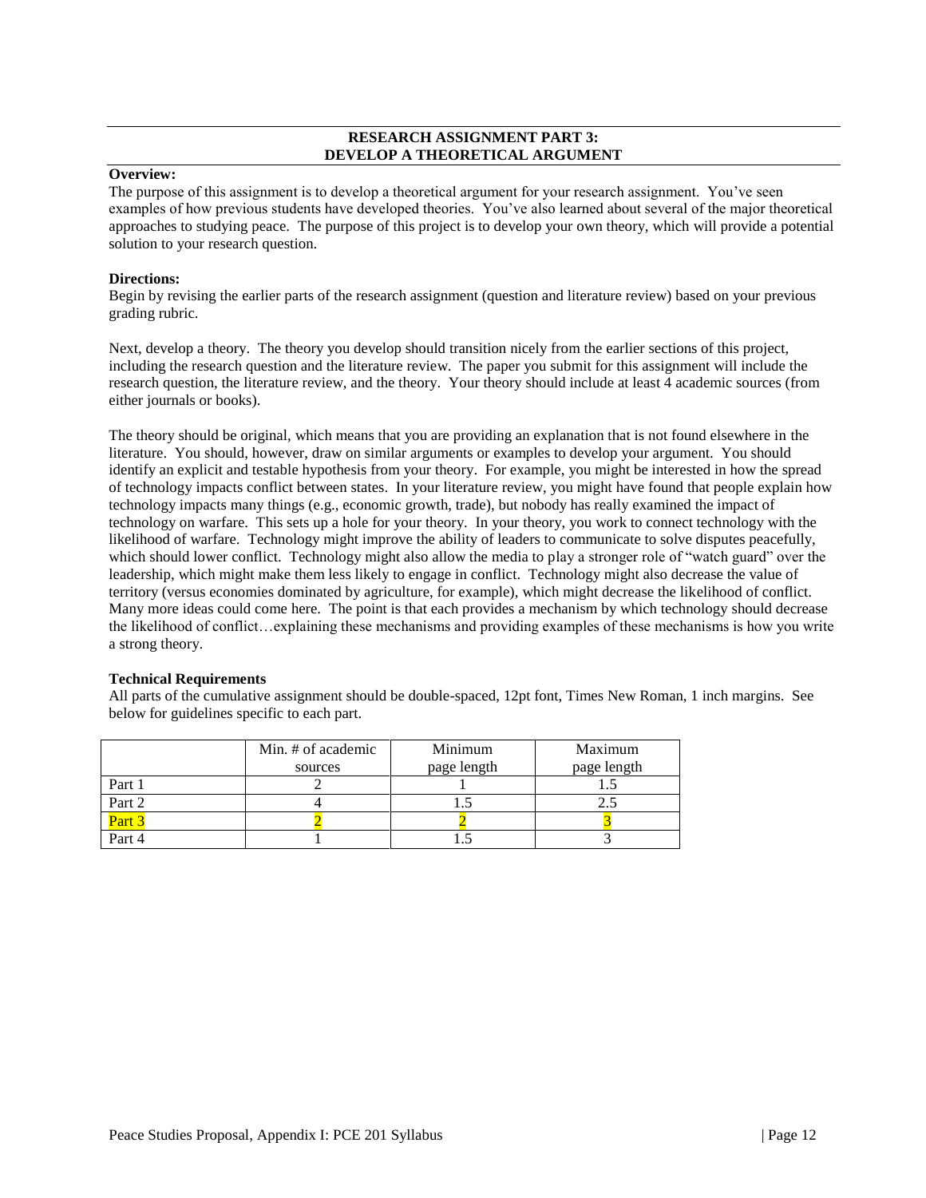## RESEARCH ASSIGNMENT PART 3: DEVELOP A THEORETICAL ARGUMENT

**Overview:**

The purpose of this assignment is to develop a theoretical argument for your research assignment. You've seen examples of how previous students have developed theories. You've also learned about several of the major theoretical approaches to studying peace. The purpose of this project is to develop your own theory, which will provide a potential solution to your research question.

**Directions:**

Begin by revising the earlier parts of the research assignment (question and literature review) based on your previous grading rubric.

Next, develop a theory. The theory you develop should transition nicely from the earlier sections of this project, including the research question and the literature review. The paper you submit for this assignment will include the research question, the literature review, and the theory. Your theory should include at least 4 academic sources (from either journals or books).

The theory should be original, which means that you are providing an explanation that is not found elsewhere in the literature. You should, however, draw on similar arguments or examples to develop your argument. You should identify an explicit and testable hypothesis from your theory. For example, you might be interested in how the spread of technology impacts conflict between states. In your literature review, you might have found that people explain how technology impacts many things (e.g., economic growth, trade), but nobody has really examined the impact of technology on warfare. This sets up a hole for your theory. In your theory, you work to connect technology with the likelihood of warfare. Technology might improve the ability of leaders to communicate to solve disputes peacefully, which should lower conflict. Technology might also allow the media to play a stronger role of "watch guard" over the leadership, which might make them less likely to engage in conflict. Technology might also decrease the value of territory (versus economies dominated by agriculture, for example), which might decrease the likelihood of conflict. Many more ideas could come here. The point is that each provides a mechanism by which technology should decrease the likelihood of conflict…explaining these mechanisms and providing examples of these mechanisms is how you write a strong theory.

**Technical Requirements**

All parts of the cumulative assignment should be double-spaced, 12pt font, Times New Roman, 1 inch margins. See below for guidelines specific to each part.

| | Min. # of academic sources | Minimum page length | Maximum page length |
|---|---|---|---|
| Part 1 | 2 | 1 | 1.5 |
| Part 2 | 4 | 1.5 | 2.5 |
| Part 3 | 2 | 2 | 3 |
| Part 4 | 1 | 1.5 | 3 |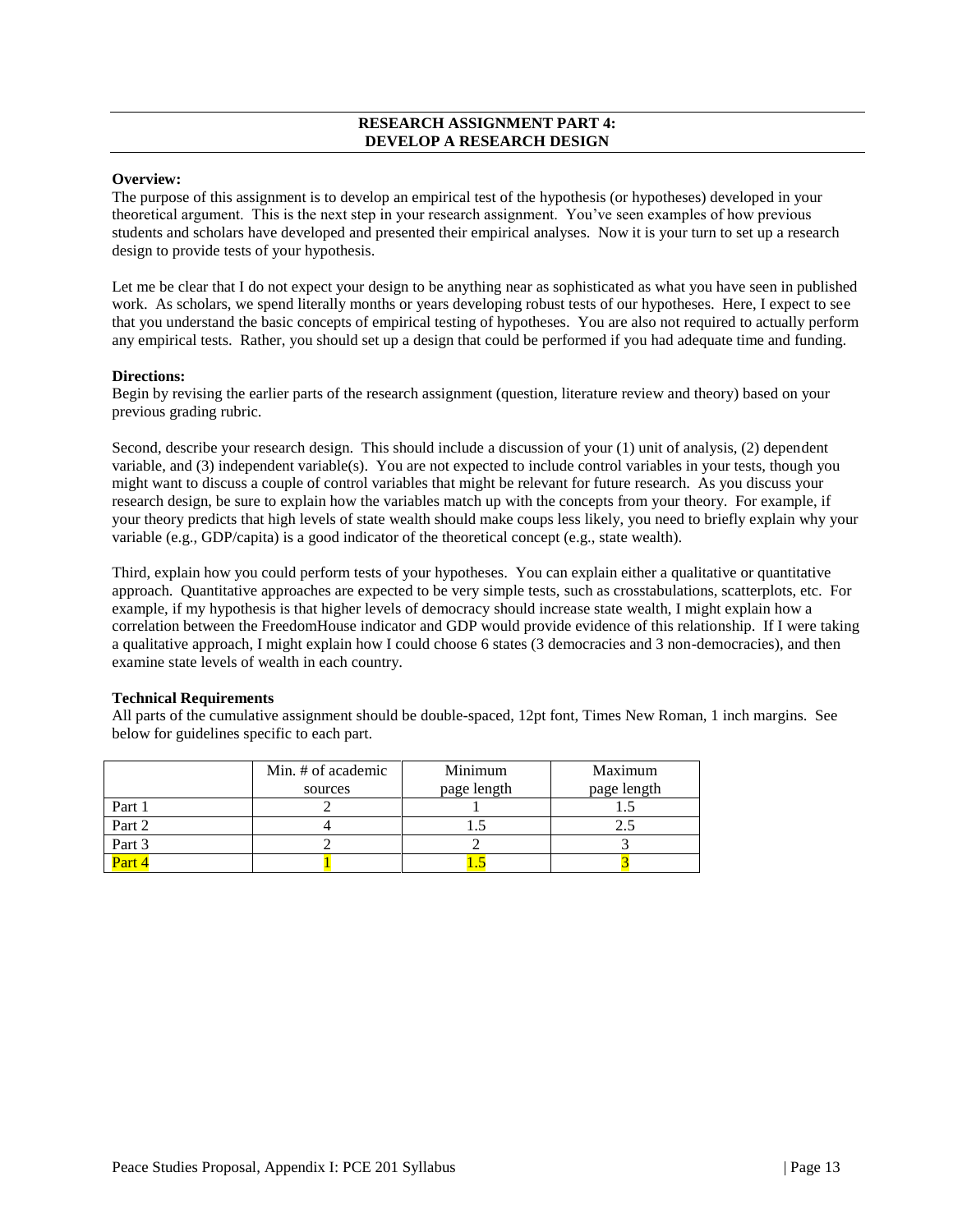## RESEARCH ASSIGNMENT PART 4: DEVELOP A RESEARCH DESIGN

**Overview:**

The purpose of this assignment is to develop an empirical test of the hypothesis (or hypotheses) developed in your theoretical argument. This is the next step in your research assignment. You've seen examples of how previous students and scholars have developed and presented their empirical analyses. Now it is your turn to set up a research design to provide tests of your hypothesis.

Let me be clear that I do not expect your design to be anything near as sophisticated as what you have seen in published work. As scholars, we spend literally months or years developing robust tests of our hypotheses. Here, I expect to see that you understand the basic concepts of empirical testing of hypotheses. You are also not required to actually perform any empirical tests. Rather, you should set up a design that could be performed if you had adequate time and funding.

**Directions:**

Begin by revising the earlier parts of the research assignment (question, literature review and theory) based on your previous grading rubric.

Second, describe your research design. This should include a discussion of your (1) unit of analysis, (2) dependent variable, and (3) independent variable(s). You are not expected to include control variables in your tests, though you might want to discuss a couple of control variables that might be relevant for future research. As you discuss your research design, be sure to explain how the variables match up with the concepts from your theory. For example, if your theory predicts that high levels of state wealth should make coups less likely, you need to briefly explain why your variable (e.g., GDP/capita) is a good indicator of the theoretical concept (e.g., state wealth).

Third, explain how you could perform tests of your hypotheses. You can explain either a qualitative or quantitative approach. Quantitative approaches are expected to be very simple tests, such as crosstabulations, scatterplots, etc. For example, if my hypothesis is that higher levels of democracy should increase state wealth, I might explain how a correlation between the FreedomHouse indicator and GDP would provide evidence of this relationship. If I were taking a qualitative approach, I might explain how I could choose 6 states (3 democracies and 3 non-democracies), and then examine state levels of wealth in each country.

**Technical Requirements**

All parts of the cumulative assignment should be double-spaced, 12pt font, Times New Roman, 1 inch margins. See below for guidelines specific to each part.

| | Min. # of academic sources | Minimum page length | Maximum page length |
|---|---|---|---|
| Part 1 | 2 | 1 | 1.5 |
| Part 2 | 4 | 1.5 | 2.5 |
| Part 3 | 2 | 2 | 3 |
| Part 4 | 1 | 1.5 | 3 |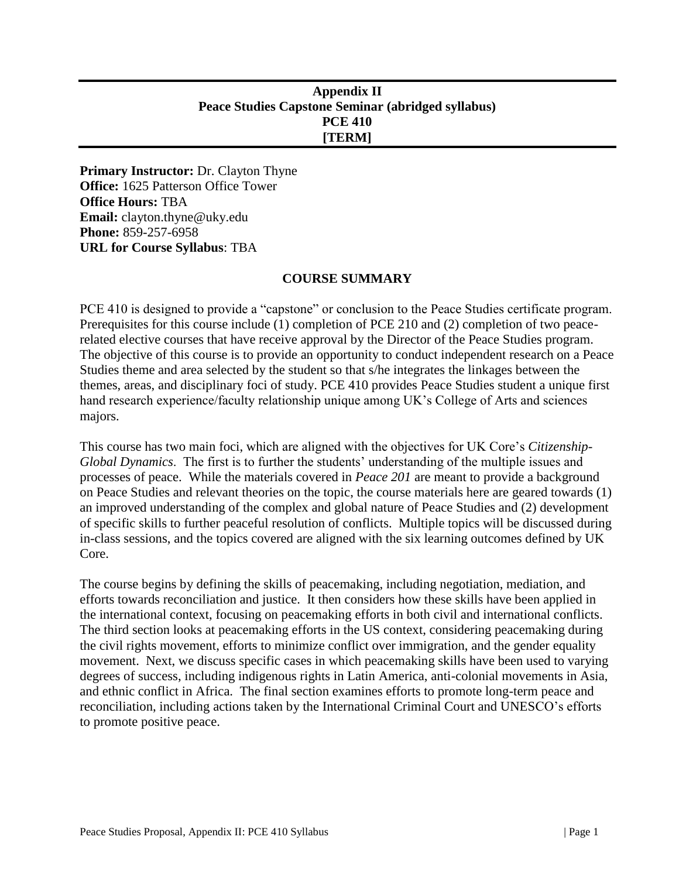**Appendix II**
**Peace Studies Capstone Seminar (abridged syllabus)**
**PCE 410**
**[TERM]**

**Primary Instructor:** Dr. Clayton Thyne
**Office:** 1625 Patterson Office Tower
**Office Hours:** TBA
**Email:** clayton.thyne@uky.edu
**Phone:** 859-257-6958
**URL for Course Syllabus**: TBA

## COURSE SUMMARY

PCE 410 is designed to provide a "capstone" or conclusion to the Peace Studies certificate program. Prerequisites for this course include (1) completion of PCE 210 and (2) completion of two peace-related elective courses that have receive approval by the Director of the Peace Studies program. The objective of this course is to provide an opportunity to conduct independent research on a Peace Studies theme and area selected by the student so that s/he integrates the linkages between the themes, areas, and disciplinary foci of study. PCE 410 provides Peace Studies student a unique first hand research experience/faculty relationship unique among UK's College of Arts and sciences majors.

This course has two main foci, which are aligned with the objectives for UK Core's *Citizenship-Global Dynamics*. The first is to further the students' understanding of the multiple issues and processes of peace. While the materials covered in *Peace 201* are meant to provide a background on Peace Studies and relevant theories on the topic, the course materials here are geared towards (1) an improved understanding of the complex and global nature of Peace Studies and (2) development of specific skills to further peaceful resolution of conflicts. Multiple topics will be discussed during in-class sessions, and the topics covered are aligned with the six learning outcomes defined by UK Core.

The course begins by defining the skills of peacemaking, including negotiation, mediation, and efforts towards reconciliation and justice. It then considers how these skills have been applied in the international context, focusing on peacemaking efforts in both civil and international conflicts. The third section looks at peacemaking efforts in the US context, considering peacemaking during the civil rights movement, efforts to minimize conflict over immigration, and the gender equality movement. Next, we discuss specific cases in which peacemaking skills have been used to varying degrees of success, including indigenous rights in Latin America, anti-colonial movements in Asia, and ethnic conflict in Africa. The final section examines efforts to promote long-term peace and reconciliation, including actions taken by the International Criminal Court and UNESCO's efforts to promote positive peace.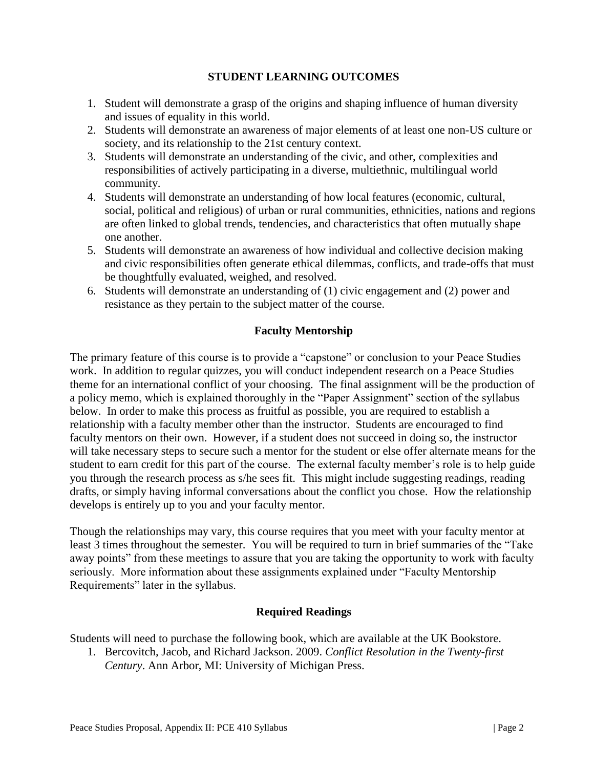## STUDENT LEARNING OUTCOMES

1. Student will demonstrate a grasp of the origins and shaping influence of human diversity and issues of equality in this world.
2. Students will demonstrate an awareness of major elements of at least one non-US culture or society, and its relationship to the 21st century context.
3. Students will demonstrate an understanding of the civic, and other, complexities and responsibilities of actively participating in a diverse, multiethnic, multilingual world community.
4. Students will demonstrate an understanding of how local features (economic, cultural, social, political and religious) of urban or rural communities, ethnicities, nations and regions are often linked to global trends, tendencies, and characteristics that often mutually shape one another.
5. Students will demonstrate an awareness of how individual and collective decision making and civic responsibilities often generate ethical dilemmas, conflicts, and trade-offs that must be thoughtfully evaluated, weighed, and resolved.
6. Students will demonstrate an understanding of (1) civic engagement and (2) power and resistance as they pertain to the subject matter of the course.

## Faculty Mentorship

The primary feature of this course is to provide a "capstone" or conclusion to your Peace Studies work. In addition to regular quizzes, you will conduct independent research on a Peace Studies theme for an international conflict of your choosing. The final assignment will be the production of a policy memo, which is explained thoroughly in the "Paper Assignment" section of the syllabus below. In order to make this process as fruitful as possible, you are required to establish a relationship with a faculty member other than the instructor. Students are encouraged to find faculty mentors on their own. However, if a student does not succeed in doing so, the instructor will take necessary steps to secure such a mentor for the student or else offer alternate means for the student to earn credit for this part of the course. The external faculty member's role is to help guide you through the research process as s/he sees fit. This might include suggesting readings, reading drafts, or simply having informal conversations about the conflict you chose. How the relationship develops is entirely up to you and your faculty mentor.

Though the relationships may vary, this course requires that you meet with your faculty mentor at least 3 times throughout the semester. You will be required to turn in brief summaries of the "Take away points" from these meetings to assure that you are taking the opportunity to work with faculty seriously. More information about these assignments explained under "Faculty Mentorship Requirements" later in the syllabus.

## Required Readings

Students will need to purchase the following book, which are available at the UK Bookstore.

1. Bercovitch, Jacob, and Richard Jackson. 2009. *Conflict Resolution in the Twenty-first Century*. Ann Arbor, MI: University of Michigan Press.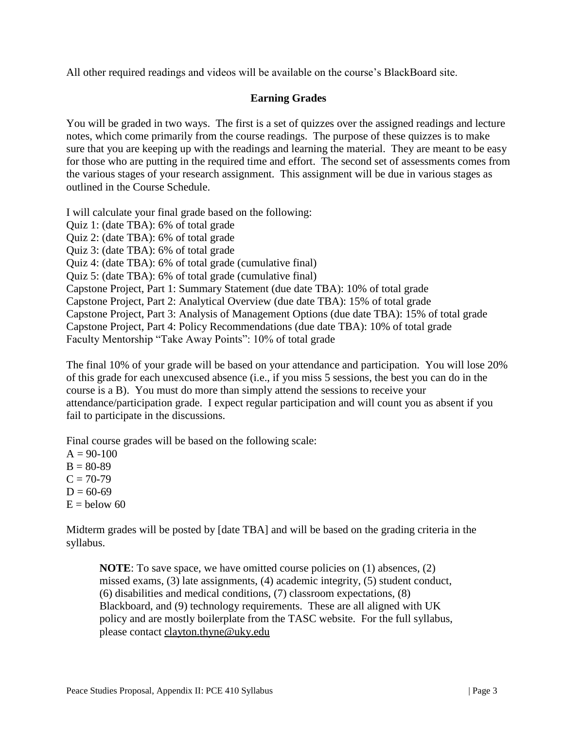All other required readings and videos will be available on the course's BlackBoard site.

## Earning Grades

You will be graded in two ways. The first is a set of quizzes over the assigned readings and lecture notes, which come primarily from the course readings. The purpose of these quizzes is to make sure that you are keeping up with the readings and learning the material. They are meant to be easy for those who are putting in the required time and effort. The second set of assessments comes from the various stages of your research assignment. This assignment will be due in various stages as outlined in the Course Schedule.

I will calculate your final grade based on the following:
Quiz 1: (date TBA): 6% of total grade
Quiz 2: (date TBA): 6% of total grade
Quiz 3: (date TBA): 6% of total grade
Quiz 4: (date TBA): 6% of total grade (cumulative final)
Quiz 5: (date TBA): 6% of total grade (cumulative final)
Capstone Project, Part 1: Summary Statement (due date TBA): 10% of total grade
Capstone Project, Part 2: Analytical Overview (due date TBA): 15% of total grade
Capstone Project, Part 3: Analysis of Management Options (due date TBA): 15% of total grade
Capstone Project, Part 4: Policy Recommendations (due date TBA): 10% of total grade
Faculty Mentorship "Take Away Points": 10% of total grade

The final 10% of your grade will be based on your attendance and participation. You will lose 20% of this grade for each unexcused absence (i.e., if you miss 5 sessions, the best you can do in the course is a B). You must do more than simply attend the sessions to receive your attendance/participation grade. I expect regular participation and will count you as absent if you fail to participate in the discussions.

Final course grades will be based on the following scale:
A = 90-100
B = 80-89
C = 70-79
D = 60-69
E = below 60

Midterm grades will be posted by [date TBA] and will be based on the grading criteria in the syllabus.

> **NOTE**: To save space, we have omitted course policies on (1) absences, (2) missed exams, (3) late assignments, (4) academic integrity, (5) student conduct, (6) disabilities and medical conditions, (7) classroom expectations, (8) Blackboard, and (9) technology requirements. These are all aligned with UK policy and are mostly boilerplate from the TASC website. For the full syllabus, please contact clayton.thyne@uky.edu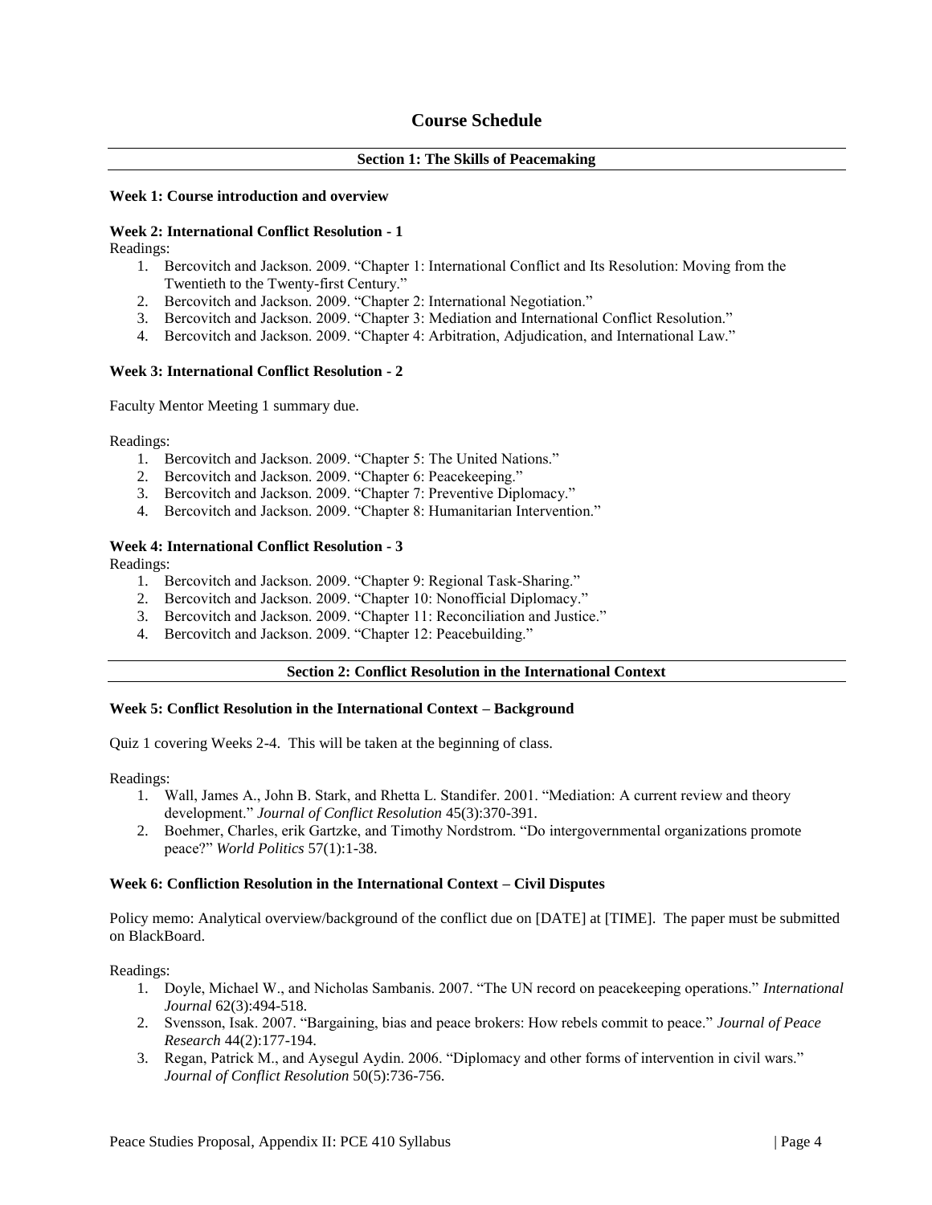## Course Schedule

### Section 1: The Skills of Peacemaking

**Week 1: Course introduction and overview**

**Week 2: International Conflict Resolution - 1**

Readings:

1. Bercovitch and Jackson. 2009. "Chapter 1: International Conflict and Its Resolution: Moving from the Twentieth to the Twenty-first Century."
2. Bercovitch and Jackson. 2009. "Chapter 2: International Negotiation."
3. Bercovitch and Jackson. 2009. "Chapter 3: Mediation and International Conflict Resolution."
4. Bercovitch and Jackson. 2009. "Chapter 4: Arbitration, Adjudication, and International Law."

**Week 3: International Conflict Resolution - 2**

Faculty Mentor Meeting 1 summary due.

Readings:

1. Bercovitch and Jackson. 2009. "Chapter 5: The United Nations."
2. Bercovitch and Jackson. 2009. "Chapter 6: Peacekeeping."
3. Bercovitch and Jackson. 2009. "Chapter 7: Preventive Diplomacy."
4. Bercovitch and Jackson. 2009. "Chapter 8: Humanitarian Intervention."

**Week 4: International Conflict Resolution - 3**

Readings:

1. Bercovitch and Jackson. 2009. "Chapter 9: Regional Task-Sharing."
2. Bercovitch and Jackson. 2009. "Chapter 10: Nonofficial Diplomacy."
3. Bercovitch and Jackson. 2009. "Chapter 11: Reconciliation and Justice."
4. Bercovitch and Jackson. 2009. "Chapter 12: Peacebuilding."

### Section 2: Conflict Resolution in the International Context

**Week 5: Conflict Resolution in the International Context – Background**

Quiz 1 covering Weeks 2-4. This will be taken at the beginning of class.

Readings:

1. Wall, James A., John B. Stark, and Rhetta L. Standifer. 2001. "Mediation: A current review and theory development." *Journal of Conflict Resolution* 45(3):370-391.
2. Boehmer, Charles, erik Gartzke, and Timothy Nordstrom. "Do intergovernmental organizations promote peace?" *World Politics* 57(1):1-38.

**Week 6: Confliction Resolution in the International Context – Civil Disputes**

Policy memo: Analytical overview/background of the conflict due on [DATE] at [TIME]. The paper must be submitted on BlackBoard.

Readings:

1. Doyle, Michael W., and Nicholas Sambanis. 2007. "The UN record on peacekeeping operations." *International Journal* 62(3):494-518.
2. Svensson, Isak. 2007. "Bargaining, bias and peace brokers: How rebels commit to peace." *Journal of Peace Research* 44(2):177-194.
3. Regan, Patrick M., and Aysegul Aydin. 2006. "Diplomacy and other forms of intervention in civil wars." *Journal of Conflict Resolution* 50(5):736-756.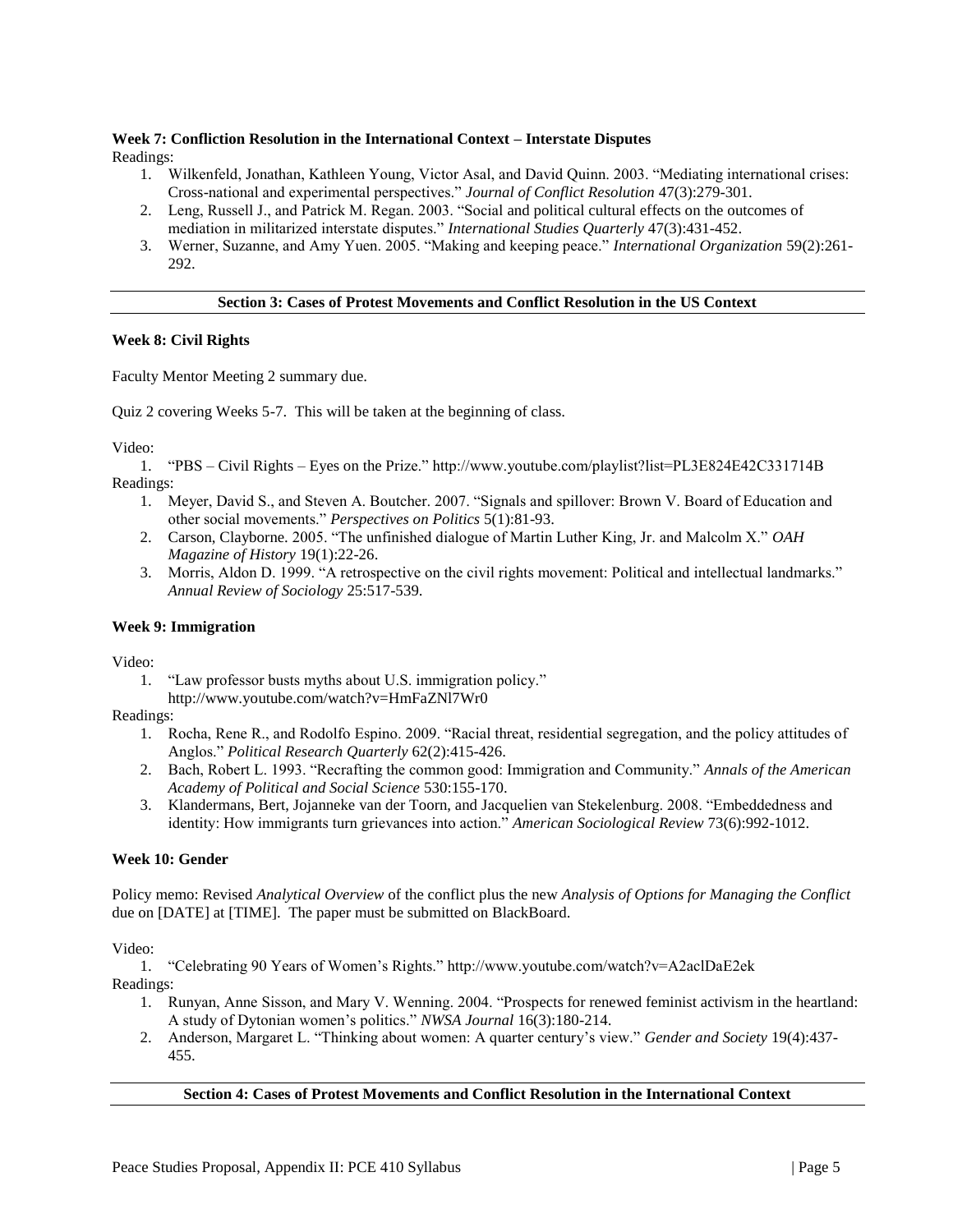**Week 7: Confliction Resolution in the International Context – Interstate Disputes**

Readings:

1. Wilkenfeld, Jonathan, Kathleen Young, Victor Asal, and David Quinn. 2003. "Mediating international crises: Cross-national and experimental perspectives." *Journal of Conflict Resolution* 47(3):279-301.
2. Leng, Russell J., and Patrick M. Regan. 2003. "Social and political cultural effects on the outcomes of mediation in militarized interstate disputes." *International Studies Quarterly* 47(3):431-452.
3. Werner, Suzanne, and Amy Yuen. 2005. "Making and keeping peace." *International Organization* 59(2):261-292.

---

**Section 3: Cases of Protest Movements and Conflict Resolution in the US Context**

---

**Week 8: Civil Rights**

Faculty Mentor Meeting 2 summary due.

Quiz 2 covering Weeks 5-7. This will be taken at the beginning of class.

Video:

1. "PBS – Civil Rights – Eyes on the Prize." http://www.youtube.com/playlist?list=PL3E824E42C331714B

Readings:

1. Meyer, David S., and Steven A. Boutcher. 2007. "Signals and spillover: Brown V. Board of Education and other social movements." *Perspectives on Politics* 5(1):81-93.
2. Carson, Clayborne. 2005. "The unfinished dialogue of Martin Luther King, Jr. and Malcolm X." *OAH Magazine of History* 19(1):22-26.
3. Morris, Aldon D. 1999. "A retrospective on the civil rights movement: Political and intellectual landmarks." *Annual Review of Sociology* 25:517-539.

**Week 9: Immigration**

Video:

1. "Law professor busts myths about U.S. immigration policy." http://www.youtube.com/watch?v=HmFaZNl7Wr0

Readings:

1. Rocha, Rene R., and Rodolfo Espino. 2009. "Racial threat, residential segregation, and the policy attitudes of Anglos." *Political Research Quarterly* 62(2):415-426.
2. Bach, Robert L. 1993. "Recrafting the common good: Immigration and Community." *Annals of the American Academy of Political and Social Science* 530:155-170.
3. Klandermans, Bert, Jojanneke van der Toorn, and Jacquelien van Stekelenburg. 2008. "Embeddedness and identity: How immigrants turn grievances into action." *American Sociological Review* 73(6):992-1012.

**Week 10: Gender**

Policy memo: Revised *Analytical Overview* of the conflict plus the new *Analysis of Options for Managing the Conflict* due on [DATE] at [TIME]. The paper must be submitted on BlackBoard.

Video:

1. "Celebrating 90 Years of Women's Rights." http://www.youtube.com/watch?v=A2aclDaE2ek

Readings:

1. Runyan, Anne Sisson, and Mary V. Wenning. 2004. "Prospects for renewed feminist activism in the heartland: A study of Dytonian women's politics." *NWSA Journal* 16(3):180-214.
2. Anderson, Margaret L. "Thinking about women: A quarter century's view." *Gender and Society* 19(4):437-455.

---

**Section 4: Cases of Protest Movements and Conflict Resolution in the International Context**

---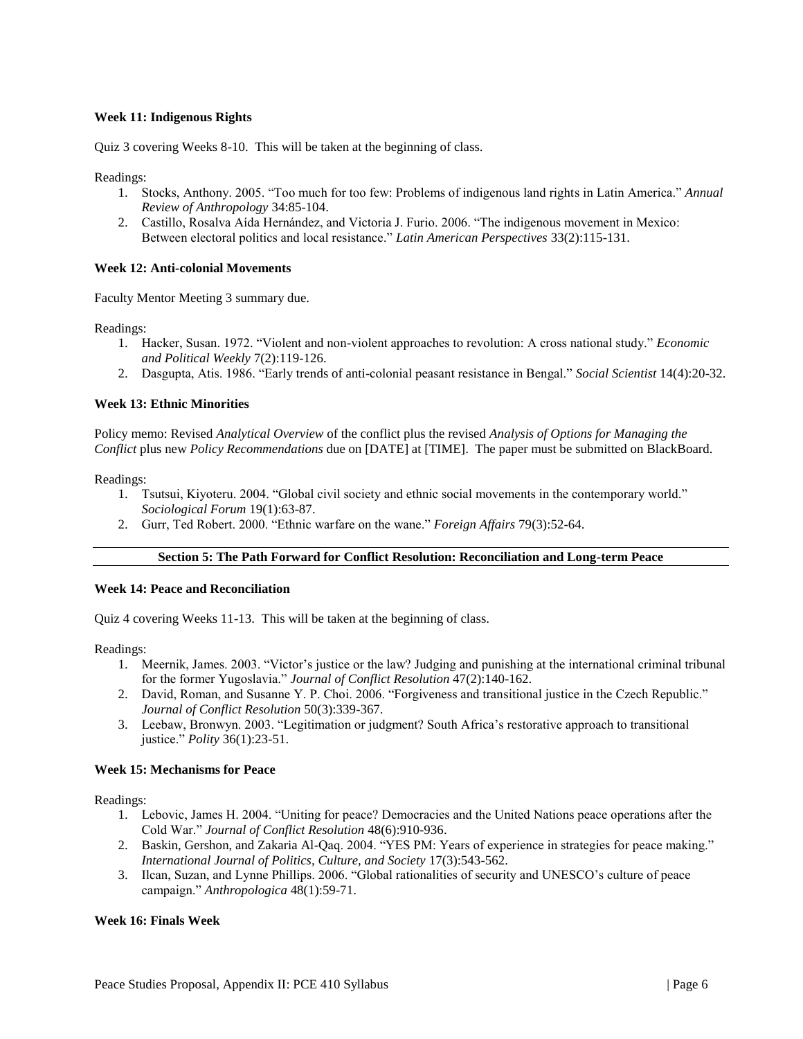**Week 11: Indigenous Rights**

Quiz 3 covering Weeks 8-10. This will be taken at the beginning of class.

Readings:

1. Stocks, Anthony. 2005. "Too much for too few: Problems of indigenous land rights in Latin America." *Annual Review of Anthropology* 34:85-104.
2. Castillo, Rosalva Aída Hernández, and Victoria J. Furio. 2006. "The indigenous movement in Mexico: Between electoral politics and local resistance." *Latin American Perspectives* 33(2):115-131.

**Week 12: Anti-colonial Movements**

Faculty Mentor Meeting 3 summary due.

Readings:

1. Hacker, Susan. 1972. "Violent and non-violent approaches to revolution: A cross national study." *Economic and Political Weekly* 7(2):119-126.
2. Dasgupta, Atis. 1986. "Early trends of anti-colonial peasant resistance in Bengal." *Social Scientist* 14(4):20-32.

**Week 13: Ethnic Minorities**

Policy memo: Revised *Analytical Overview* of the conflict plus the revised *Analysis of Options for Managing the Conflict* plus new *Policy Recommendations* due on [DATE] at [TIME]. The paper must be submitted on BlackBoard.

Readings:

1. Tsutsui, Kiyoteru. 2004. "Global civil society and ethnic social movements in the contemporary world." *Sociological Forum* 19(1):63-87.
2. Gurr, Ted Robert. 2000. "Ethnic warfare on the wane." *Foreign Affairs* 79(3):52-64.

## Section 5: The Path Forward for Conflict Resolution: Reconciliation and Long-term Peace

**Week 14: Peace and Reconciliation**

Quiz 4 covering Weeks 11-13. This will be taken at the beginning of class.

Readings:

1. Meernik, James. 2003. "Victor's justice or the law? Judging and punishing at the international criminal tribunal for the former Yugoslavia." *Journal of Conflict Resolution* 47(2):140-162.
2. David, Roman, and Susanne Y. P. Choi. 2006. "Forgiveness and transitional justice in the Czech Republic." *Journal of Conflict Resolution* 50(3):339-367.
3. Leebaw, Bronwyn. 2003. "Legitimation or judgment? South Africa's restorative approach to transitional justice." *Polity* 36(1):23-51.

**Week 15: Mechanisms for Peace**

Readings:

1. Lebovic, James H. 2004. "Uniting for peace? Democracies and the United Nations peace operations after the Cold War." *Journal of Conflict Resolution* 48(6):910-936.
2. Baskin, Gershon, and Zakaria Al-Qaq. 2004. "YES PM: Years of experience in strategies for peace making." *International Journal of Politics, Culture, and Society* 17(3):543-562.
3. Ilcan, Suzan, and Lynne Phillips. 2006. "Global rationalities of security and UNESCO's culture of peace campaign." *Anthropologica* 48(1):59-71.

**Week 16: Finals Week**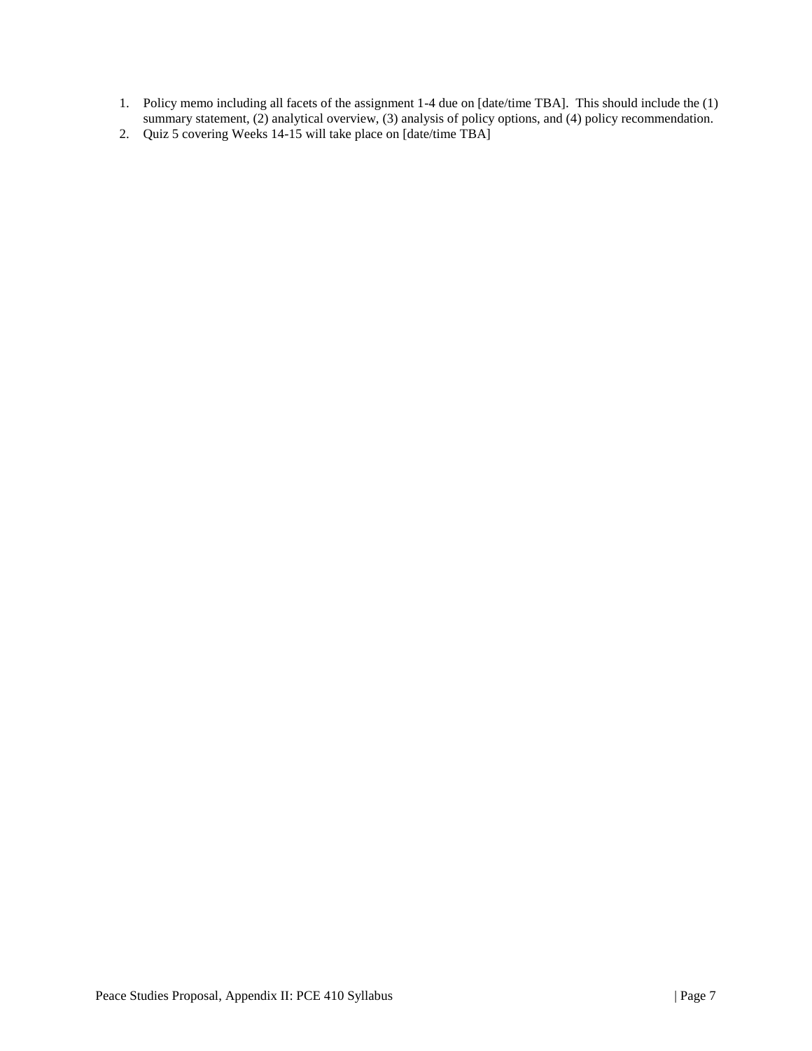1. Policy memo including all facets of the assignment 1-4 due on [date/time TBA]. This should include the (1) summary statement, (2) analytical overview, (3) analysis of policy options, and (4) policy recommendation.
2. Quiz 5 covering Weeks 14-15 will take place on [date/time TBA]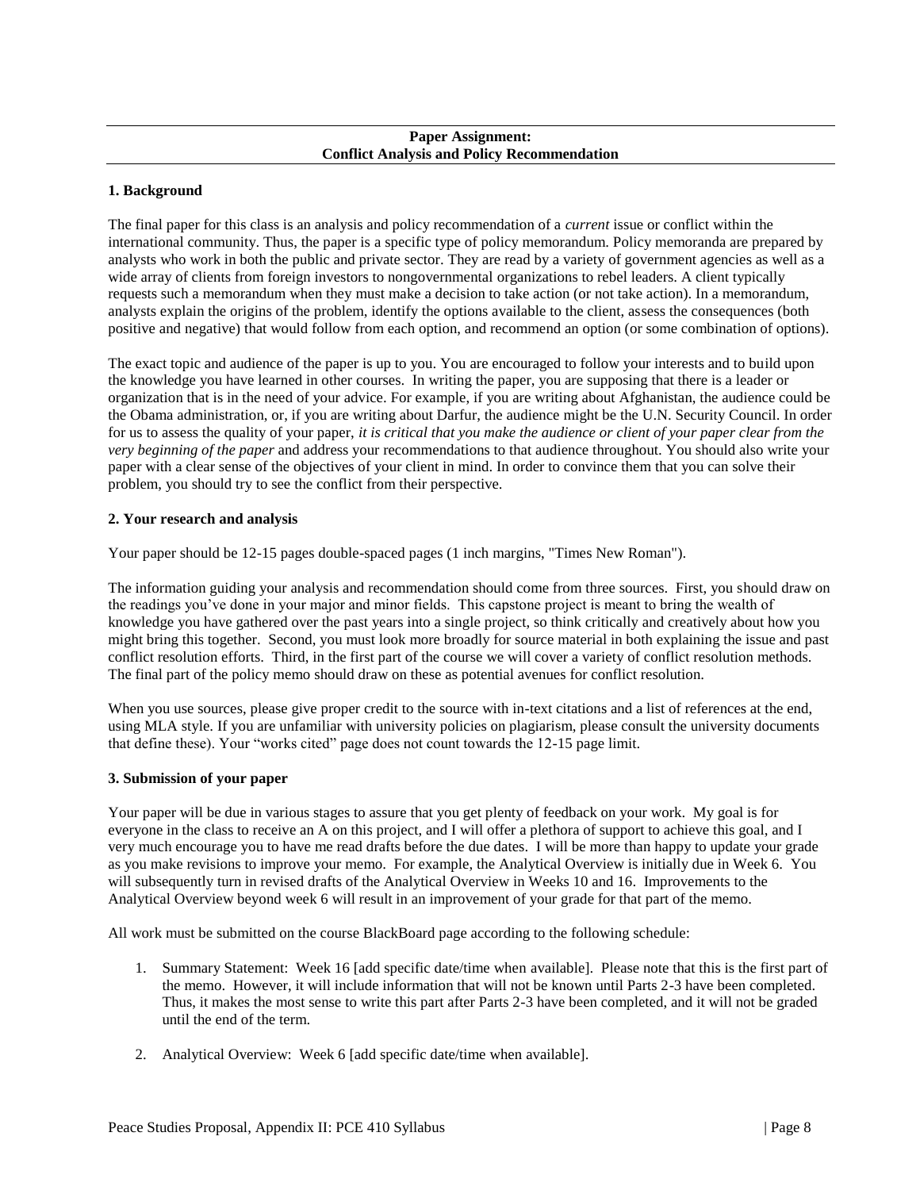## Paper Assignment: Conflict Analysis and Policy Recommendation

### 1. Background

The final paper for this class is an analysis and policy recommendation of a *current* issue or conflict within the international community. Thus, the paper is a specific type of policy memorandum. Policy memoranda are prepared by analysts who work in both the public and private sector. They are read by a variety of government agencies as well as a wide array of clients from foreign investors to nongovernmental organizations to rebel leaders. A client typically requests such a memorandum when they must make a decision to take action (or not take action). In a memorandum, analysts explain the origins of the problem, identify the options available to the client, assess the consequences (both positive and negative) that would follow from each option, and recommend an option (or some combination of options).

The exact topic and audience of the paper is up to you. You are encouraged to follow your interests and to build upon the knowledge you have learned in other courses. In writing the paper, you are supposing that there is a leader or organization that is in the need of your advice. For example, if you are writing about Afghanistan, the audience could be the Obama administration, or, if you are writing about Darfur, the audience might be the U.N. Security Council. In order for us to assess the quality of your paper, *it is critical that you make the audience or client of your paper clear from the very beginning of the paper* and address your recommendations to that audience throughout. You should also write your paper with a clear sense of the objectives of your client in mind. In order to convince them that you can solve their problem, you should try to see the conflict from their perspective.

### 2. Your research and analysis

Your paper should be 12-15 pages double-spaced pages (1 inch margins, "Times New Roman").

The information guiding your analysis and recommendation should come from three sources. First, you should draw on the readings you've done in your major and minor fields. This capstone project is meant to bring the wealth of knowledge you have gathered over the past years into a single project, so think critically and creatively about how you might bring this together. Second, you must look more broadly for source material in both explaining the issue and past conflict resolution efforts. Third, in the first part of the course we will cover a variety of conflict resolution methods. The final part of the policy memo should draw on these as potential avenues for conflict resolution.

When you use sources, please give proper credit to the source with in-text citations and a list of references at the end, using MLA style. If you are unfamiliar with university policies on plagiarism, please consult the university documents that define these). Your "works cited" page does not count towards the 12-15 page limit.

### 3. Submission of your paper

Your paper will be due in various stages to assure that you get plenty of feedback on your work. My goal is for everyone in the class to receive an A on this project, and I will offer a plethora of support to achieve this goal, and I very much encourage you to have me read drafts before the due dates. I will be more than happy to update your grade as you make revisions to improve your memo. For example, the Analytical Overview is initially due in Week 6. You will subsequently turn in revised drafts of the Analytical Overview in Weeks 10 and 16. Improvements to the Analytical Overview beyond week 6 will result in an improvement of your grade for that part of the memo.

All work must be submitted on the course BlackBoard page according to the following schedule:

1. Summary Statement: Week 16 [add specific date/time when available]. Please note that this is the first part of the memo. However, it will include information that will not be known until Parts 2-3 have been completed. Thus, it makes the most sense to write this part after Parts 2-3 have been completed, and it will not be graded until the end of the term.
2. Analytical Overview: Week 6 [add specific date/time when available].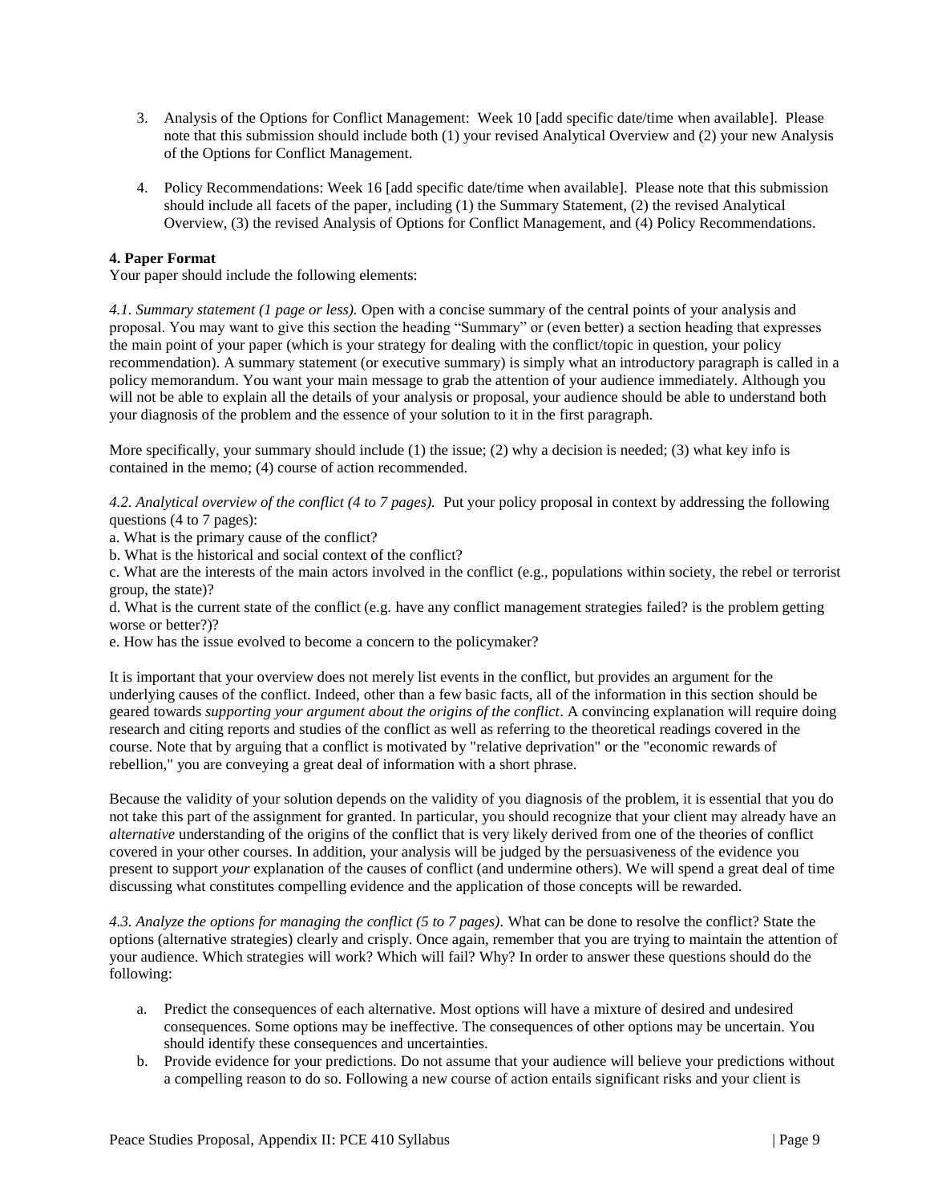3. Analysis of the Options for Conflict Management: Week 10 [add specific date/time when available]. Please note that this submission should include both (1) your revised Analytical Overview and (2) your new Analysis of the Options for Conflict Management.

4. Policy Recommendations: Week 16 [add specific date/time when available]. Please note that this submission should include all facets of the paper, including (1) the Summary Statement, (2) the revised Analytical Overview, (3) the revised Analysis of Options for Conflict Management, and (4) Policy Recommendations.

**4. Paper Format**

Your paper should include the following elements:

*4.1. Summary statement (1 page or less).* Open with a concise summary of the central points of your analysis and proposal. You may want to give this section the heading "Summary" or (even better) a section heading that expresses the main point of your paper (which is your strategy for dealing with the conflict/topic in question, your policy recommendation). A summary statement (or executive summary) is simply what an introductory paragraph is called in a policy memorandum. You want your main message to grab the attention of your audience immediately. Although you will not be able to explain all the details of your analysis or proposal, your audience should be able to understand both your diagnosis of the problem and the essence of your solution to it in the first paragraph.

More specifically, your summary should include (1) the issue; (2) why a decision is needed; (3) what key info is contained in the memo; (4) course of action recommended.

*4.2. Analytical overview of the conflict (4 to 7 pages).* Put your policy proposal in context by addressing the following questions (4 to 7 pages):

a. What is the primary cause of the conflict?
b. What is the historical and social context of the conflict?
c. What are the interests of the main actors involved in the conflict (e.g., populations within society, the rebel or terrorist group, the state)?
d. What is the current state of the conflict (e.g. have any conflict management strategies failed? is the problem getting worse or better?)?
e. How has the issue evolved to become a concern to the policymaker?

It is important that your overview does not merely list events in the conflict, but provides an argument for the underlying causes of the conflict. Indeed, other than a few basic facts, all of the information in this section should be geared towards *supporting your argument about the origins of the conflict*. A convincing explanation will require doing research and citing reports and studies of the conflict as well as referring to the theoretical readings covered in the course. Note that by arguing that a conflict is motivated by "relative deprivation" or the "economic rewards of rebellion," you are conveying a great deal of information with a short phrase.

Because the validity of your solution depends on the validity of you diagnosis of the problem, it is essential that you do not take this part of the assignment for granted. In particular, you should recognize that your client may already have an *alternative* understanding of the origins of the conflict that is very likely derived from one of the theories of conflict covered in your other courses. In addition, your analysis will be judged by the persuasiveness of the evidence you present to support *your* explanation of the causes of conflict (and undermine others). We will spend a great deal of time discussing what constitutes compelling evidence and the application of those concepts will be rewarded.

*4.3. Analyze the options for managing the conflict (5 to 7 pages).* What can be done to resolve the conflict? State the options (alternative strategies) clearly and crisply. Once again, remember that you are trying to maintain the attention of your audience. Which strategies will work? Which will fail? Why? In order to answer these questions should do the following:

a. Predict the consequences of each alternative. Most options will have a mixture of desired and undesired consequences. Some options may be ineffective. The consequences of other options may be uncertain. You should identify these consequences and uncertainties.
b. Provide evidence for your predictions. Do not assume that your audience will believe your predictions without a compelling reason to do so. Following a new course of action entails significant risks and your client is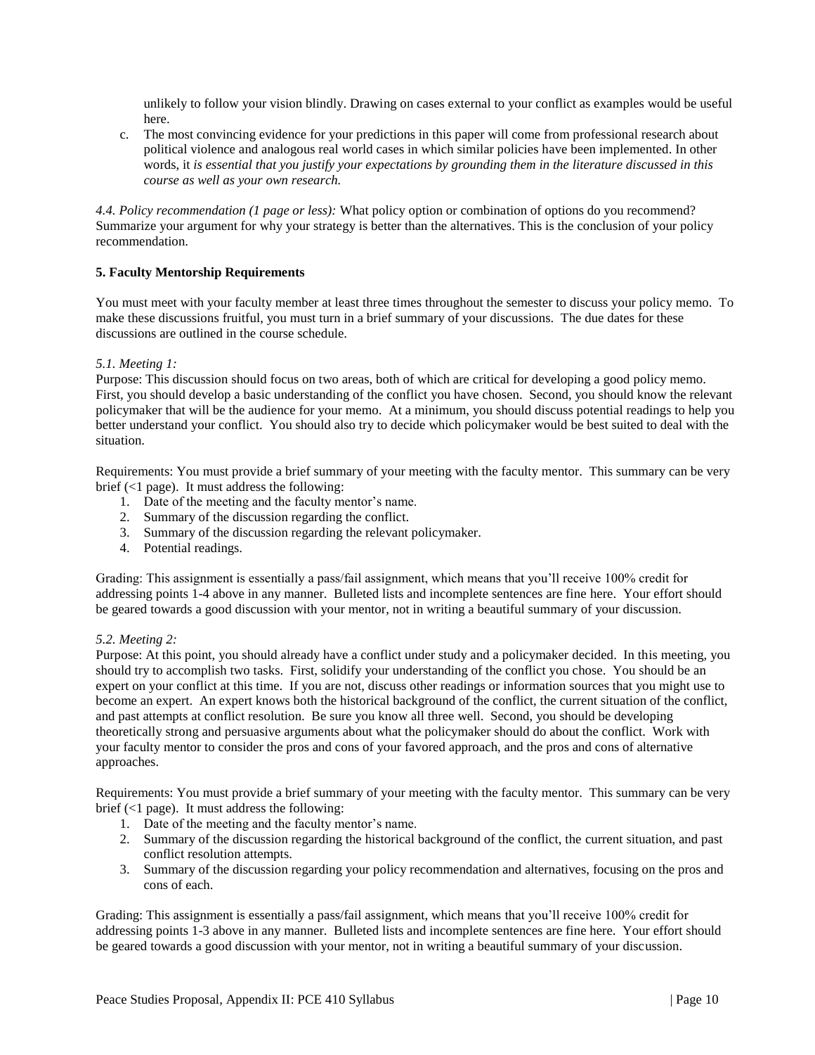unlikely to follow your vision blindly. Drawing on cases external to your conflict as examples would be useful here.

c. The most convincing evidence for your predictions in this paper will come from professional research about political violence and analogous real world cases in which similar policies have been implemented. In other words, it *is essential that you justify your expectations by grounding them in the literature discussed in this course as well as your own research.*

*4.4. Policy recommendation (1 page or less):* What policy option or combination of options do you recommend? Summarize your argument for why your strategy is better than the alternatives. This is the conclusion of your policy recommendation.

**5. Faculty Mentorship Requirements**

You must meet with your faculty member at least three times throughout the semester to discuss your policy memo. To make these discussions fruitful, you must turn in a brief summary of your discussions. The due dates for these discussions are outlined in the course schedule.

*5.1. Meeting 1:*

Purpose: This discussion should focus on two areas, both of which are critical for developing a good policy memo. First, you should develop a basic understanding of the conflict you have chosen. Second, you should know the relevant policymaker that will be the audience for your memo. At a minimum, you should discuss potential readings to help you better understand your conflict. You should also try to decide which policymaker would be best suited to deal with the situation.

Requirements: You must provide a brief summary of your meeting with the faculty mentor. This summary can be very brief (<1 page). It must address the following:

1. Date of the meeting and the faculty mentor's name.
2. Summary of the discussion regarding the conflict.
3. Summary of the discussion regarding the relevant policymaker.
4. Potential readings.

Grading: This assignment is essentially a pass/fail assignment, which means that you'll receive 100% credit for addressing points 1-4 above in any manner. Bulleted lists and incomplete sentences are fine here. Your effort should be geared towards a good discussion with your mentor, not in writing a beautiful summary of your discussion.

*5.2. Meeting 2:*

Purpose: At this point, you should already have a conflict under study and a policymaker decided. In this meeting, you should try to accomplish two tasks. First, solidify your understanding of the conflict you chose. You should be an expert on your conflict at this time. If you are not, discuss other readings or information sources that you might use to become an expert. An expert knows both the historical background of the conflict, the current situation of the conflict, and past attempts at conflict resolution. Be sure you know all three well. Second, you should be developing theoretically strong and persuasive arguments about what the policymaker should do about the conflict. Work with your faculty mentor to consider the pros and cons of your favored approach, and the pros and cons of alternative approaches.

Requirements: You must provide a brief summary of your meeting with the faculty mentor. This summary can be very brief (<1 page). It must address the following:

1. Date of the meeting and the faculty mentor's name.
2. Summary of the discussion regarding the historical background of the conflict, the current situation, and past conflict resolution attempts.
3. Summary of the discussion regarding your policy recommendation and alternatives, focusing on the pros and cons of each.

Grading: This assignment is essentially a pass/fail assignment, which means that you'll receive 100% credit for addressing points 1-3 above in any manner. Bulleted lists and incomplete sentences are fine here. Your effort should be geared towards a good discussion with your mentor, not in writing a beautiful summary of your discussion.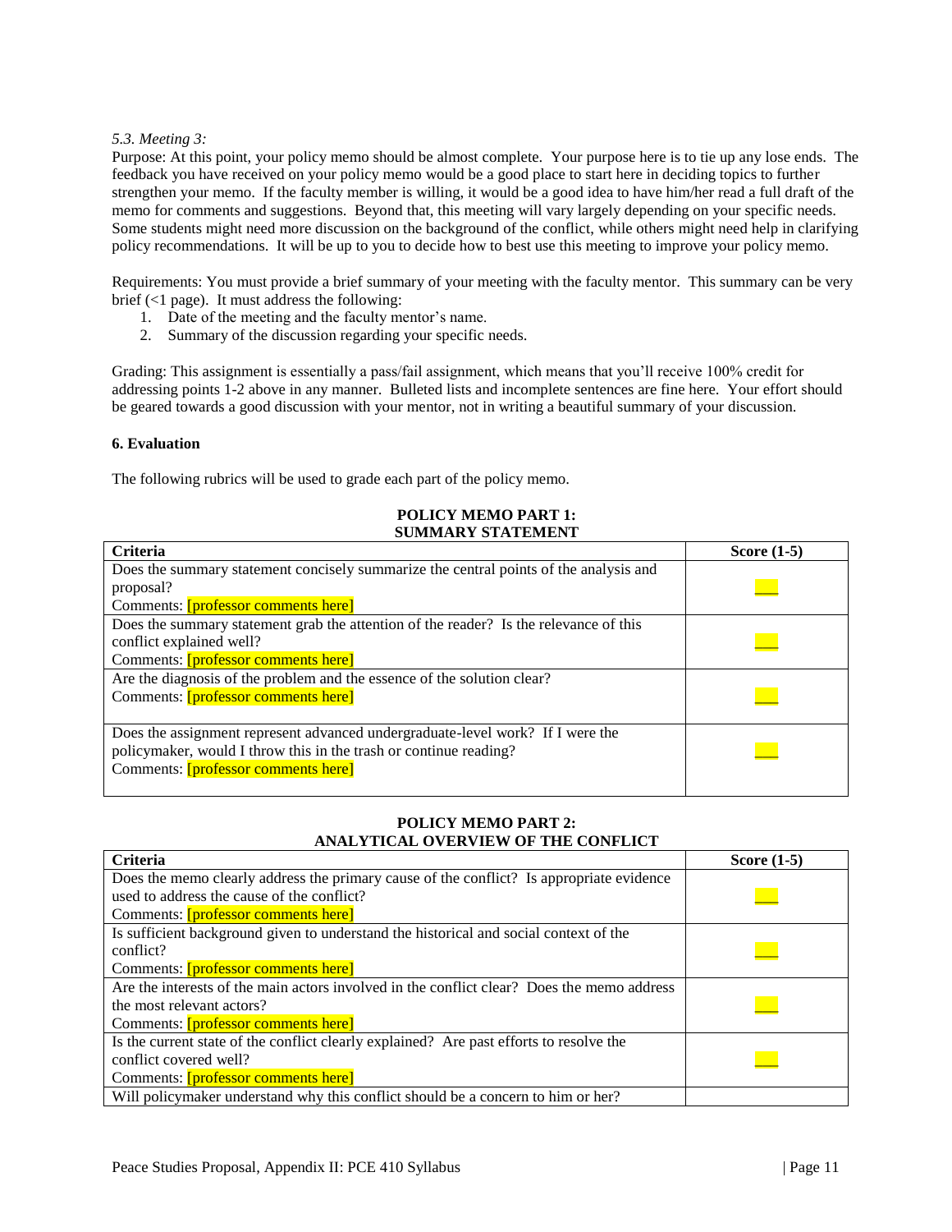*5.3. Meeting 3:*

Purpose: At this point, your policy memo should be almost complete. Your purpose here is to tie up any lose ends. The feedback you have received on your policy memo would be a good place to start here in deciding topics to further strengthen your memo. If the faculty member is willing, it would be a good idea to have him/her read a full draft of the memo for comments and suggestions. Beyond that, this meeting will vary largely depending on your specific needs. Some students might need more discussion on the background of the conflict, while others might need help in clarifying policy recommendations. It will be up to you to decide how to best use this meeting to improve your policy memo.

Requirements: You must provide a brief summary of your meeting with the faculty mentor. This summary can be very brief (<1 page). It must address the following:

1. Date of the meeting and the faculty mentor's name.
2. Summary of the discussion regarding your specific needs.

Grading: This assignment is essentially a pass/fail assignment, which means that you'll receive 100% credit for addressing points 1-2 above in any manner. Bulleted lists and incomplete sentences are fine here. Your effort should be geared towards a good discussion with your mentor, not in writing a beautiful summary of your discussion.

**6. Evaluation**

The following rubrics will be used to grade each part of the policy memo.

**POLICY MEMO PART 1: SUMMARY STATEMENT**

| Criteria | Score (1-5) |
|---|---|
| Does the summary statement concisely summarize the central points of the analysis and proposal? Comments: [professor comments here] | ___ |
| Does the summary statement grab the attention of the reader? Is the relevance of this conflict explained well? Comments: [professor comments here] | ___ |
| Are the diagnosis of the problem and the essence of the solution clear? Comments: [professor comments here] | ___ |
| Does the assignment represent advanced undergraduate-level work? If I were the policymaker, would I throw this in the trash or continue reading? Comments: [professor comments here] | ___ |

**POLICY MEMO PART 2: ANALYTICAL OVERVIEW OF THE CONFLICT**

| Criteria | Score (1-5) |
|---|---|
| Does the memo clearly address the primary cause of the conflict? Is appropriate evidence used to address the cause of the conflict? Comments: [professor comments here] | ___ |
| Is sufficient background given to understand the historical and social context of the conflict? Comments: [professor comments here] | ___ |
| Are the interests of the main actors involved in the conflict clear? Does the memo address the most relevant actors? Comments: [professor comments here] | ___ |
| Is the current state of the conflict clearly explained? Are past efforts to resolve the conflict covered well? Comments: [professor comments here] | ___ |
| Will policymaker understand why this conflict should be a concern to him or her? | |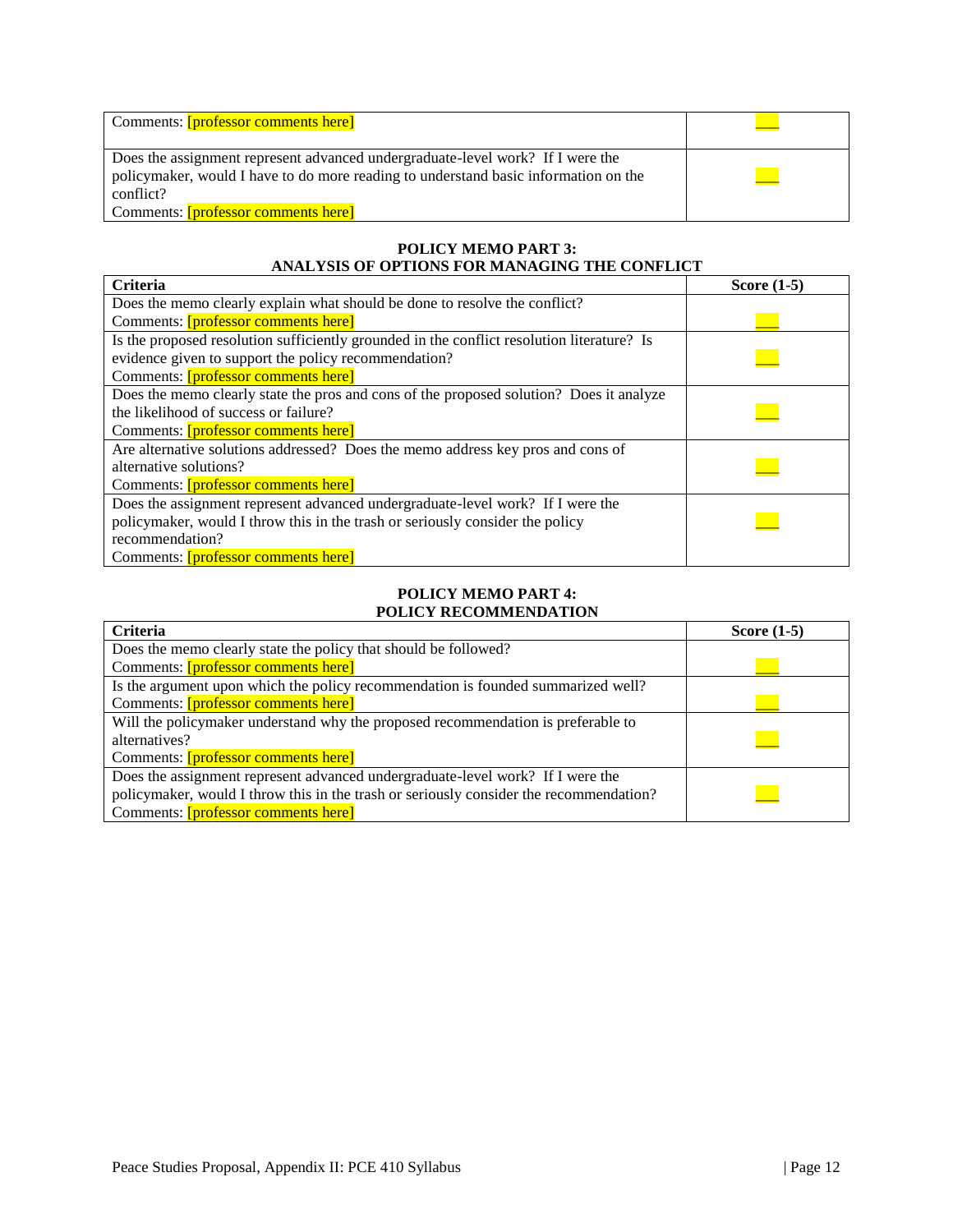| | |
|---|---|
| Comments: [professor comments here] | ___ |
| Does the assignment represent advanced undergraduate-level work? If I were the policymaker, would I have to do more reading to understand basic information on the conflict?<br>Comments: [professor comments here] | ___ |

**POLICY MEMO PART 3:**
**ANALYSIS OF OPTIONS FOR MANAGING THE CONFLICT**

| Criteria | Score (1-5) |
|---|---|
| Does the memo clearly explain what should be done to resolve the conflict?<br>Comments: [professor comments here] | ___ |
| Is the proposed resolution sufficiently grounded in the conflict resolution literature? Is evidence given to support the policy recommendation?<br>Comments: [professor comments here] | ___ |
| Does the memo clearly state the pros and cons of the proposed solution? Does it analyze the likelihood of success or failure?<br>Comments: [professor comments here] | ___ |
| Are alternative solutions addressed? Does the memo address key pros and cons of alternative solutions?<br>Comments: [professor comments here] | ___ |
| Does the assignment represent advanced undergraduate-level work? If I were the policymaker, would I throw this in the trash or seriously consider the policy recommendation?<br>Comments: [professor comments here] | ___ |

**POLICY MEMO PART 4:**
**POLICY RECOMMENDATION**

| Criteria | Score (1-5) |
|---|---|
| Does the memo clearly state the policy that should be followed?<br>Comments: [professor comments here] | ___ |
| Is the argument upon which the policy recommendation is founded summarized well?<br>Comments: [professor comments here] | ___ |
| Will the policymaker understand why the proposed recommendation is preferable to alternatives?<br>Comments: [professor comments here] | ___ |
| Does the assignment represent advanced undergraduate-level work? If I were the policymaker, would I throw this in the trash or seriously consider the recommendation?<br>Comments: [professor comments here] | ___ |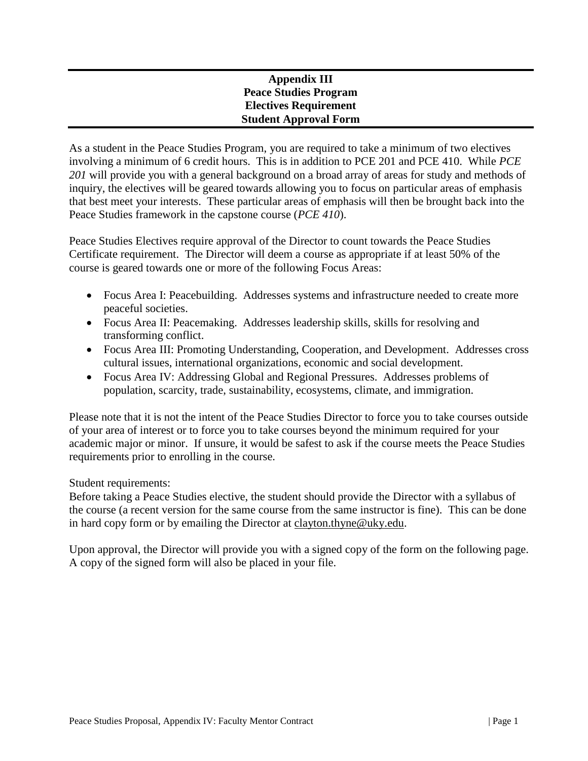**Appendix III**
**Peace Studies Program**
**Electives Requirement**
**Student Approval Form**

As a student in the Peace Studies Program, you are required to take a minimum of two electives involving a minimum of 6 credit hours. This is in addition to PCE 201 and PCE 410. While *PCE 201* will provide you with a general background on a broad array of areas for study and methods of inquiry, the electives will be geared towards allowing you to focus on particular areas of emphasis that best meet your interests. These particular areas of emphasis will then be brought back into the Peace Studies framework in the capstone course (*PCE 410*).

Peace Studies Electives require approval of the Director to count towards the Peace Studies Certificate requirement. The Director will deem a course as appropriate if at least 50% of the course is geared towards one or more of the following Focus Areas:

- Focus Area I: Peacebuilding. Addresses systems and infrastructure needed to create more peaceful societies.
- Focus Area II: Peacemaking. Addresses leadership skills, skills for resolving and transforming conflict.
- Focus Area III: Promoting Understanding, Cooperation, and Development. Addresses cross cultural issues, international organizations, economic and social development.
- Focus Area IV: Addressing Global and Regional Pressures. Addresses problems of population, scarcity, trade, sustainability, ecosystems, climate, and immigration.

Please note that it is not the intent of the Peace Studies Director to force you to take courses outside of your area of interest or to force you to take courses beyond the minimum required for your academic major or minor. If unsure, it would be safest to ask if the course meets the Peace Studies requirements prior to enrolling in the course.

Student requirements:
Before taking a Peace Studies elective, the student should provide the Director with a syllabus of the course (a recent version for the same course from the same instructor is fine). This can be done in hard copy form or by emailing the Director at clayton.thyne@uky.edu.

Upon approval, the Director will provide you with a signed copy of the form on the following page. A copy of the signed form will also be placed in your file.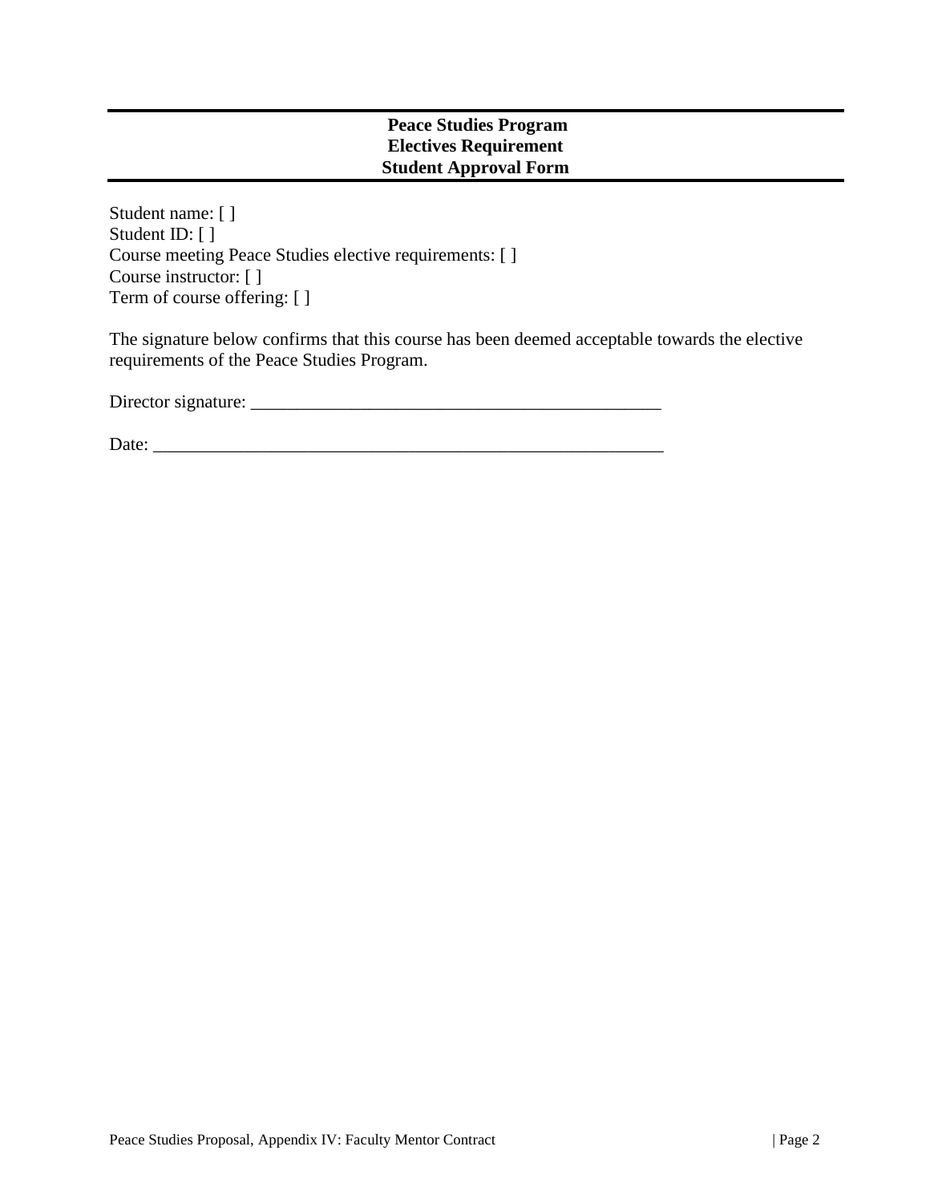**Peace Studies Program**
**Electives Requirement**
**Student Approval Form**

Student name: [ ]
Student ID: [ ]
Course meeting Peace Studies elective requirements: [ ]
Course instructor: [ ]
Term of course offering: [ ]

The signature below confirms that this course has been deemed acceptable towards the elective requirements of the Peace Studies Program.

Director signature: _______________________________________________

Date: ___________________________________________________________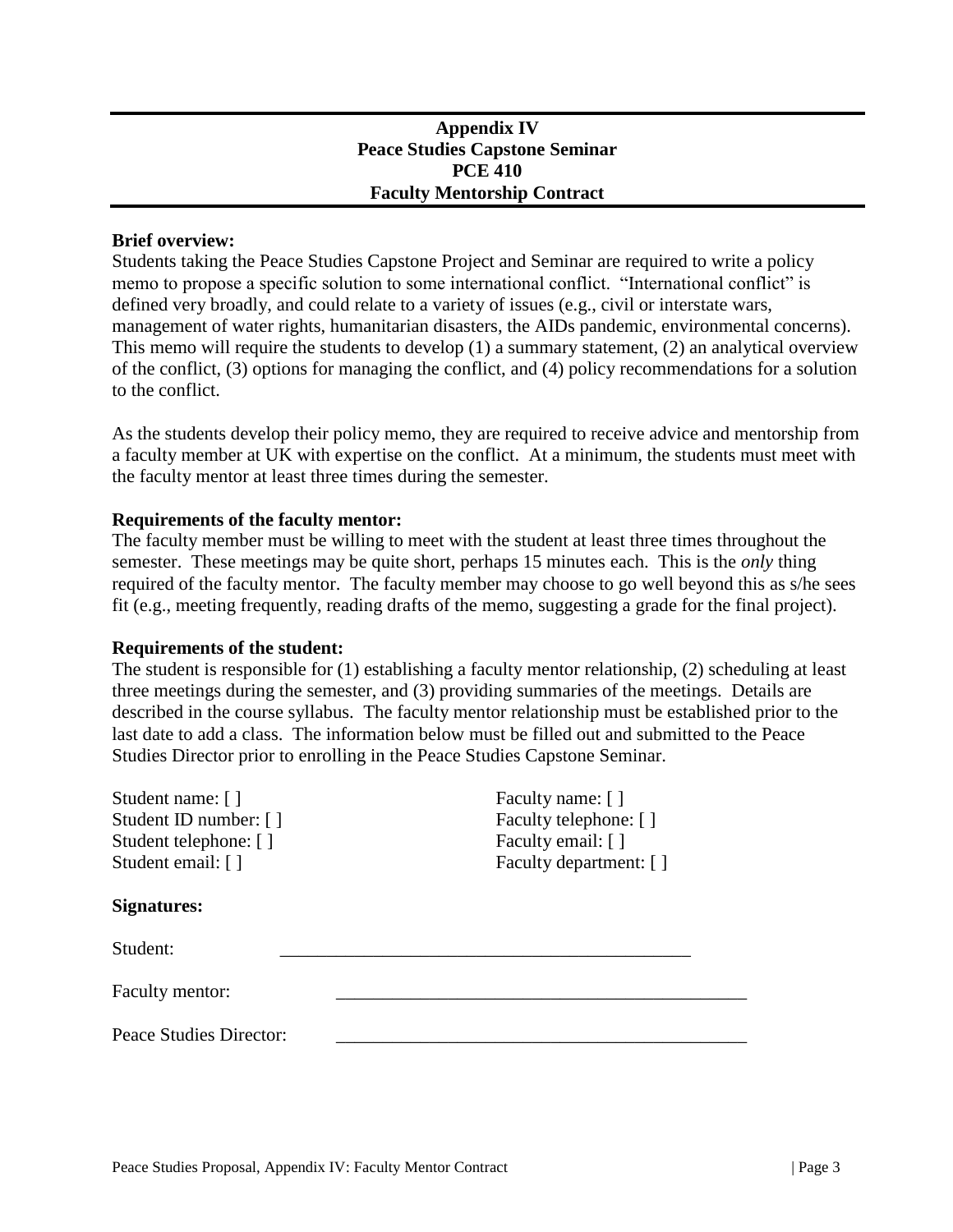**Appendix IV**
**Peace Studies Capstone Seminar**
**PCE 410**
**Faculty Mentorship Contract**

**Brief overview:**
Students taking the Peace Studies Capstone Project and Seminar are required to write a policy memo to propose a specific solution to some international conflict. "International conflict" is defined very broadly, and could relate to a variety of issues (e.g., civil or interstate wars, management of water rights, humanitarian disasters, the AIDs pandemic, environmental concerns). This memo will require the students to develop (1) a summary statement, (2) an analytical overview of the conflict, (3) options for managing the conflict, and (4) policy recommendations for a solution to the conflict.

As the students develop their policy memo, they are required to receive advice and mentorship from a faculty member at UK with expertise on the conflict. At a minimum, the students must meet with the faculty mentor at least three times during the semester.

**Requirements of the faculty mentor:**
The faculty member must be willing to meet with the student at least three times throughout the semester. These meetings may be quite short, perhaps 15 minutes each. This is the *only* thing required of the faculty mentor. The faculty member may choose to go well beyond this as s/he sees fit (e.g., meeting frequently, reading drafts of the memo, suggesting a grade for the final project).

**Requirements of the student:**
The student is responsible for (1) establishing a faculty mentor relationship, (2) scheduling at least three meetings during the semester, and (3) providing summaries of the meetings. Details are described in the course syllabus. The faculty mentor relationship must be established prior to the last date to add a class. The information below must be filled out and submitted to the Peace Studies Director prior to enrolling in the Peace Studies Capstone Seminar.

Student name: [ ]
Student ID number: [ ]
Student telephone: [ ]
Student email: [ ]

Faculty name: [ ]
Faculty telephone: [ ]
Faculty email: [ ]
Faculty department: [ ]

**Signatures:**

Student: ______________________________________________

Faculty mentor: ______________________________________________

Peace Studies Director: ______________________________________________